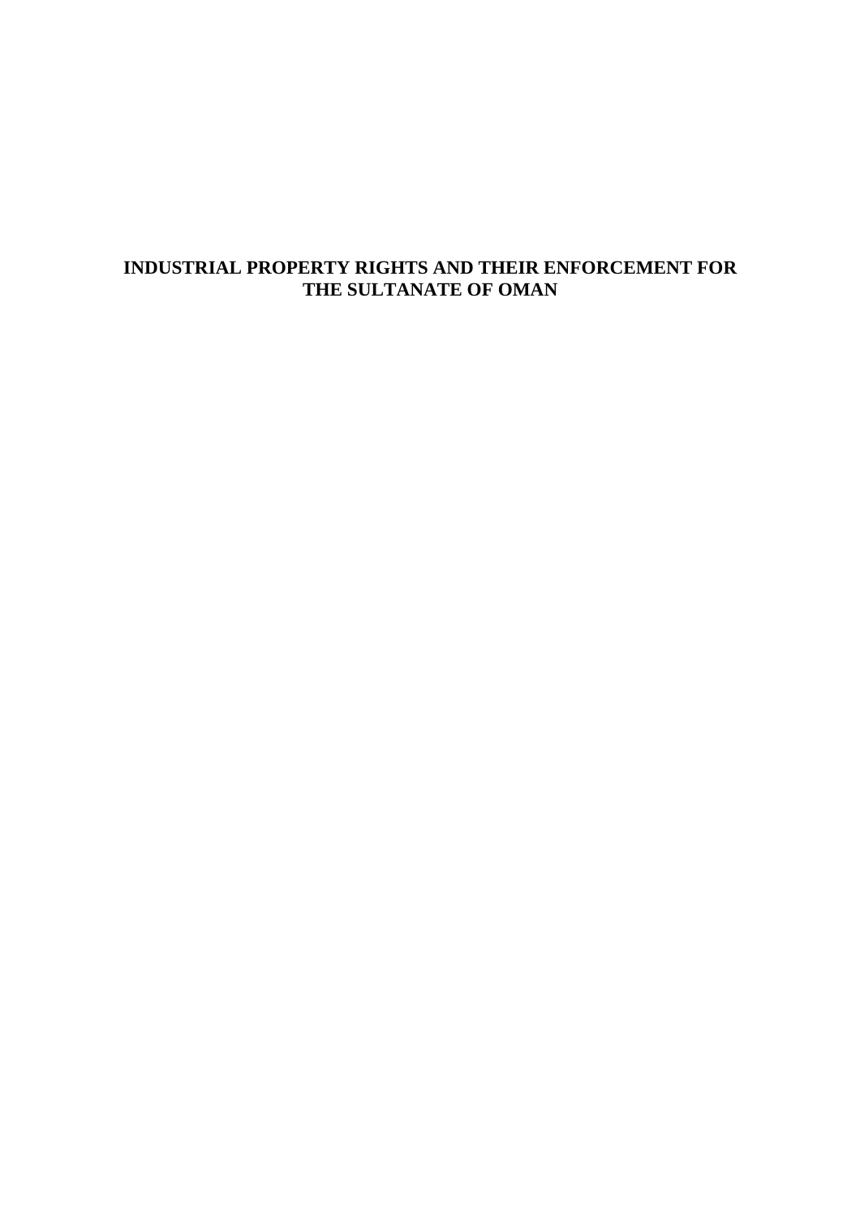# INDUSTRIAL PROPERTY RIGHTS AND THEIR ENFORCEMENT FOR THE SULTANATE OF OMAN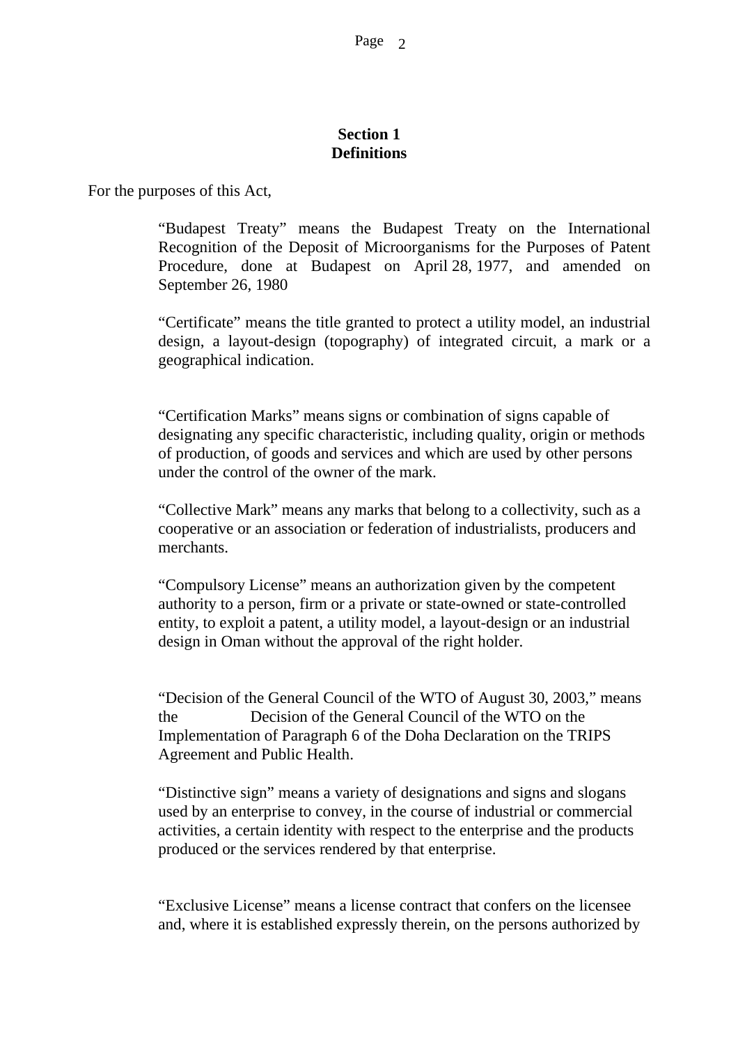## Section 1
## Definitions

For the purposes of this Act,

"Budapest Treaty" means the Budapest Treaty on the International Recognition of the Deposit of Microorganisms for the Purposes of Patent Procedure, done at Budapest on April 28, 1977, and amended on September 26, 1980

"Certificate" means the title granted to protect a utility model, an industrial design, a layout-design (topography) of integrated circuit, a mark or a geographical indication.

"Certification Marks" means signs or combination of signs capable of designating any specific characteristic, including quality, origin or methods of production, of goods and services and which are used by other persons under the control of the owner of the mark.

"Collective Mark" means any marks that belong to a collectivity, such as a cooperative or an association or federation of industrialists, producers and merchants.

"Compulsory License" means an authorization given by the competent authority to a person, firm or a private or state-owned or state-controlled entity, to exploit a patent, a utility model, a layout-design or an industrial design in Oman without the approval of the right holder.

"Decision of the General Council of the WTO of August 30, 2003," means the Decision of the General Council of the WTO on the Implementation of Paragraph 6 of the Doha Declaration on the TRIPS Agreement and Public Health.

"Distinctive sign" means a variety of designations and signs and slogans used by an enterprise to convey, in the course of industrial or commercial activities, a certain identity with respect to the enterprise and the products produced or the services rendered by that enterprise.

"Exclusive License" means a license contract that confers on the licensee and, where it is established expressly therein, on the persons authorized by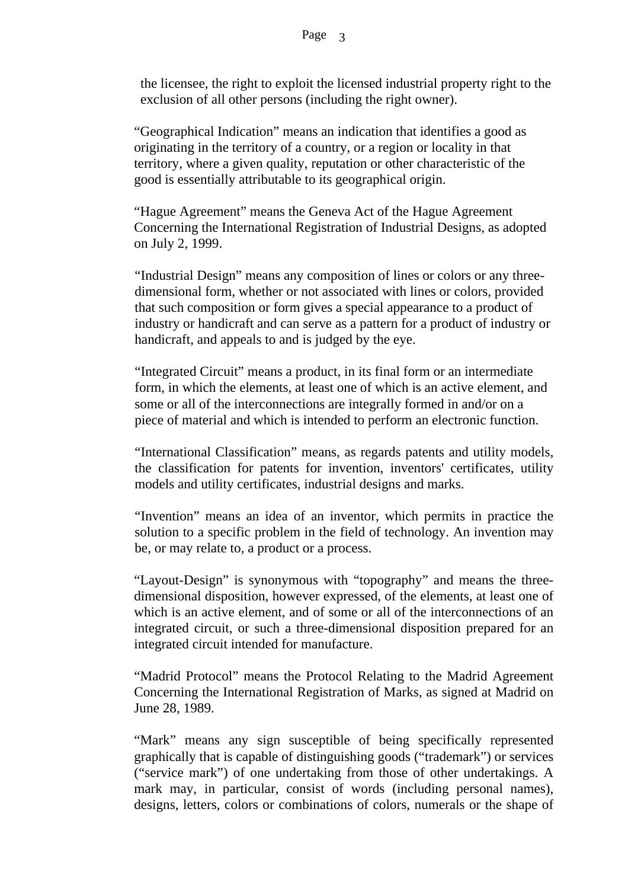the licensee, the right to exploit the licensed industrial property right to the exclusion of all other persons (including the right owner).

“Geographical Indication” means an indication that identifies a good as originating in the territory of a country, or a region or locality in that territory, where a given quality, reputation or other characteristic of the good is essentially attributable to its geographical origin.

“Hague Agreement” means the Geneva Act of the Hague Agreement Concerning the International Registration of Industrial Designs, as adopted on July 2, 1999.

“Industrial Design” means any composition of lines or colors or any three-dimensional form, whether or not associated with lines or colors, provided that such composition or form gives a special appearance to a product of industry or handicraft and can serve as a pattern for a product of industry or handicraft, and appeals to and is judged by the eye.

“Integrated Circuit” means a product, in its final form or an intermediate form, in which the elements, at least one of which is an active element, and some or all of the interconnections are integrally formed in and/or on a piece of material and which is intended to perform an electronic function.

“International Classification” means, as regards patents and utility models, the classification for patents for invention, inventors' certificates, utility models and utility certificates, industrial designs and marks.

“Invention” means an idea of an inventor, which permits in practice the solution to a specific problem in the field of technology. An invention may be, or may relate to, a product or a process.

“Layout-Design” is synonymous with “topography” and means the three-dimensional disposition, however expressed, of the elements, at least one of which is an active element, and of some or all of the interconnections of an integrated circuit, or such a three-dimensional disposition prepared for an integrated circuit intended for manufacture.

“Madrid Protocol” means the Protocol Relating to the Madrid Agreement Concerning the International Registration of Marks, as signed at Madrid on June 28, 1989.

“Mark” means any sign susceptible of being specifically represented graphically that is capable of distinguishing goods (“trademark”) or services (“service mark”) of one undertaking from those of other undertakings. A mark may, in particular, consist of words (including personal names), designs, letters, colors or combinations of colors, numerals or the shape of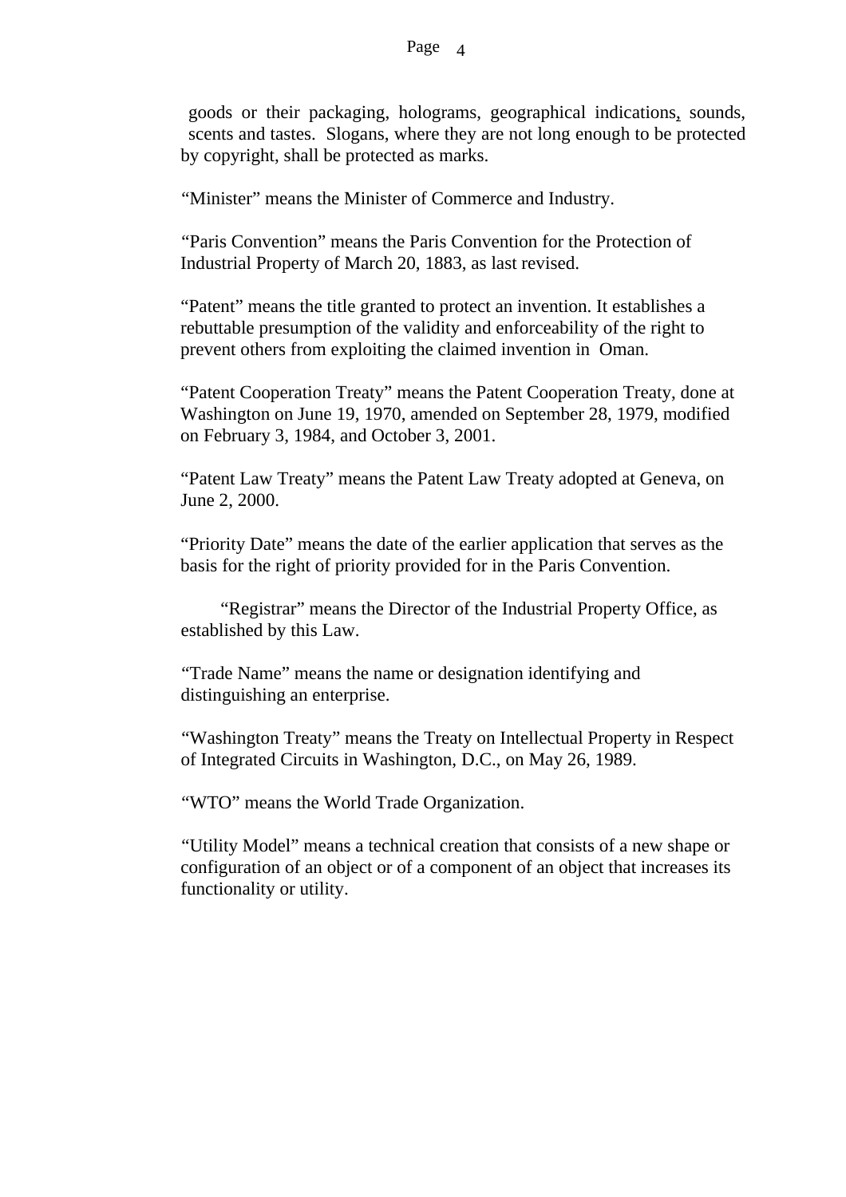goods or their packaging, holograms, geographical indications, sounds, scents and tastes. Slogans, where they are not long enough to be protected by copyright, shall be protected as marks.

"Minister" means the Minister of Commerce and Industry.

"Paris Convention" means the Paris Convention for the Protection of Industrial Property of March 20, 1883, as last revised.

"Patent" means the title granted to protect an invention. It establishes a rebuttable presumption of the validity and enforceability of the right to prevent others from exploiting the claimed invention in Oman.

"Patent Cooperation Treaty" means the Patent Cooperation Treaty, done at Washington on June 19, 1970, amended on September 28, 1979, modified on February 3, 1984, and October 3, 2001.

"Patent Law Treaty" means the Patent Law Treaty adopted at Geneva, on June 2, 2000.

"Priority Date" means the date of the earlier application that serves as the basis for the right of priority provided for in the Paris Convention.

"Registrar" means the Director of the Industrial Property Office, as established by this Law.

"Trade Name" means the name or designation identifying and distinguishing an enterprise.

"Washington Treaty" means the Treaty on Intellectual Property in Respect of Integrated Circuits in Washington, D.C., on May 26, 1989.

"WTO" means the World Trade Organization.

"Utility Model" means a technical creation that consists of a new shape or configuration of an object or of a component of an object that increases its functionality or utility.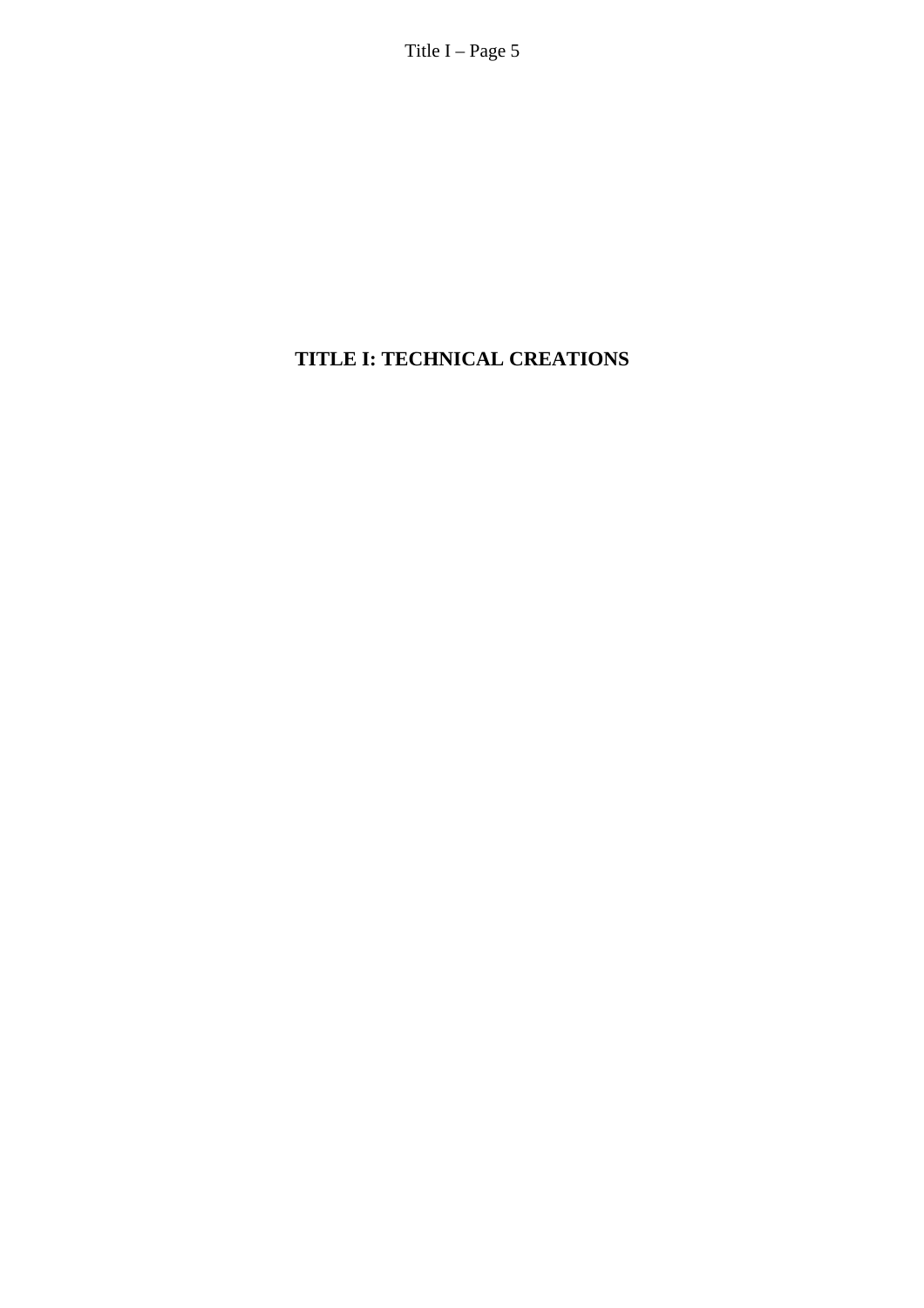# TITLE I: TECHNICAL CREATIONS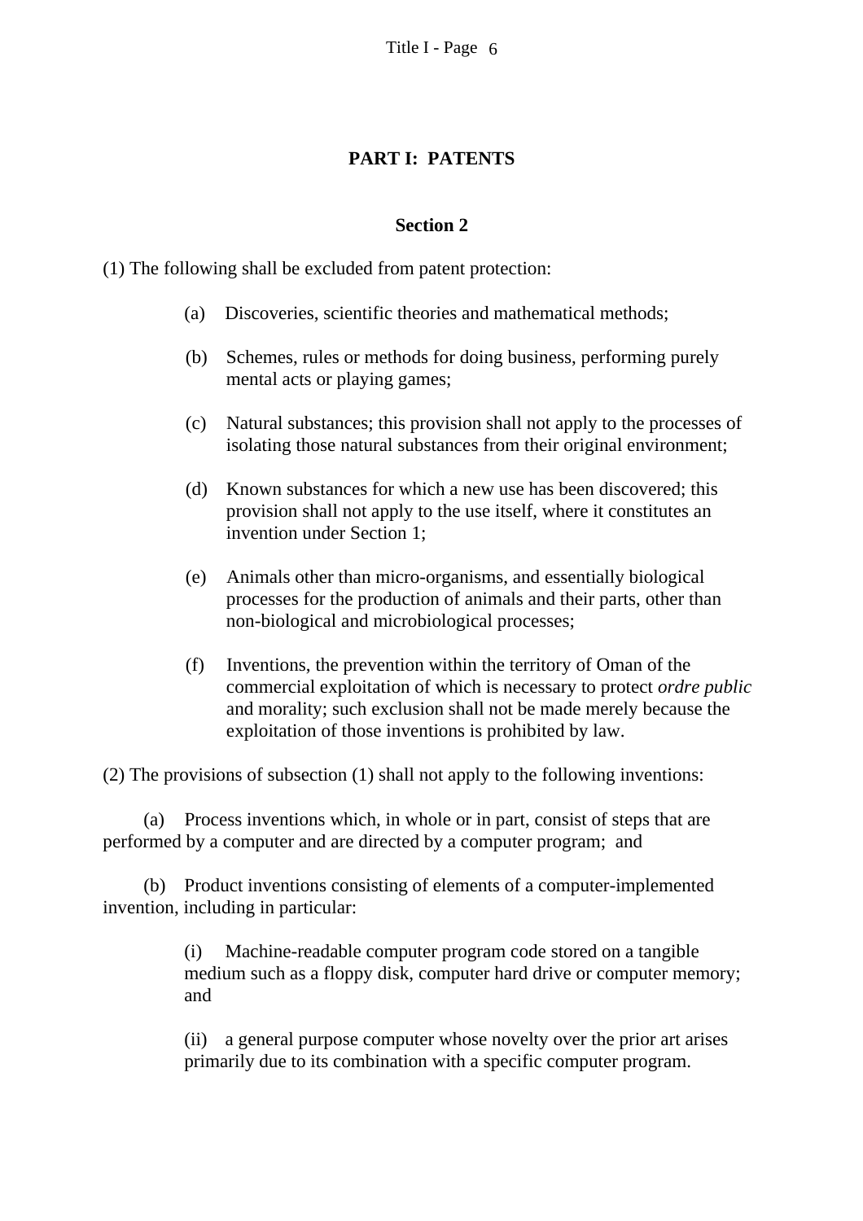## PART I: PATENTS

### Section 2

(1) The following shall be excluded from patent protection:

(a) Discoveries, scientific theories and mathematical methods;

(b) Schemes, rules or methods for doing business, performing purely mental acts or playing games;

(c) Natural substances; this provision shall not apply to the processes of isolating those natural substances from their original environment;

(d) Known substances for which a new use has been discovered; this provision shall not apply to the use itself, where it constitutes an invention under Section 1;

(e) Animals other than micro-organisms, and essentially biological processes for the production of animals and their parts, other than non-biological and microbiological processes;

(f) Inventions, the prevention within the territory of Oman of the commercial exploitation of which is necessary to protect *ordre public* and morality; such exclusion shall not be made merely because the exploitation of those inventions is prohibited by law.

(2) The provisions of subsection (1) shall not apply to the following inventions:

(a) Process inventions which, in whole or in part, consist of steps that are performed by a computer and are directed by a computer program; and

(b) Product inventions consisting of elements of a computer-implemented invention, including in particular:

(i) Machine-readable computer program code stored on a tangible medium such as a floppy disk, computer hard drive or computer memory; and

(ii) a general purpose computer whose novelty over the prior art arises primarily due to its combination with a specific computer program.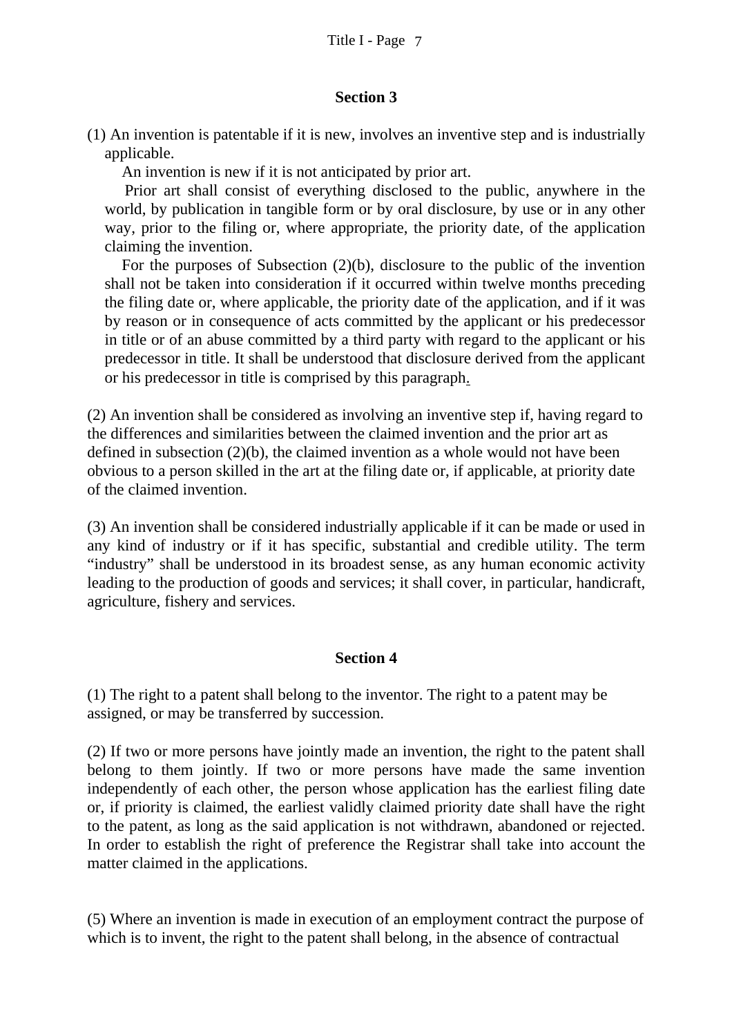## Section 3

(1) An invention is patentable if it is new, involves an inventive step and is industrially applicable.

An invention is new if it is not anticipated by prior art.

Prior art shall consist of everything disclosed to the public, anywhere in the world, by publication in tangible form or by oral disclosure, by use or in any other way, prior to the filing or, where appropriate, the priority date, of the application claiming the invention.

For the purposes of Subsection (2)(b), disclosure to the public of the invention shall not be taken into consideration if it occurred within twelve months preceding the filing date or, where applicable, the priority date of the application, and if it was by reason or in consequence of acts committed by the applicant or his predecessor in title or of an abuse committed by a third party with regard to the applicant or his predecessor in title. It shall be understood that disclosure derived from the applicant or his predecessor in title is comprised by this paragraph.

(2) An invention shall be considered as involving an inventive step if, having regard to the differences and similarities between the claimed invention and the prior art as defined in subsection (2)(b), the claimed invention as a whole would not have been obvious to a person skilled in the art at the filing date or, if applicable, at priority date of the claimed invention.

(3) An invention shall be considered industrially applicable if it can be made or used in any kind of industry or if it has specific, substantial and credible utility. The term “industry” shall be understood in its broadest sense, as any human economic activity leading to the production of goods and services; it shall cover, in particular, handicraft, agriculture, fishery and services.

## Section 4

(1) The right to a patent shall belong to the inventor. The right to a patent may be assigned, or may be transferred by succession.

(2) If two or more persons have jointly made an invention, the right to the patent shall belong to them jointly. If two or more persons have made the same invention independently of each other, the person whose application has the earliest filing date or, if priority is claimed, the earliest validly claimed priority date shall have the right to the patent, as long as the said application is not withdrawn, abandoned or rejected. In order to establish the right of preference the Registrar shall take into account the matter claimed in the applications.

(5) Where an invention is made in execution of an employment contract the purpose of which is to invent, the right to the patent shall belong, in the absence of contractual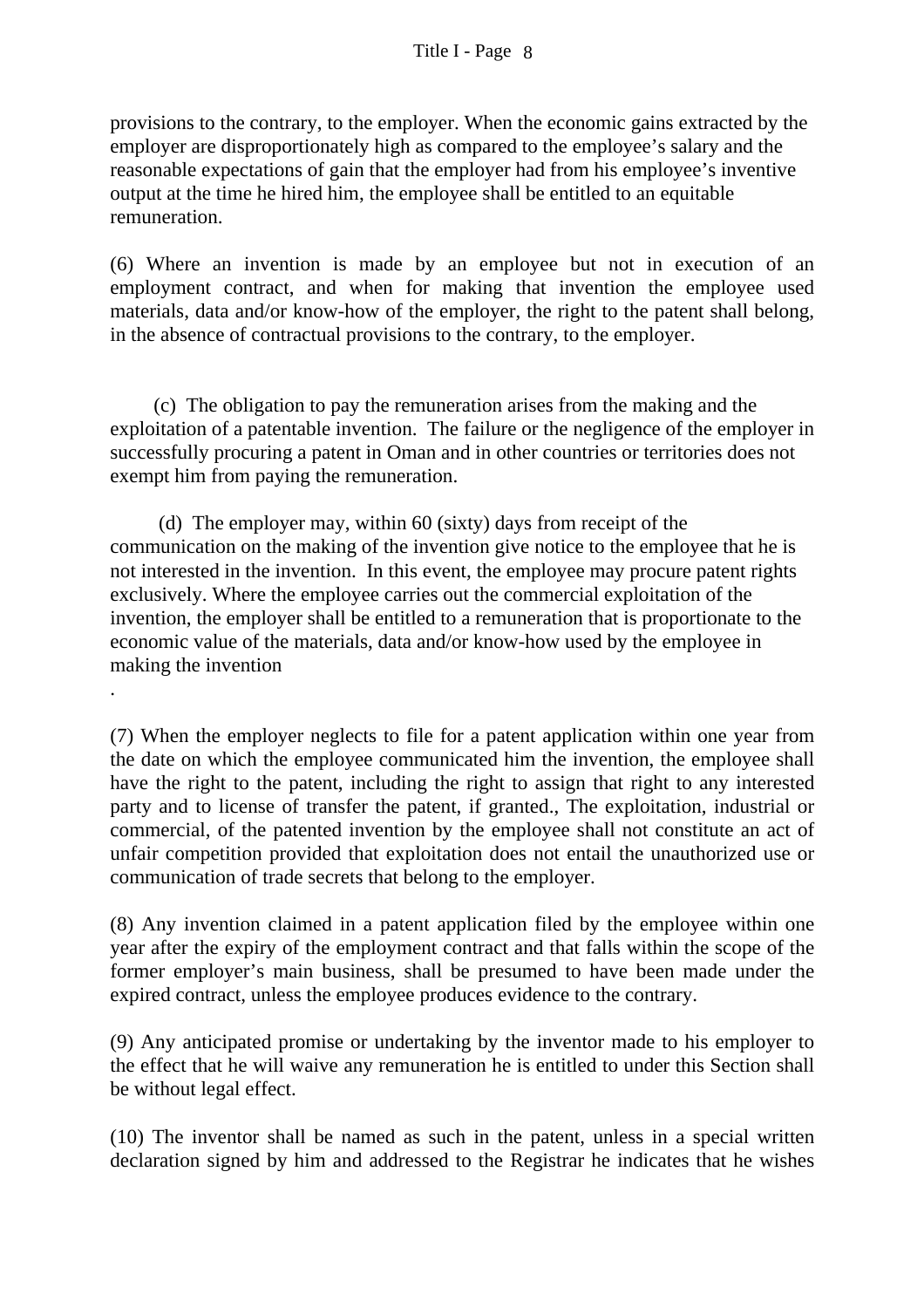provisions to the contrary, to the employer. When the economic gains extracted by the employer are disproportionately high as compared to the employee's salary and the reasonable expectations of gain that the employer had from his employee's inventive output at the time he hired him, the employee shall be entitled to an equitable remuneration.

(6) Where an invention is made by an employee but not in execution of an employment contract, and when for making that invention the employee used materials, data and/or know-how of the employer, the right to the patent shall belong, in the absence of contractual provisions to the contrary, to the employer.

(c) The obligation to pay the remuneration arises from the making and the exploitation of a patentable invention. The failure or the negligence of the employer in successfully procuring a patent in Oman and in other countries or territories does not exempt him from paying the remuneration.

(d) The employer may, within 60 (sixty) days from receipt of the communication on the making of the invention give notice to the employee that he is not interested in the invention. In this event, the employee may procure patent rights exclusively. Where the employee carries out the commercial exploitation of the invention, the employer shall be entitled to a remuneration that is proportionate to the economic value of the materials, data and/or know-how used by the employee in making the invention

.

(7) When the employer neglects to file for a patent application within one year from the date on which the employee communicated him the invention, the employee shall have the right to the patent, including the right to assign that right to any interested party and to license of transfer the patent, if granted., The exploitation, industrial or commercial, of the patented invention by the employee shall not constitute an act of unfair competition provided that exploitation does not entail the unauthorized use or communication of trade secrets that belong to the employer.

(8) Any invention claimed in a patent application filed by the employee within one year after the expiry of the employment contract and that falls within the scope of the former employer's main business, shall be presumed to have been made under the expired contract, unless the employee produces evidence to the contrary.

(9) Any anticipated promise or undertaking by the inventor made to his employer to the effect that he will waive any remuneration he is entitled to under this Section shall be without legal effect.

(10) The inventor shall be named as such in the patent, unless in a special written declaration signed by him and addressed to the Registrar he indicates that he wishes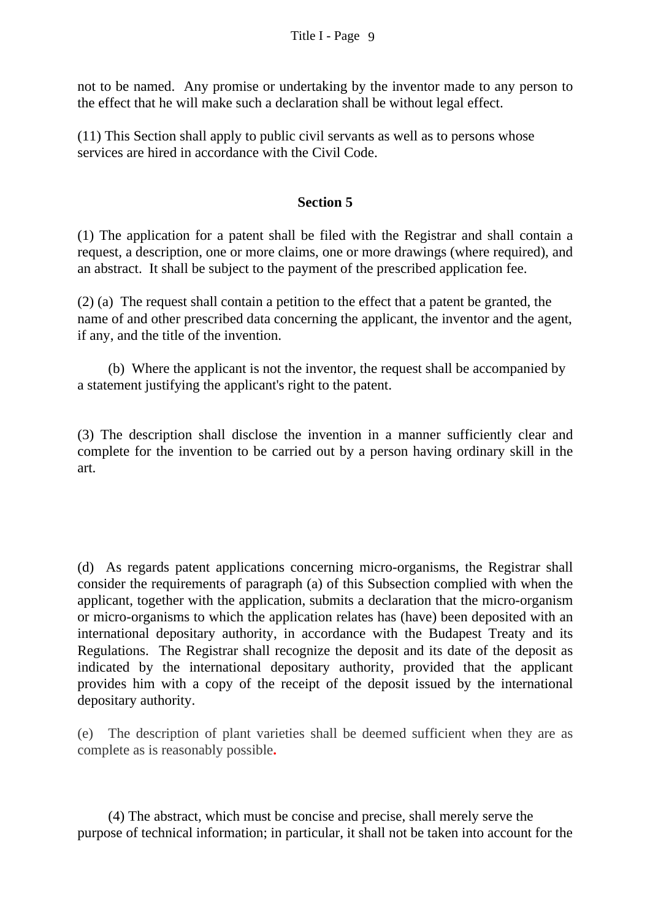not to be named. Any promise or undertaking by the inventor made to any person to the effect that he will make such a declaration shall be without legal effect.

(11) This Section shall apply to public civil servants as well as to persons whose services are hired in accordance with the Civil Code.

## Section 5

(1) The application for a patent shall be filed with the Registrar and shall contain a request, a description, one or more claims, one or more drawings (where required), and an abstract. It shall be subject to the payment of the prescribed application fee.

(2) (a) The request shall contain a petition to the effect that a patent be granted, the name of and other prescribed data concerning the applicant, the inventor and the agent, if any, and the title of the invention.

(b) Where the applicant is not the inventor, the request shall be accompanied by a statement justifying the applicant's right to the patent.

(3) The description shall disclose the invention in a manner sufficiently clear and complete for the invention to be carried out by a person having ordinary skill in the art.

(d) As regards patent applications concerning micro-organisms, the Registrar shall consider the requirements of paragraph (a) of this Subsection complied with when the applicant, together with the application, submits a declaration that the micro-organism or micro-organisms to which the application relates has (have) been deposited with an international depositary authority, in accordance with the Budapest Treaty and its Regulations. The Registrar shall recognize the deposit and its date of the deposit as indicated by the international depositary authority, provided that the applicant provides him with a copy of the receipt of the deposit issued by the international depositary authority.

(e) The description of plant varieties shall be deemed sufficient when they are as complete as is reasonably possible.

(4) The abstract, which must be concise and precise, shall merely serve the purpose of technical information; in particular, it shall not be taken into account for the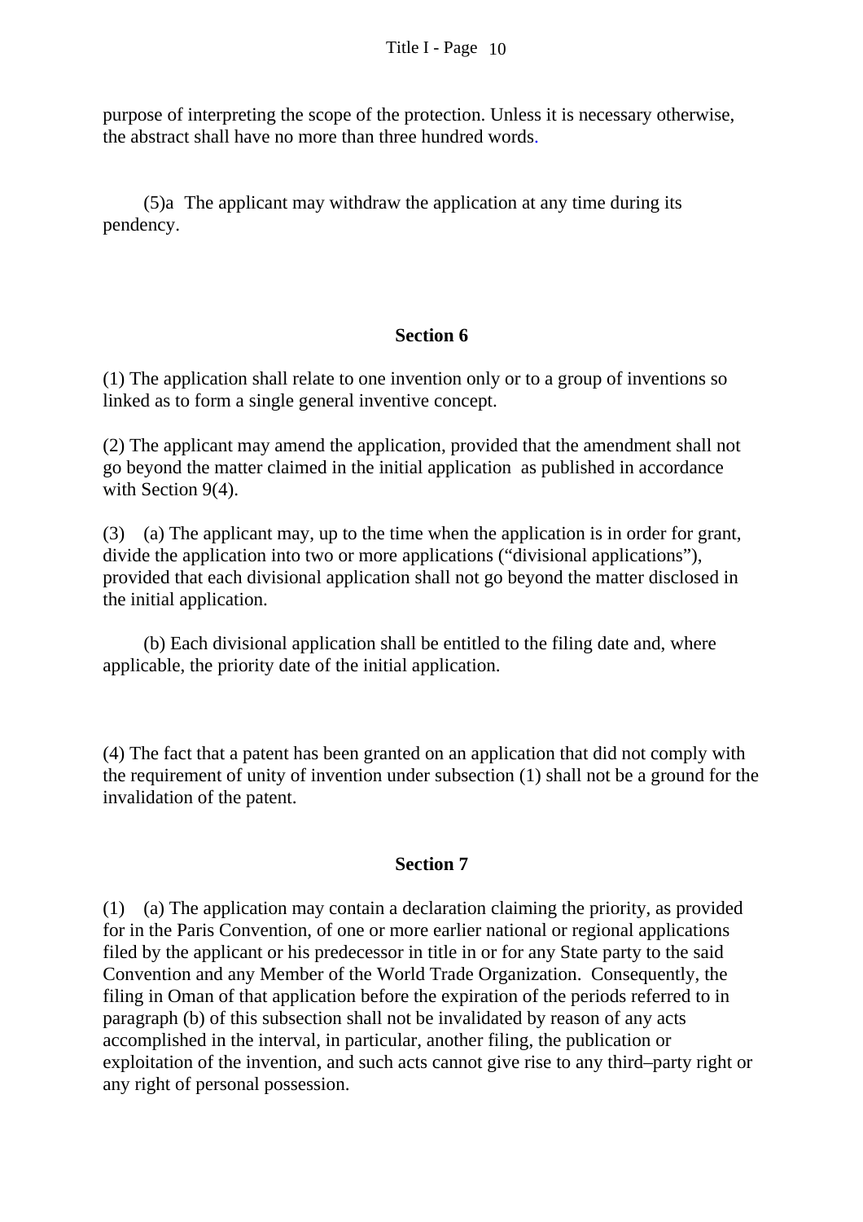purpose of interpreting the scope of the protection. Unless it is necessary otherwise, the abstract shall have no more than three hundred words.

(5)a The applicant may withdraw the application at any time during its pendency.

**Section 6**

(1) The application shall relate to one invention only or to a group of inventions so linked as to form a single general inventive concept.

(2) The applicant may amend the application, provided that the amendment shall not go beyond the matter claimed in the initial application as published in accordance with Section 9(4).

(3) (a) The applicant may, up to the time when the application is in order for grant, divide the application into two or more applications ("divisional applications"), provided that each divisional application shall not go beyond the matter disclosed in the initial application.

(b) Each divisional application shall be entitled to the filing date and, where applicable, the priority date of the initial application.

(4) The fact that a patent has been granted on an application that did not comply with the requirement of unity of invention under subsection (1) shall not be a ground for the invalidation of the patent.

**Section 7**

(1) (a) The application may contain a declaration claiming the priority, as provided for in the Paris Convention, of one or more earlier national or regional applications filed by the applicant or his predecessor in title in or for any State party to the said Convention and any Member of the World Trade Organization. Consequently, the filing in Oman of that application before the expiration of the periods referred to in paragraph (b) of this subsection shall not be invalidated by reason of any acts accomplished in the interval, in particular, another filing, the publication or exploitation of the invention, and such acts cannot give rise to any third–party right or any right of personal possession.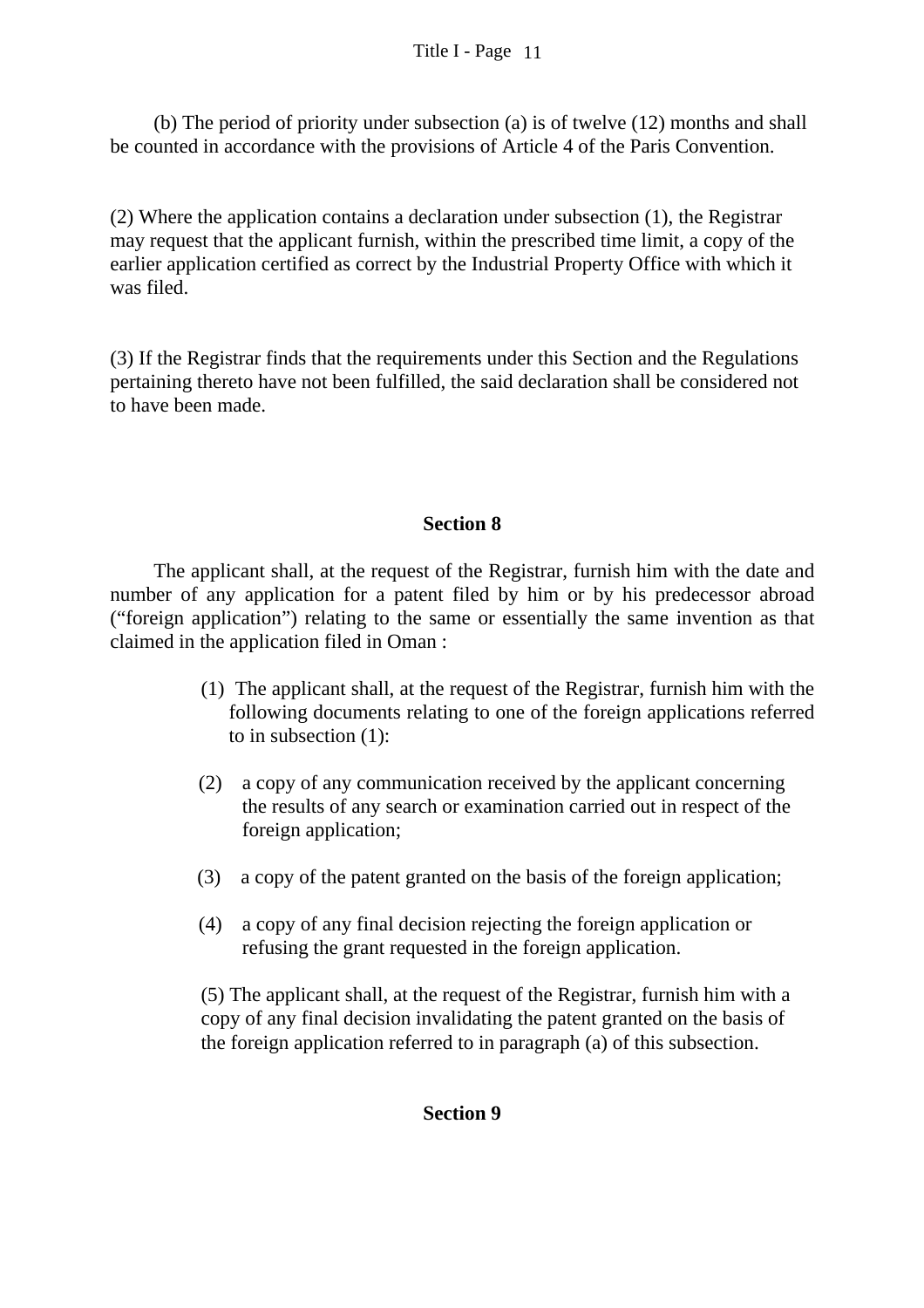(b) The period of priority under subsection (a) is of twelve (12) months and shall be counted in accordance with the provisions of Article 4 of the Paris Convention.

(2) Where the application contains a declaration under subsection (1), the Registrar may request that the applicant furnish, within the prescribed time limit, a copy of the earlier application certified as correct by the Industrial Property Office with which it was filed.

(3) If the Registrar finds that the requirements under this Section and the Regulations pertaining thereto have not been fulfilled, the said declaration shall be considered not to have been made.

## Section 8

The applicant shall, at the request of the Registrar, furnish him with the date and number of any application for a patent filed by him or by his predecessor abroad ("foreign application") relating to the same or essentially the same invention as that claimed in the application filed in Oman :

(1) The applicant shall, at the request of the Registrar, furnish him with the following documents relating to one of the foreign applications referred to in subsection (1):

(2) a copy of any communication received by the applicant concerning the results of any search or examination carried out in respect of the foreign application;

(3) a copy of the patent granted on the basis of the foreign application;

(4) a copy of any final decision rejecting the foreign application or refusing the grant requested in the foreign application.

(5) The applicant shall, at the request of the Registrar, furnish him with a copy of any final decision invalidating the patent granted on the basis of the foreign application referred to in paragraph (a) of this subsection.

## Section 9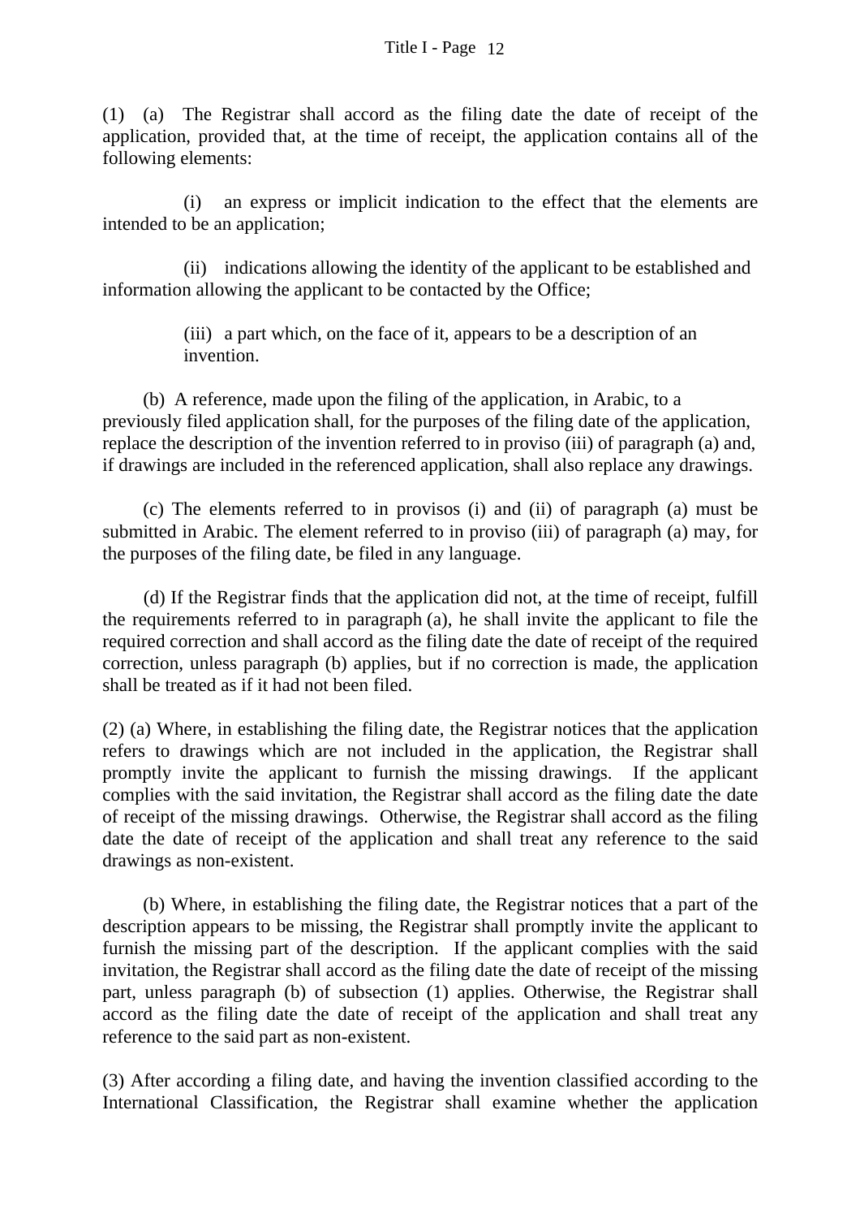(1) (a) The Registrar shall accord as the filing date the date of receipt of the application, provided that, at the time of receipt, the application contains all of the following elements:

(i) an express or implicit indication to the effect that the elements are intended to be an application;

(ii) indications allowing the identity of the applicant to be established and information allowing the applicant to be contacted by the Office;

(iii) a part which, on the face of it, appears to be a description of an invention.

(b) A reference, made upon the filing of the application, in Arabic, to a previously filed application shall, for the purposes of the filing date of the application, replace the description of the invention referred to in proviso (iii) of paragraph (a) and, if drawings are included in the referenced application, shall also replace any drawings.

(c) The elements referred to in provisos (i) and (ii) of paragraph (a) must be submitted in Arabic. The element referred to in proviso (iii) of paragraph (a) may, for the purposes of the filing date, be filed in any language.

(d) If the Registrar finds that the application did not, at the time of receipt, fulfill the requirements referred to in paragraph (a), he shall invite the applicant to file the required correction and shall accord as the filing date the date of receipt of the required correction, unless paragraph (b) applies, but if no correction is made, the application shall be treated as if it had not been filed.

(2) (a) Where, in establishing the filing date, the Registrar notices that the application refers to drawings which are not included in the application, the Registrar shall promptly invite the applicant to furnish the missing drawings. If the applicant complies with the said invitation, the Registrar shall accord as the filing date the date of receipt of the missing drawings. Otherwise, the Registrar shall accord as the filing date the date of receipt of the application and shall treat any reference to the said drawings as non-existent.

(b) Where, in establishing the filing date, the Registrar notices that a part of the description appears to be missing, the Registrar shall promptly invite the applicant to furnish the missing part of the description. If the applicant complies with the said invitation, the Registrar shall accord as the filing date the date of receipt of the missing part, unless paragraph (b) of subsection (1) applies. Otherwise, the Registrar shall accord as the filing date the date of receipt of the application and shall treat any reference to the said part as non-existent.

(3) After according a filing date, and having the invention classified according to the International Classification, the Registrar shall examine whether the application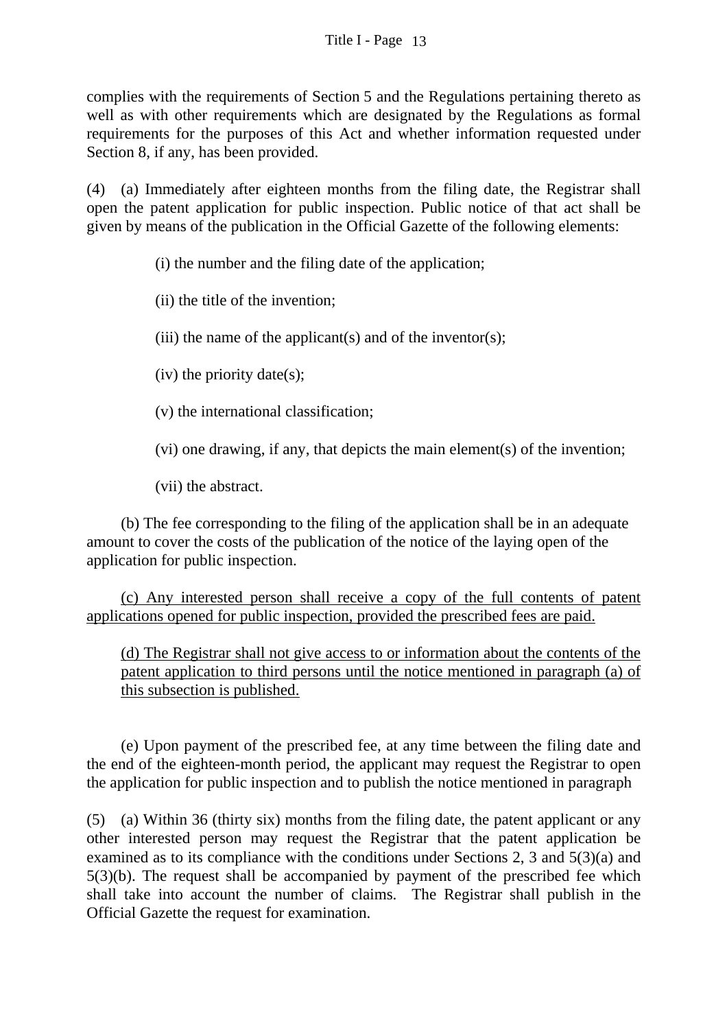complies with the requirements of Section 5 and the Regulations pertaining thereto as well as with other requirements which are designated by the Regulations as formal requirements for the purposes of this Act and whether information requested under Section 8, if any, has been provided.

(4) (a) Immediately after eighteen months from the filing date, the Registrar shall open the patent application for public inspection. Public notice of that act shall be given by means of the publication in the Official Gazette of the following elements:

(i) the number and the filing date of the application;

(ii) the title of the invention;

(iii) the name of the applicant(s) and of the inventor(s);

(iv) the priority date(s);

(v) the international classification;

(vi) one drawing, if any, that depicts the main element(s) of the invention;

(vii) the abstract.

(b) The fee corresponding to the filing of the application shall be in an adequate amount to cover the costs of the publication of the notice of the laying open of the application for public inspection.

<u>(c) Any interested person shall receive a copy of the full contents of patent applications opened for public inspection, provided the prescribed fees are paid.</u>

<u>(d) The Registrar shall not give access to or information about the contents of the patent application to third persons until the notice mentioned in paragraph (a) of this subsection is published.</u>

(e) Upon payment of the prescribed fee, at any time between the filing date and the end of the eighteen-month period, the applicant may request the Registrar to open the application for public inspection and to publish the notice mentioned in paragraph

(5) (a) Within 36 (thirty six) months from the filing date, the patent applicant or any other interested person may request the Registrar that the patent application be examined as to its compliance with the conditions under Sections 2, 3 and 5(3)(a) and 5(3)(b). The request shall be accompanied by payment of the prescribed fee which shall take into account the number of claims. The Registrar shall publish in the Official Gazette the request for examination.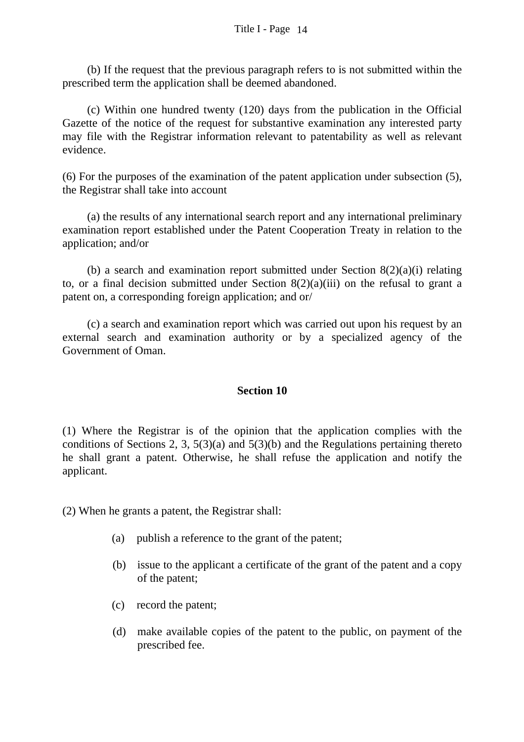(b) If the request that the previous paragraph refers to is not submitted within the prescribed term the application shall be deemed abandoned.

(c) Within one hundred twenty (120) days from the publication in the Official Gazette of the notice of the request for substantive examination any interested party may file with the Registrar information relevant to patentability as well as relevant evidence.

(6) For the purposes of the examination of the patent application under subsection (5), the Registrar shall take into account

(a) the results of any international search report and any international preliminary examination report established under the Patent Cooperation Treaty in relation to the application; and/or

(b) a search and examination report submitted under Section 8(2)(a)(i) relating to, or a final decision submitted under Section 8(2)(a)(iii) on the refusal to grant a patent on, a corresponding foreign application; and or/

(c) a search and examination report which was carried out upon his request by an external search and examination authority or by a specialized agency of the Government of Oman.

**Section 10**

(1) Where the Registrar is of the opinion that the application complies with the conditions of Sections 2, 3, 5(3)(a) and 5(3)(b) and the Regulations pertaining thereto he shall grant a patent. Otherwise, he shall refuse the application and notify the applicant.

(2) When he grants a patent, the Registrar shall:

(a) publish a reference to the grant of the patent;

(b) issue to the applicant a certificate of the grant of the patent and a copy of the patent;

(c) record the patent;

(d) make available copies of the patent to the public, on payment of the prescribed fee.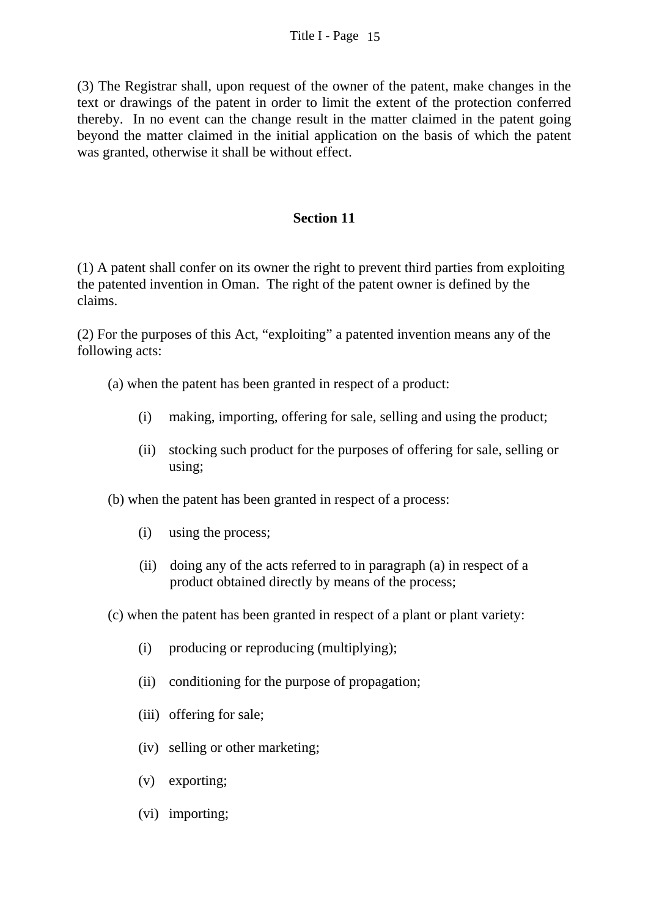(3) The Registrar shall, upon request of the owner of the patent, make changes in the text or drawings of the patent in order to limit the extent of the protection conferred thereby. In no event can the change result in the matter claimed in the patent going beyond the matter claimed in the initial application on the basis of which the patent was granted, otherwise it shall be without effect.

## Section 11

(1) A patent shall confer on its owner the right to prevent third parties from exploiting the patented invention in Oman. The right of the patent owner is defined by the claims.

(2) For the purposes of this Act, "exploiting" a patented invention means any of the following acts:

(a) when the patent has been granted in respect of a product:

- (i) making, importing, offering for sale, selling and using the product;
- (ii) stocking such product for the purposes of offering for sale, selling or using;

(b) when the patent has been granted in respect of a process:

- (i) using the process;
- (ii) doing any of the acts referred to in paragraph (a) in respect of a product obtained directly by means of the process;

(c) when the patent has been granted in respect of a plant or plant variety:

- (i) producing or reproducing (multiplying);
- (ii) conditioning for the purpose of propagation;
- (iii) offering for sale;
- (iv) selling or other marketing;
- (v) exporting;
- (vi) importing;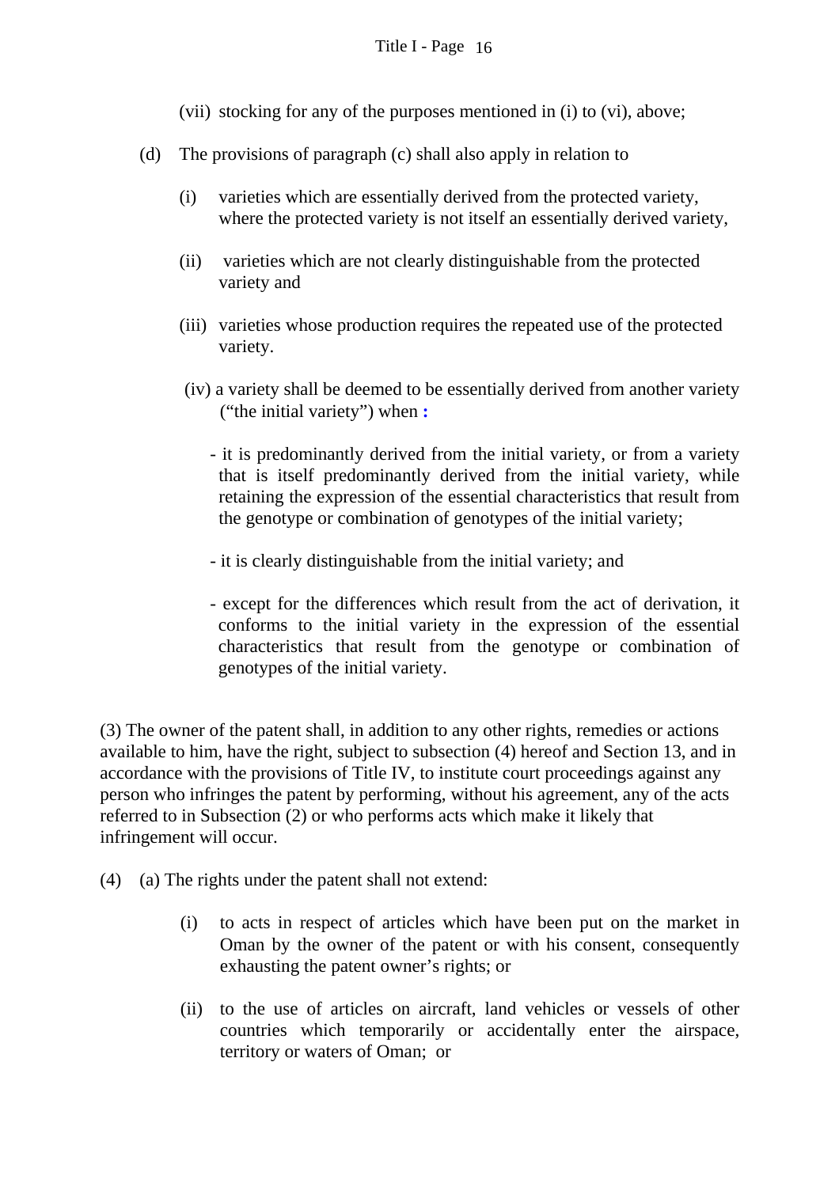(vii) stocking for any of the purposes mentioned in (i) to (vi), above;

(d) The provisions of paragraph (c) shall also apply in relation to

(i) varieties which are essentially derived from the protected variety, where the protected variety is not itself an essentially derived variety,

(ii) varieties which are not clearly distinguishable from the protected variety and

(iii) varieties whose production requires the repeated use of the protected variety.

(iv) a variety shall be deemed to be essentially derived from another variety ("the initial variety") when :

- it is predominantly derived from the initial variety, or from a variety that is itself predominantly derived from the initial variety, while retaining the expression of the essential characteristics that result from the genotype or combination of genotypes of the initial variety;

- it is clearly distinguishable from the initial variety; and

- except for the differences which result from the act of derivation, it conforms to the initial variety in the expression of the essential characteristics that result from the genotype or combination of genotypes of the initial variety.

(3) The owner of the patent shall, in addition to any other rights, remedies or actions available to him, have the right, subject to subsection (4) hereof and Section 13, and in accordance with the provisions of Title IV, to institute court proceedings against any person who infringes the patent by performing, without his agreement, any of the acts referred to in Subsection (2) or who performs acts which make it likely that infringement will occur.

(4) (a) The rights under the patent shall not extend:

(i) to acts in respect of articles which have been put on the market in Oman by the owner of the patent or with his consent, consequently exhausting the patent owner's rights; or

(ii) to the use of articles on aircraft, land vehicles or vessels of other countries which temporarily or accidentally enter the airspace, territory or waters of Oman; or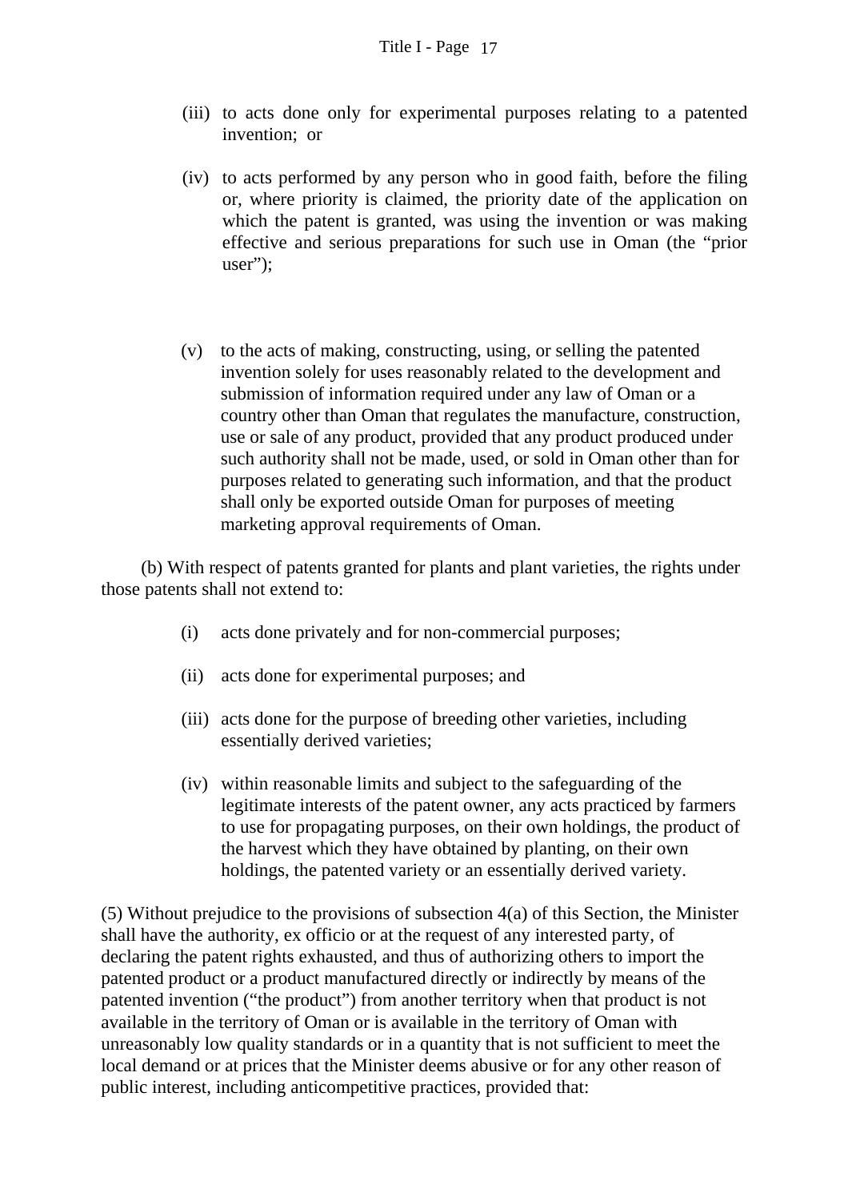(iii) to acts done only for experimental purposes relating to a patented invention; or

(iv) to acts performed by any person who in good faith, before the filing or, where priority is claimed, the priority date of the application on which the patent is granted, was using the invention or was making effective and serious preparations for such use in Oman (the "prior user");

(v) to the acts of making, constructing, using, or selling the patented invention solely for uses reasonably related to the development and submission of information required under any law of Oman or a country other than Oman that regulates the manufacture, construction, use or sale of any product, provided that any product produced under such authority shall not be made, used, or sold in Oman other than for purposes related to generating such information, and that the product shall only be exported outside Oman for purposes of meeting marketing approval requirements of Oman.

(b) With respect of patents granted for plants and plant varieties, the rights under those patents shall not extend to:

(i) acts done privately and for non-commercial purposes;

(ii) acts done for experimental purposes; and

(iii) acts done for the purpose of breeding other varieties, including essentially derived varieties;

(iv) within reasonable limits and subject to the safeguarding of the legitimate interests of the patent owner, any acts practiced by farmers to use for propagating purposes, on their own holdings, the product of the harvest which they have obtained by planting, on their own holdings, the patented variety or an essentially derived variety.

(5) Without prejudice to the provisions of subsection 4(a) of this Section, the Minister shall have the authority, ex officio or at the request of any interested party, of declaring the patent rights exhausted, and thus of authorizing others to import the patented product or a product manufactured directly or indirectly by means of the patented invention ("the product") from another territory when that product is not available in the territory of Oman or is available in the territory of Oman with unreasonably low quality standards or in a quantity that is not sufficient to meet the local demand or at prices that the Minister deems abusive or for any other reason of public interest, including anticompetitive practices, provided that: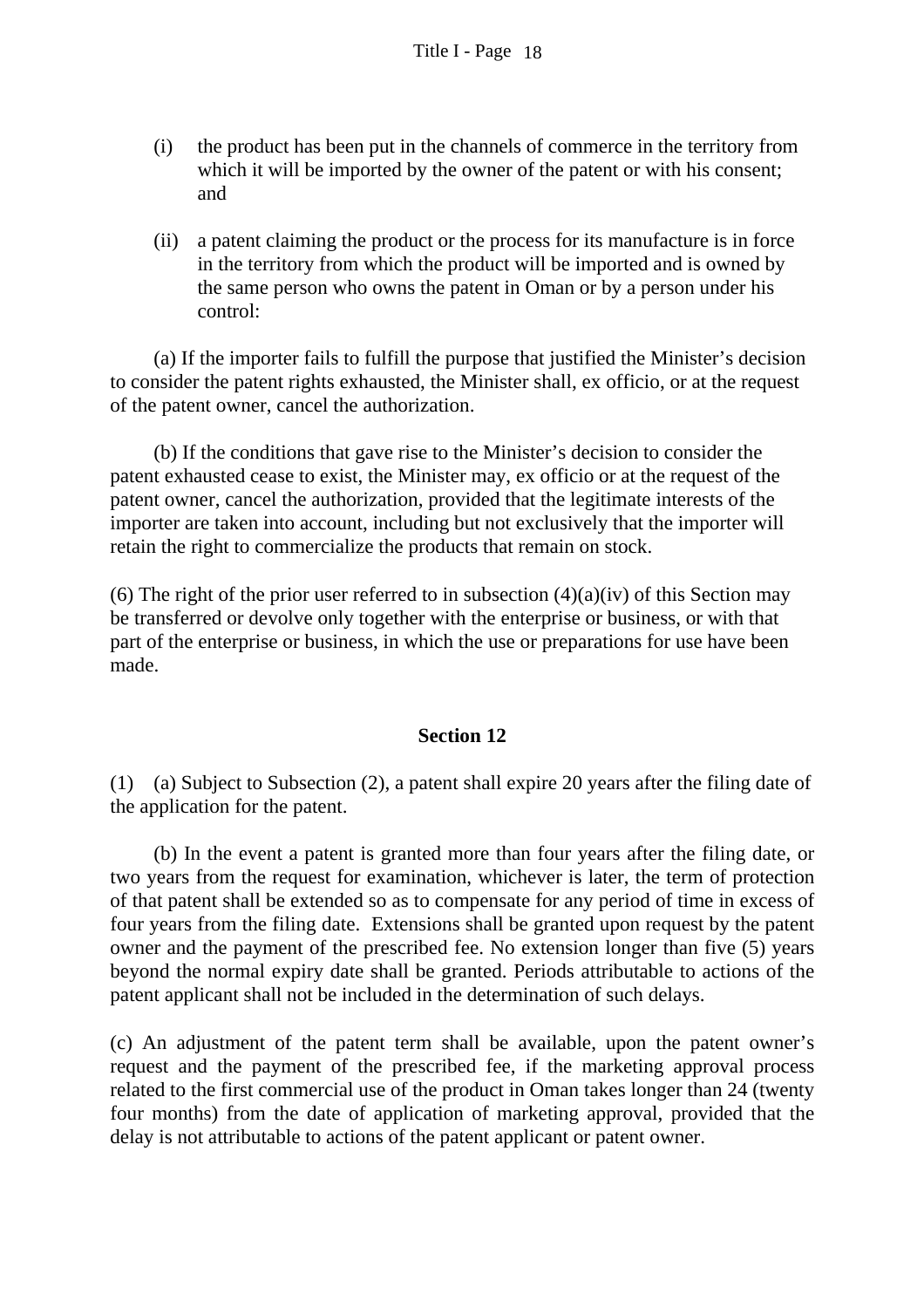(i) the product has been put in the channels of commerce in the territory from which it will be imported by the owner of the patent or with his consent; and

(ii) a patent claiming the product or the process for its manufacture is in force in the territory from which the product will be imported and is owned by the same person who owns the patent in Oman or by a person under his control:

(a) If the importer fails to fulfill the purpose that justified the Minister's decision to consider the patent rights exhausted, the Minister shall, ex officio, or at the request of the patent owner, cancel the authorization.

(b) If the conditions that gave rise to the Minister's decision to consider the patent exhausted cease to exist, the Minister may, ex officio or at the request of the patent owner, cancel the authorization, provided that the legitimate interests of the importer are taken into account, including but not exclusively that the importer will retain the right to commercialize the products that remain on stock.

(6) The right of the prior user referred to in subsection (4)(a)(iv) of this Section may be transferred or devolve only together with the enterprise or business, or with that part of the enterprise or business, in which the use or preparations for use have been made.

## Section 12

(1) (a) Subject to Subsection (2), a patent shall expire 20 years after the filing date of the application for the patent.

(b) In the event a patent is granted more than four years after the filing date, or two years from the request for examination, whichever is later, the term of protection of that patent shall be extended so as to compensate for any period of time in excess of four years from the filing date. Extensions shall be granted upon request by the patent owner and the payment of the prescribed fee. No extension longer than five (5) years beyond the normal expiry date shall be granted. Periods attributable to actions of the patent applicant shall not be included in the determination of such delays.

(c) An adjustment of the patent term shall be available, upon the patent owner's request and the payment of the prescribed fee, if the marketing approval process related to the first commercial use of the product in Oman takes longer than 24 (twenty four months) from the date of application of marketing approval, provided that the delay is not attributable to actions of the patent applicant or patent owner.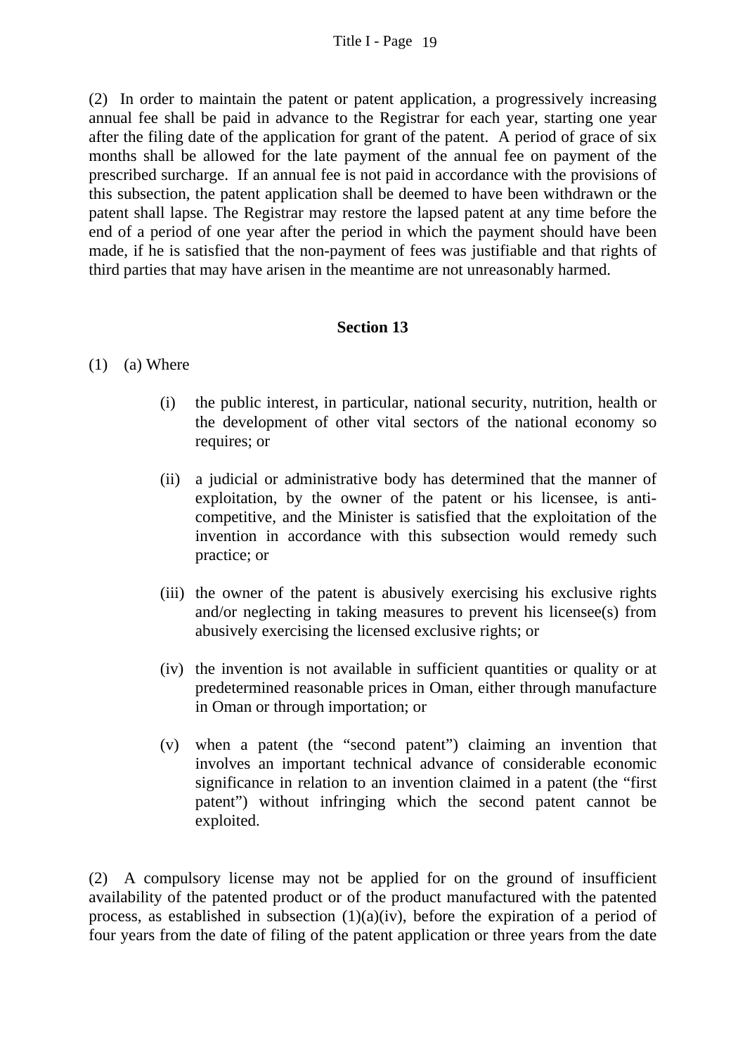(2) In order to maintain the patent or patent application, a progressively increasing annual fee shall be paid in advance to the Registrar for each year, starting one year after the filing date of the application for grant of the patent. A period of grace of six months shall be allowed for the late payment of the annual fee on payment of the prescribed surcharge. If an annual fee is not paid in accordance with the provisions of this subsection, the patent application shall be deemed to have been withdrawn or the patent shall lapse. The Registrar may restore the lapsed patent at any time before the end of a period of one year after the period in which the payment should have been made, if he is satisfied that the non-payment of fees was justifiable and that rights of third parties that may have arisen in the meantime are not unreasonably harmed.

**Section 13**

(1) (a) Where

- (i) the public interest, in particular, national security, nutrition, health or the development of other vital sectors of the national economy so requires; or

- (ii) a judicial or administrative body has determined that the manner of exploitation, by the owner of the patent or his licensee, is anti-competitive, and the Minister is satisfied that the exploitation of the invention in accordance with this subsection would remedy such practice; or

- (iii) the owner of the patent is abusively exercising his exclusive rights and/or neglecting in taking measures to prevent his licensee(s) from abusively exercising the licensed exclusive rights; or

- (iv) the invention is not available in sufficient quantities or quality or at predetermined reasonable prices in Oman, either through manufacture in Oman or through importation; or

- (v) when a patent (the "second patent") claiming an invention that involves an important technical advance of considerable economic significance in relation to an invention claimed in a patent (the "first patent") without infringing which the second patent cannot be exploited.

(2) A compulsory license may not be applied for on the ground of insufficient availability of the patented product or of the product manufactured with the patented process, as established in subsection (1)(a)(iv), before the expiration of a period of four years from the date of filing of the patent application or three years from the date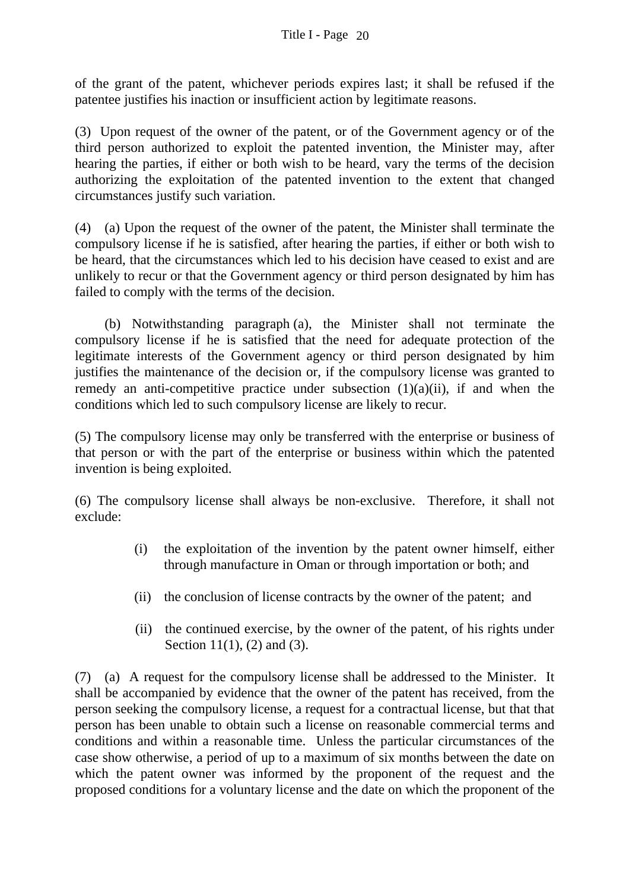of the grant of the patent, whichever periods expires last; it shall be refused if the patentee justifies his inaction or insufficient action by legitimate reasons.

(3) Upon request of the owner of the patent, or of the Government agency or of the third person authorized to exploit the patented invention, the Minister may, after hearing the parties, if either or both wish to be heard, vary the terms of the decision authorizing the exploitation of the patented invention to the extent that changed circumstances justify such variation.

(4) (a) Upon the request of the owner of the patent, the Minister shall terminate the compulsory license if he is satisfied, after hearing the parties, if either or both wish to be heard, that the circumstances which led to his decision have ceased to exist and are unlikely to recur or that the Government agency or third person designated by him has failed to comply with the terms of the decision.

(b) Notwithstanding paragraph (a), the Minister shall not terminate the compulsory license if he is satisfied that the need for adequate protection of the legitimate interests of the Government agency or third person designated by him justifies the maintenance of the decision or, if the compulsory license was granted to remedy an anti-competitive practice under subsection (1)(a)(ii), if and when the conditions which led to such compulsory license are likely to recur.

(5) The compulsory license may only be transferred with the enterprise or business of that person or with the part of the enterprise or business within which the patented invention is being exploited.

(6) The compulsory license shall always be non-exclusive. Therefore, it shall not exclude:

(i) the exploitation of the invention by the patent owner himself, either through manufacture in Oman or through importation or both; and

(ii) the conclusion of license contracts by the owner of the patent; and

(ii) the continued exercise, by the owner of the patent, of his rights under Section 11(1), (2) and (3).

(7) (a) A request for the compulsory license shall be addressed to the Minister. It shall be accompanied by evidence that the owner of the patent has received, from the person seeking the compulsory license, a request for a contractual license, but that that person has been unable to obtain such a license on reasonable commercial terms and conditions and within a reasonable time. Unless the particular circumstances of the case show otherwise, a period of up to a maximum of six months between the date on which the patent owner was informed by the proponent of the request and the proposed conditions for a voluntary license and the date on which the proponent of the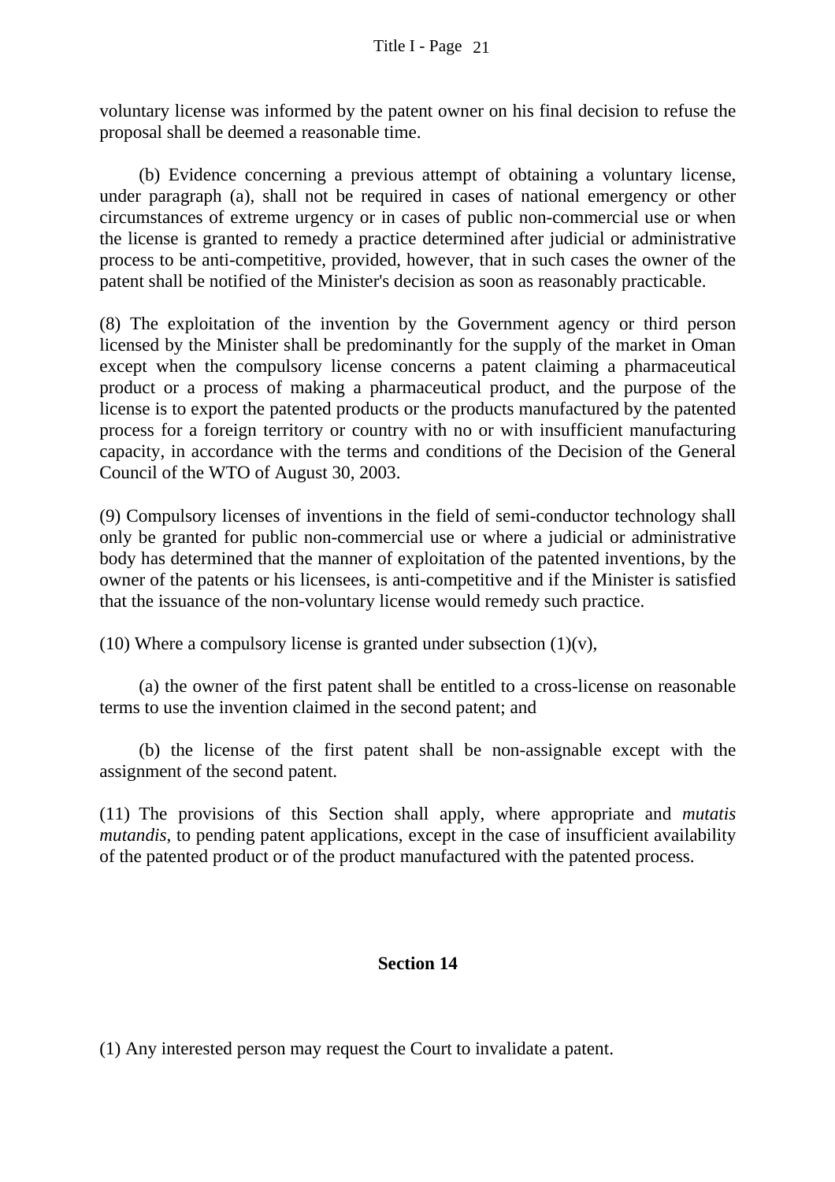voluntary license was informed by the patent owner on his final decision to refuse the proposal shall be deemed a reasonable time.

(b) Evidence concerning a previous attempt of obtaining a voluntary license, under paragraph (a), shall not be required in cases of national emergency or other circumstances of extreme urgency or in cases of public non-commercial use or when the license is granted to remedy a practice determined after judicial or administrative process to be anti-competitive, provided, however, that in such cases the owner of the patent shall be notified of the Minister's decision as soon as reasonably practicable.

(8) The exploitation of the invention by the Government agency or third person licensed by the Minister shall be predominantly for the supply of the market in Oman except when the compulsory license concerns a patent claiming a pharmaceutical product or a process of making a pharmaceutical product, and the purpose of the license is to export the patented products or the products manufactured by the patented process for a foreign territory or country with no or with insufficient manufacturing capacity, in accordance with the terms and conditions of the Decision of the General Council of the WTO of August 30, 2003.

(9) Compulsory licenses of inventions in the field of semi-conductor technology shall only be granted for public non-commercial use or where a judicial or administrative body has determined that the manner of exploitation of the patented inventions, by the owner of the patents or his licensees, is anti-competitive and if the Minister is satisfied that the issuance of the non-voluntary license would remedy such practice.

(10) Where a compulsory license is granted under subsection (1)(v),

(a) the owner of the first patent shall be entitled to a cross-license on reasonable terms to use the invention claimed in the second patent; and

(b) the license of the first patent shall be non-assignable except with the assignment of the second patent.

(11) The provisions of this Section shall apply, where appropriate and *mutatis mutandis*, to pending patent applications, except in the case of insufficient availability of the patented product or of the product manufactured with the patented process.

## Section 14

(1) Any interested person may request the Court to invalidate a patent.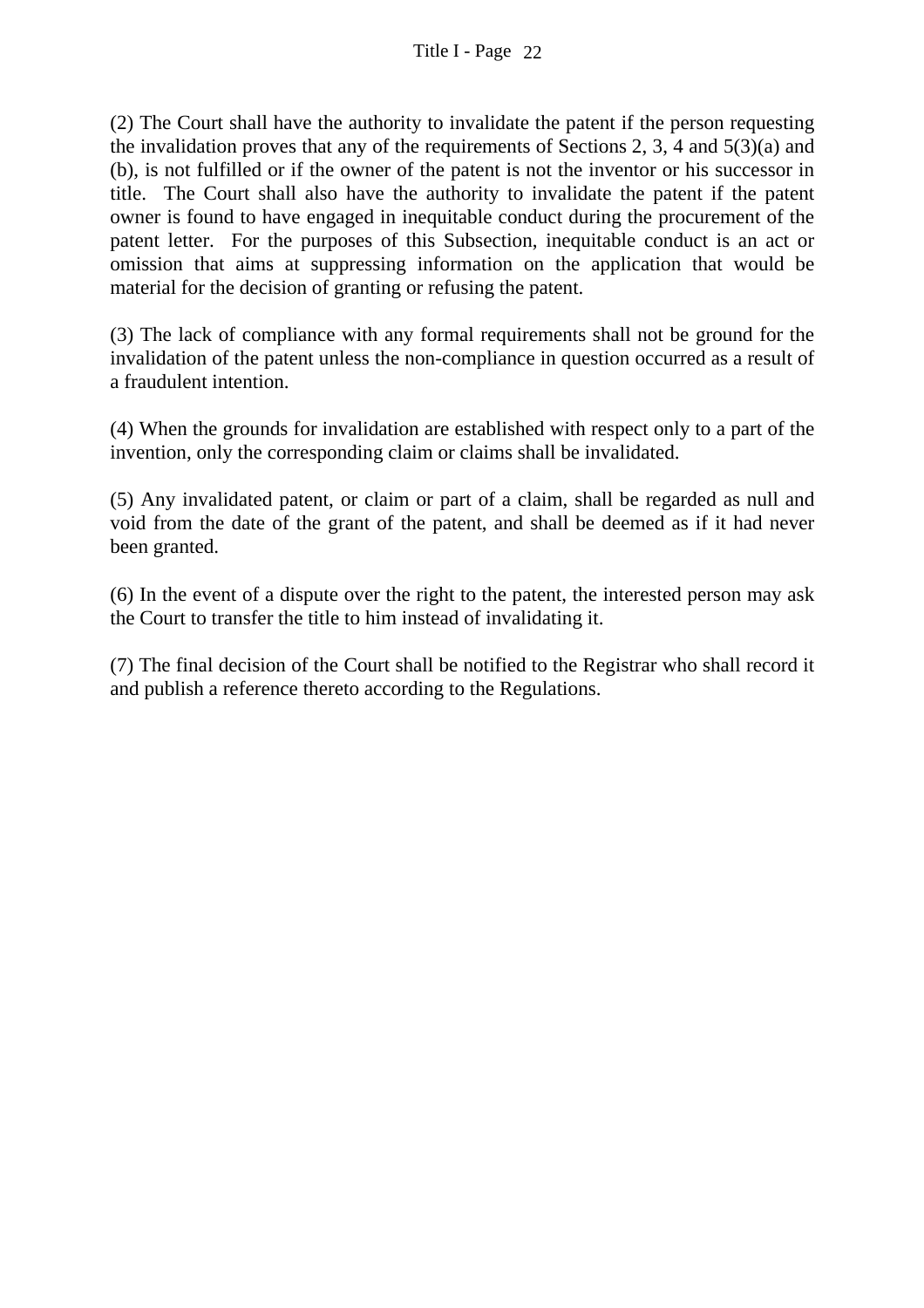(2) The Court shall have the authority to invalidate the patent if the person requesting the invalidation proves that any of the requirements of Sections 2, 3, 4 and 5(3)(a) and (b), is not fulfilled or if the owner of the patent is not the inventor or his successor in title. The Court shall also have the authority to invalidate the patent if the patent owner is found to have engaged in inequitable conduct during the procurement of the patent letter. For the purposes of this Subsection, inequitable conduct is an act or omission that aims at suppressing information on the application that would be material for the decision of granting or refusing the patent.

(3) The lack of compliance with any formal requirements shall not be ground for the invalidation of the patent unless the non-compliance in question occurred as a result of a fraudulent intention.

(4) When the grounds for invalidation are established with respect only to a part of the invention, only the corresponding claim or claims shall be invalidated.

(5) Any invalidated patent, or claim or part of a claim, shall be regarded as null and void from the date of the grant of the patent, and shall be deemed as if it had never been granted.

(6) In the event of a dispute over the right to the patent, the interested person may ask the Court to transfer the title to him instead of invalidating it.

(7) The final decision of the Court shall be notified to the Registrar who shall record it and publish a reference thereto according to the Regulations.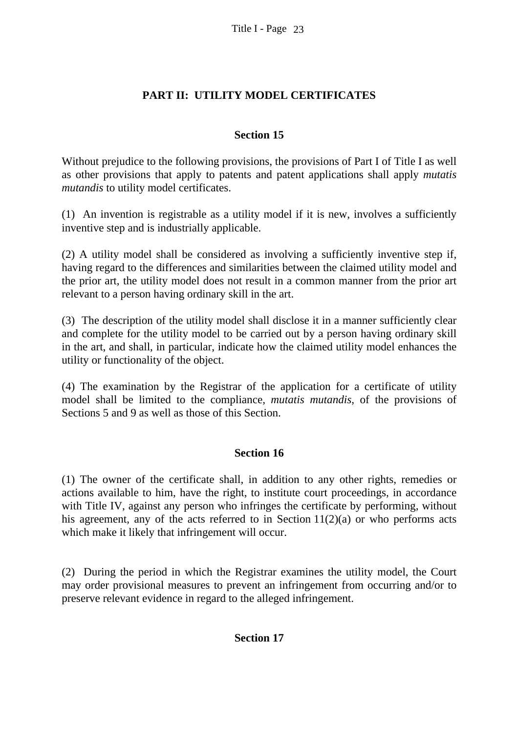## PART II: UTILITY MODEL CERTIFICATES

### Section 15

Without prejudice to the following provisions, the provisions of Part I of Title I as well as other provisions that apply to patents and patent applications shall apply *mutatis mutandis* to utility model certificates.

(1) An invention is registrable as a utility model if it is new, involves a sufficiently inventive step and is industrially applicable.

(2) A utility model shall be considered as involving a sufficiently inventive step if, having regard to the differences and similarities between the claimed utility model and the prior art, the utility model does not result in a common manner from the prior art relevant to a person having ordinary skill in the art.

(3) The description of the utility model shall disclose it in a manner sufficiently clear and complete for the utility model to be carried out by a person having ordinary skill in the art, and shall, in particular, indicate how the claimed utility model enhances the utility or functionality of the object.

(4) The examination by the Registrar of the application for a certificate of utility model shall be limited to the compliance, *mutatis mutandis*, of the provisions of Sections 5 and 9 as well as those of this Section.

### Section 16

(1) The owner of the certificate shall, in addition to any other rights, remedies or actions available to him, have the right, to institute court proceedings, in accordance with Title IV, against any person who infringes the certificate by performing, without his agreement, any of the acts referred to in Section 11(2)(a) or who performs acts which make it likely that infringement will occur.

(2) During the period in which the Registrar examines the utility model, the Court may order provisional measures to prevent an infringement from occurring and/or to preserve relevant evidence in regard to the alleged infringement.

### Section 17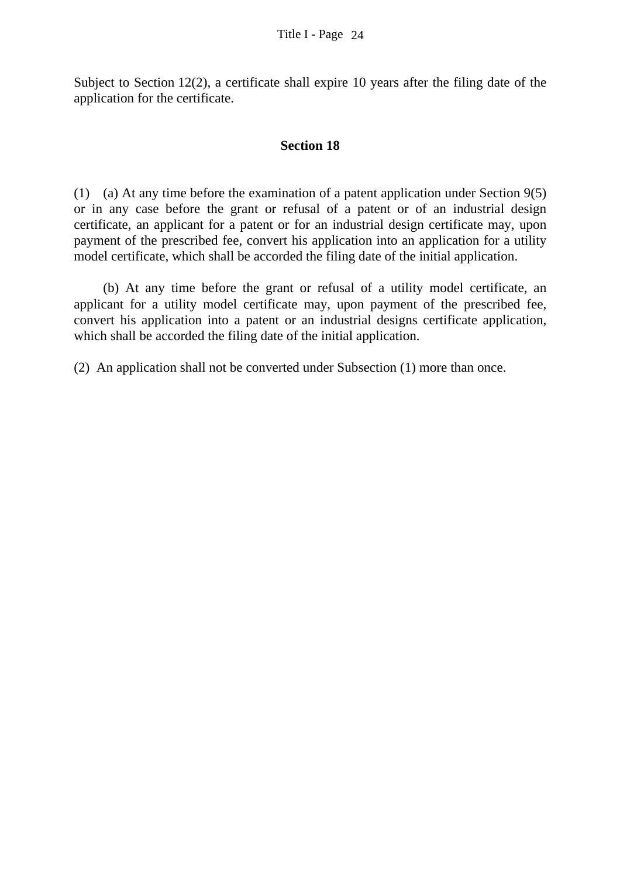Subject to Section 12(2), a certificate shall expire 10 years after the filing date of the application for the certificate.

## Section 18

(1) (a) At any time before the examination of a patent application under Section 9(5) or in any case before the grant or refusal of a patent or of an industrial design certificate, an applicant for a patent or for an industrial design certificate may, upon payment of the prescribed fee, convert his application into an application for a utility model certificate, which shall be accorded the filing date of the initial application.

(b) At any time before the grant or refusal of a utility model certificate, an applicant for a utility model certificate may, upon payment of the prescribed fee, convert his application into a patent or an industrial designs certificate application, which shall be accorded the filing date of the initial application.

(2) An application shall not be converted under Subsection (1) more than once.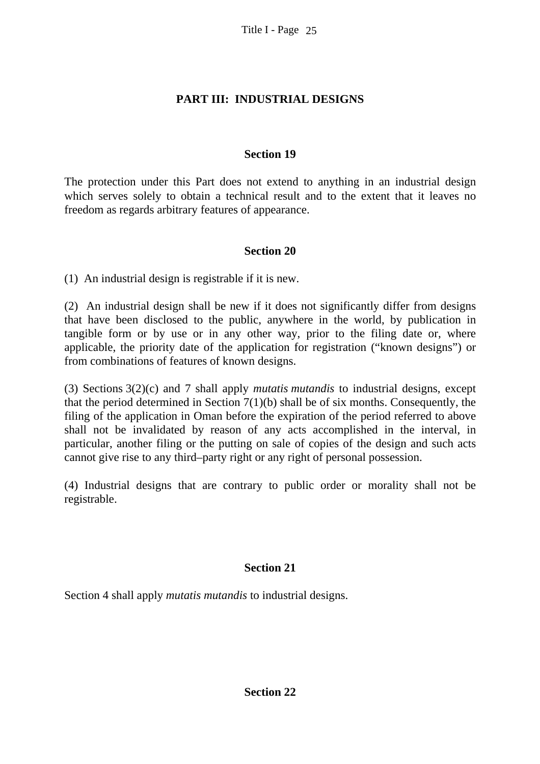## PART III: INDUSTRIAL DESIGNS

### Section 19

The protection under this Part does not extend to anything in an industrial design which serves solely to obtain a technical result and to the extent that it leaves no freedom as regards arbitrary features of appearance.

### Section 20

(1) An industrial design is registrable if it is new.

(2) An industrial design shall be new if it does not significantly differ from designs that have been disclosed to the public, anywhere in the world, by publication in tangible form or by use or in any other way, prior to the filing date or, where applicable, the priority date of the application for registration ("known designs") or from combinations of features of known designs.

(3) Sections 3(2)(c) and 7 shall apply *mutatis mutandis* to industrial designs, except that the period determined in Section 7(1)(b) shall be of six months. Consequently, the filing of the application in Oman before the expiration of the period referred to above shall not be invalidated by reason of any acts accomplished in the interval, in particular, another filing or the putting on sale of copies of the design and such acts cannot give rise to any third–party right or any right of personal possession.

(4) Industrial designs that are contrary to public order or morality shall not be registrable.

### Section 21

Section 4 shall apply *mutatis mutandis* to industrial designs.

### Section 22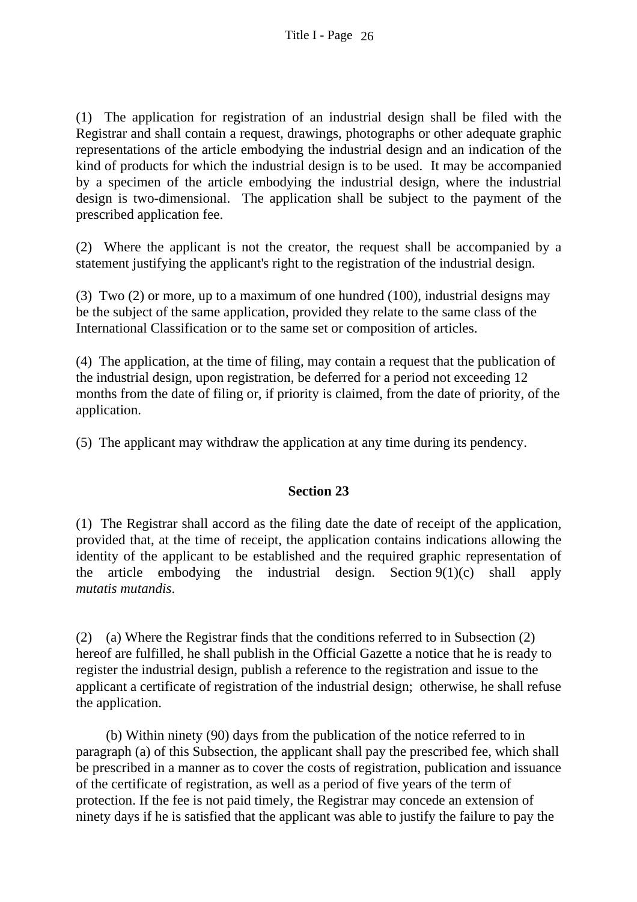(1) The application for registration of an industrial design shall be filed with the Registrar and shall contain a request, drawings, photographs or other adequate graphic representations of the article embodying the industrial design and an indication of the kind of products for which the industrial design is to be used. It may be accompanied by a specimen of the article embodying the industrial design, where the industrial design is two-dimensional. The application shall be subject to the payment of the prescribed application fee.

(2) Where the applicant is not the creator, the request shall be accompanied by a statement justifying the applicant's right to the registration of the industrial design.

(3) Two (2) or more, up to a maximum of one hundred (100), industrial designs may be the subject of the same application, provided they relate to the same class of the International Classification or to the same set or composition of articles.

(4) The application, at the time of filing, may contain a request that the publication of the industrial design, upon registration, be deferred for a period not exceeding 12 months from the date of filing or, if priority is claimed, from the date of priority, of the application.

(5) The applicant may withdraw the application at any time during its pendency.

**Section 23**

(1) The Registrar shall accord as the filing date the date of receipt of the application, provided that, at the time of receipt, the application contains indications allowing the identity of the applicant to be established and the required graphic representation of the article embodying the industrial design. Section 9(1)(c) shall apply *mutatis mutandis*.

(2) (a) Where the Registrar finds that the conditions referred to in Subsection (2) hereof are fulfilled, he shall publish in the Official Gazette a notice that he is ready to register the industrial design, publish a reference to the registration and issue to the applicant a certificate of registration of the industrial design; otherwise, he shall refuse the application.

(b) Within ninety (90) days from the publication of the notice referred to in paragraph (a) of this Subsection, the applicant shall pay the prescribed fee, which shall be prescribed in a manner as to cover the costs of registration, publication and issuance of the certificate of registration, as well as a period of five years of the term of protection. If the fee is not paid timely, the Registrar may concede an extension of ninety days if he is satisfied that the applicant was able to justify the failure to pay the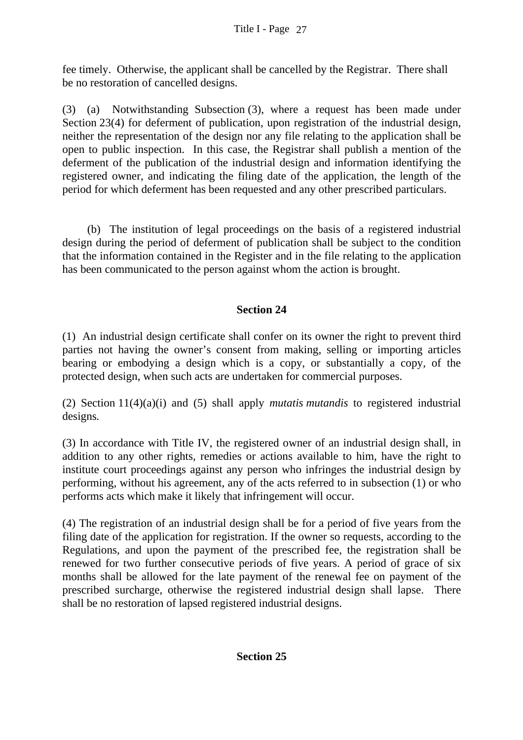fee timely. Otherwise, the applicant shall be cancelled by the Registrar. There shall be no restoration of cancelled designs.

(3) (a) Notwithstanding Subsection (3), where a request has been made under Section 23(4) for deferment of publication, upon registration of the industrial design, neither the representation of the design nor any file relating to the application shall be open to public inspection. In this case, the Registrar shall publish a mention of the deferment of the publication of the industrial design and information identifying the registered owner, and indicating the filing date of the application, the length of the period for which deferment has been requested and any other prescribed particulars.

(b) The institution of legal proceedings on the basis of a registered industrial design during the period of deferment of publication shall be subject to the condition that the information contained in the Register and in the file relating to the application has been communicated to the person against whom the action is brought.

## Section 24

(1) An industrial design certificate shall confer on its owner the right to prevent third parties not having the owner's consent from making, selling or importing articles bearing or embodying a design which is a copy, or substantially a copy, of the protected design, when such acts are undertaken for commercial purposes.

(2) Section 11(4)(a)(i) and (5) shall apply *mutatis mutandis* to registered industrial designs.

(3) In accordance with Title IV, the registered owner of an industrial design shall, in addition to any other rights, remedies or actions available to him, have the right to institute court proceedings against any person who infringes the industrial design by performing, without his agreement, any of the acts referred to in subsection (1) or who performs acts which make it likely that infringement will occur.

(4) The registration of an industrial design shall be for a period of five years from the filing date of the application for registration. If the owner so requests, according to the Regulations, and upon the payment of the prescribed fee, the registration shall be renewed for two further consecutive periods of five years. A period of grace of six months shall be allowed for the late payment of the renewal fee on payment of the prescribed surcharge, otherwise the registered industrial design shall lapse. There shall be no restoration of lapsed registered industrial designs.

## Section 25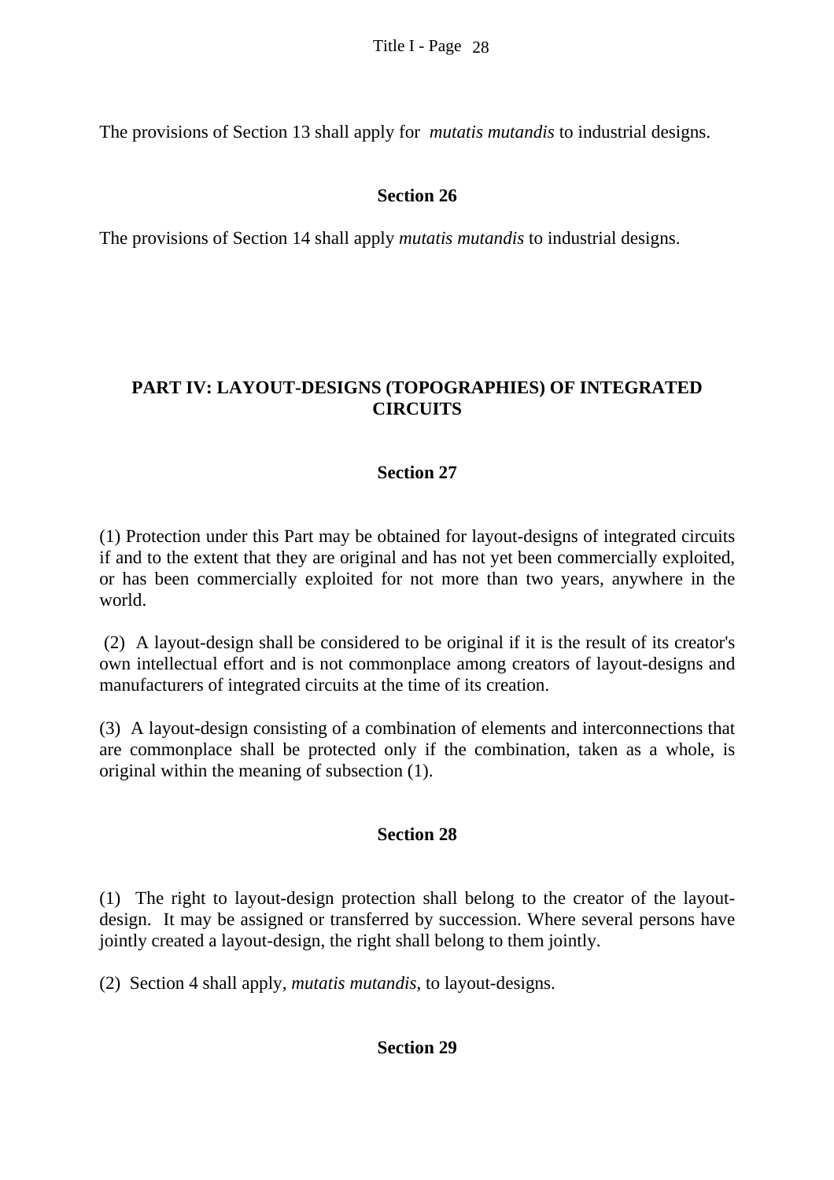The provisions of Section 13 shall apply for *mutatis mutandis* to industrial designs.

### Section 26

The provisions of Section 14 shall apply *mutatis mutandis* to industrial designs.

## PART IV: LAYOUT-DESIGNS (TOPOGRAPHIES) OF INTEGRATED CIRCUITS

### Section 27

(1) Protection under this Part may be obtained for layout-designs of integrated circuits if and to the extent that they are original and has not yet been commercially exploited, or has been commercially exploited for not more than two years, anywhere in the world.

(2) A layout-design shall be considered to be original if it is the result of its creator's own intellectual effort and is not commonplace among creators of layout-designs and manufacturers of integrated circuits at the time of its creation.

(3) A layout-design consisting of a combination of elements and interconnections that are commonplace shall be protected only if the combination, taken as a whole, is original within the meaning of subsection (1).

### Section 28

(1) The right to layout-design protection shall belong to the creator of the layout-design. It may be assigned or transferred by succession. Where several persons have jointly created a layout-design, the right shall belong to them jointly.

(2) Section 4 shall apply, *mutatis mutandis*, to layout-designs.

### Section 29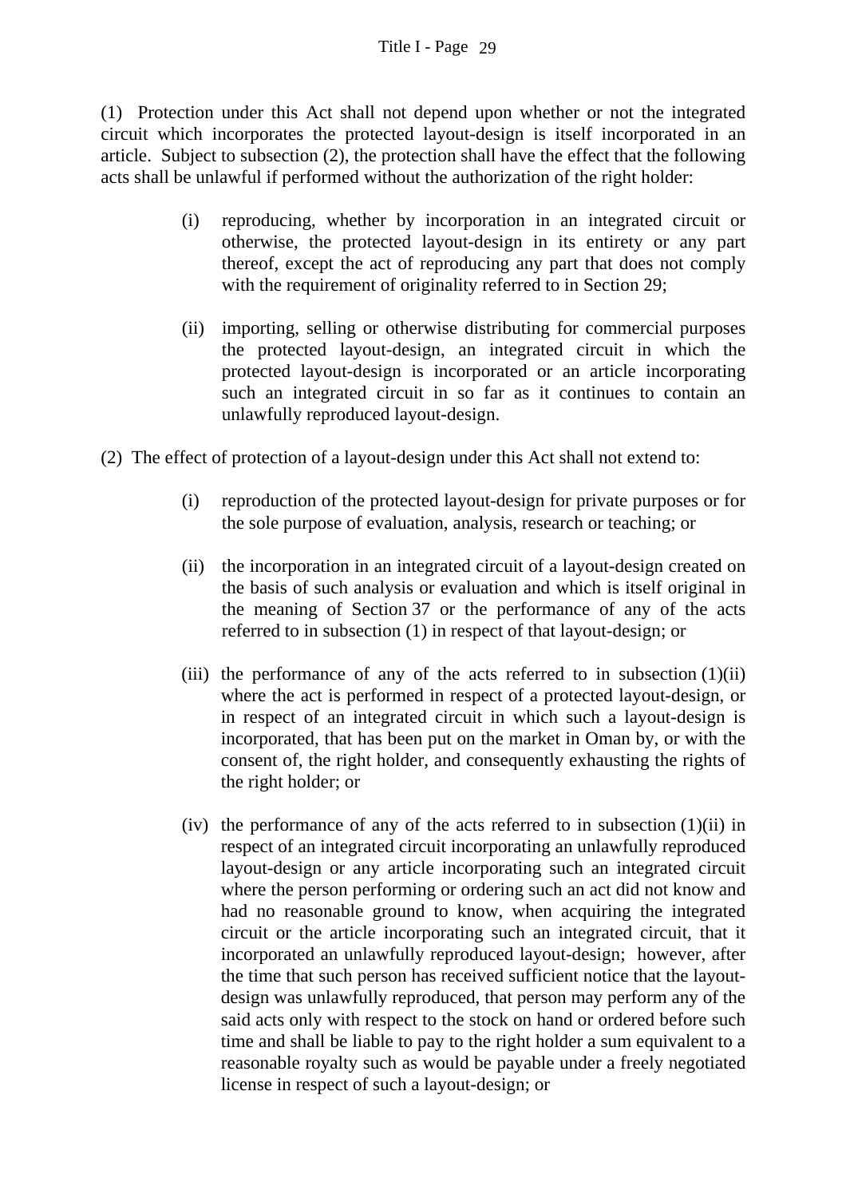(1) Protection under this Act shall not depend upon whether or not the integrated circuit which incorporates the protected layout-design is itself incorporated in an article. Subject to subsection (2), the protection shall have the effect that the following acts shall be unlawful if performed without the authorization of the right holder:

- (i) reproducing, whether by incorporation in an integrated circuit or otherwise, the protected layout-design in its entirety or any part thereof, except the act of reproducing any part that does not comply with the requirement of originality referred to in Section 29;

- (ii) importing, selling or otherwise distributing for commercial purposes the protected layout-design, an integrated circuit in which the protected layout-design is incorporated or an article incorporating such an integrated circuit in so far as it continues to contain an unlawfully reproduced layout-design.

(2) The effect of protection of a layout-design under this Act shall not extend to:

- (i) reproduction of the protected layout-design for private purposes or for the sole purpose of evaluation, analysis, research or teaching; or

- (ii) the incorporation in an integrated circuit of a layout-design created on the basis of such analysis or evaluation and which is itself original in the meaning of Section 37 or the performance of any of the acts referred to in subsection (1) in respect of that layout-design; or

- (iii) the performance of any of the acts referred to in subsection (1)(ii) where the act is performed in respect of a protected layout-design, or in respect of an integrated circuit in which such a layout-design is incorporated, that has been put on the market in Oman by, or with the consent of, the right holder, and consequently exhausting the rights of the right holder; or

- (iv) the performance of any of the acts referred to in subsection (1)(ii) in respect of an integrated circuit incorporating an unlawfully reproduced layout-design or any article incorporating such an integrated circuit where the person performing or ordering such an act did not know and had no reasonable ground to know, when acquiring the integrated circuit or the article incorporating such an integrated circuit, that it incorporated an unlawfully reproduced layout-design; however, after the time that such person has received sufficient notice that the layout-design was unlawfully reproduced, that person may perform any of the said acts only with respect to the stock on hand or ordered before such time and shall be liable to pay to the right holder a sum equivalent to a reasonable royalty such as would be payable under a freely negotiated license in respect of such a layout-design; or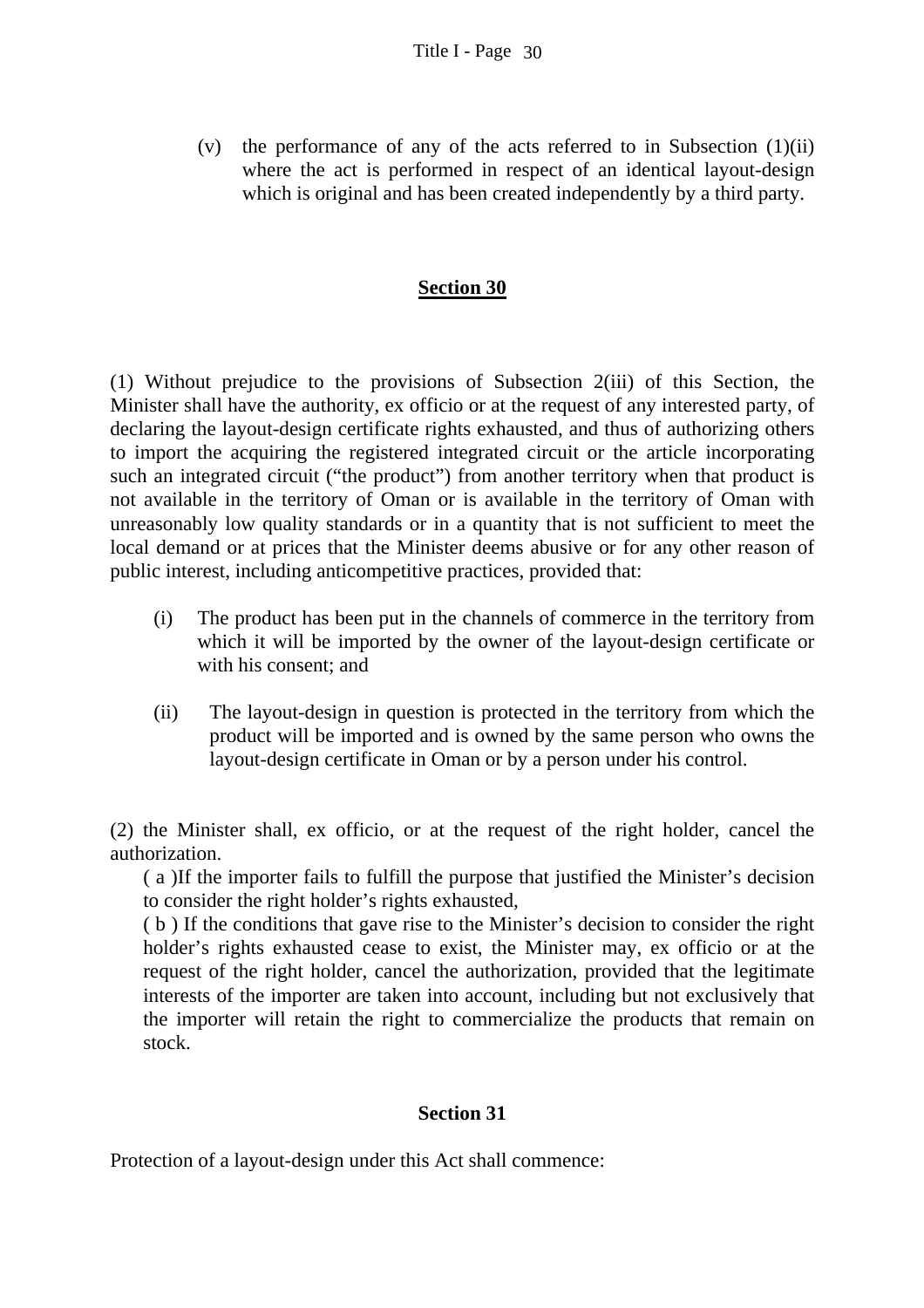(v) the performance of any of the acts referred to in Subsection (1)(ii) where the act is performed in respect of an identical layout-design which is original and has been created independently by a third party.

## Section 30

(1) Without prejudice to the provisions of Subsection 2(iii) of this Section, the Minister shall have the authority, ex officio or at the request of any interested party, of declaring the layout-design certificate rights exhausted, and thus of authorizing others to import the acquiring the registered integrated circuit or the article incorporating such an integrated circuit ("the product") from another territory when that product is not available in the territory of Oman or is available in the territory of Oman with unreasonably low quality standards or in a quantity that is not sufficient to meet the local demand or at prices that the Minister deems abusive or for any other reason of public interest, including anticompetitive practices, provided that:

(i) The product has been put in the channels of commerce in the territory from which it will be imported by the owner of the layout-design certificate or with his consent; and

(ii) The layout-design in question is protected in the territory from which the product will be imported and is owned by the same person who owns the layout-design certificate in Oman or by a person under his control.

(2) the Minister shall, ex officio, or at the request of the right holder, cancel the authorization.

( a )If the importer fails to fulfill the purpose that justified the Minister's decision to consider the right holder's rights exhausted,

( b ) If the conditions that gave rise to the Minister's decision to consider the right holder's rights exhausted cease to exist, the Minister may, ex officio or at the request of the right holder, cancel the authorization, provided that the legitimate interests of the importer are taken into account, including but not exclusively that the importer will retain the right to commercialize the products that remain on stock.

## Section 31

Protection of a layout-design under this Act shall commence: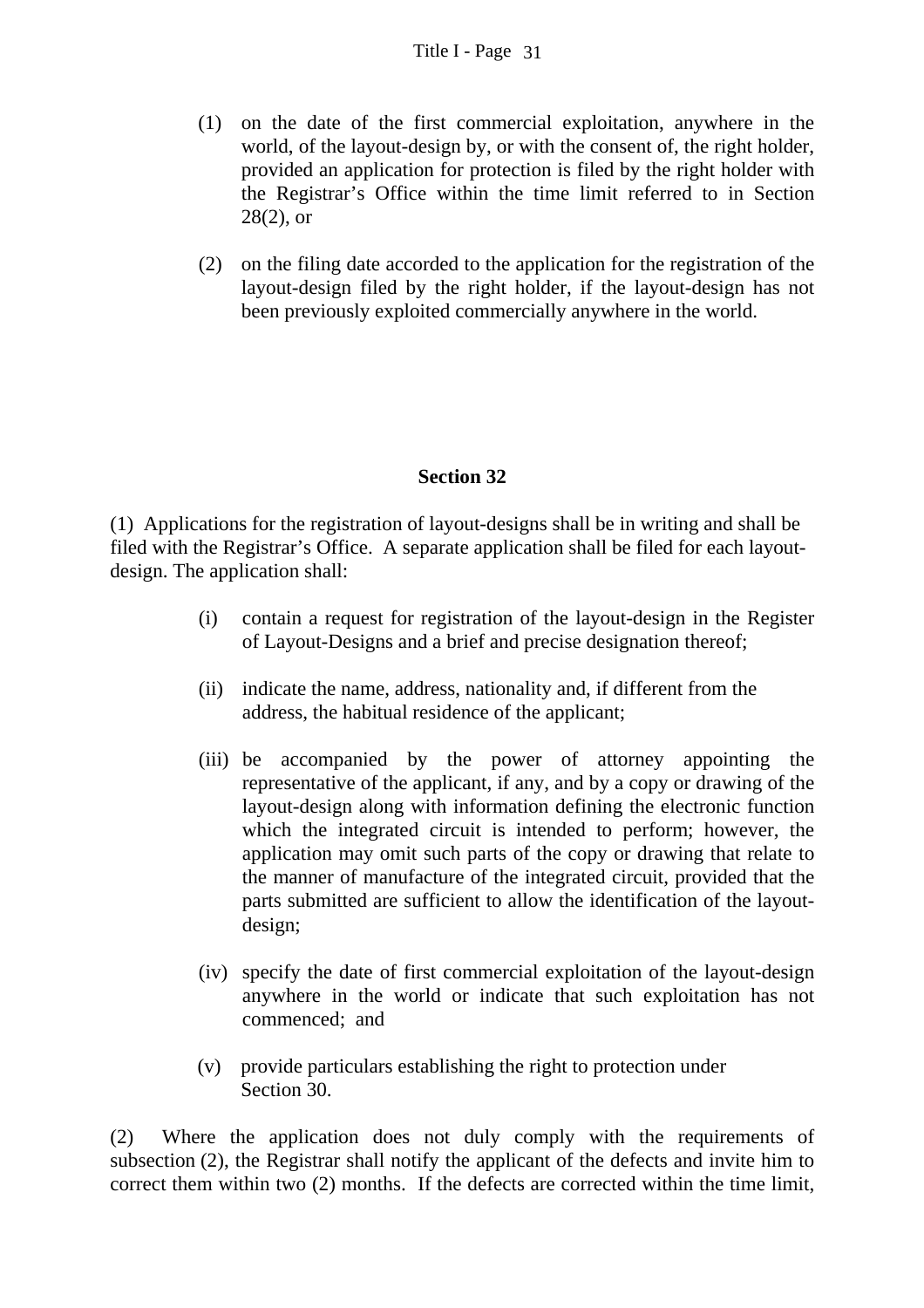(1) on the date of the first commercial exploitation, anywhere in the world, of the layout-design by, or with the consent of, the right holder, provided an application for protection is filed by the right holder with the Registrar's Office within the time limit referred to in Section 28(2), or

(2) on the filing date accorded to the application for the registration of the layout-design filed by the right holder, if the layout-design has not been previously exploited commercially anywhere in the world.

**Section 32**

(1) Applications for the registration of layout-designs shall be in writing and shall be filed with the Registrar's Office. A separate application shall be filed for each layout-design. The application shall:

(i) contain a request for registration of the layout-design in the Register of Layout-Designs and a brief and precise designation thereof;

(ii) indicate the name, address, nationality and, if different from the address, the habitual residence of the applicant;

(iii) be accompanied by the power of attorney appointing the representative of the applicant, if any, and by a copy or drawing of the layout-design along with information defining the electronic function which the integrated circuit is intended to perform; however, the application may omit such parts of the copy or drawing that relate to the manner of manufacture of the integrated circuit, provided that the parts submitted are sufficient to allow the identification of the layout-design;

(iv) specify the date of first commercial exploitation of the layout-design anywhere in the world or indicate that such exploitation has not commenced; and

(v) provide particulars establishing the right to protection under Section 30.

(2) Where the application does not duly comply with the requirements of subsection (2), the Registrar shall notify the applicant of the defects and invite him to correct them within two (2) months. If the defects are corrected within the time limit,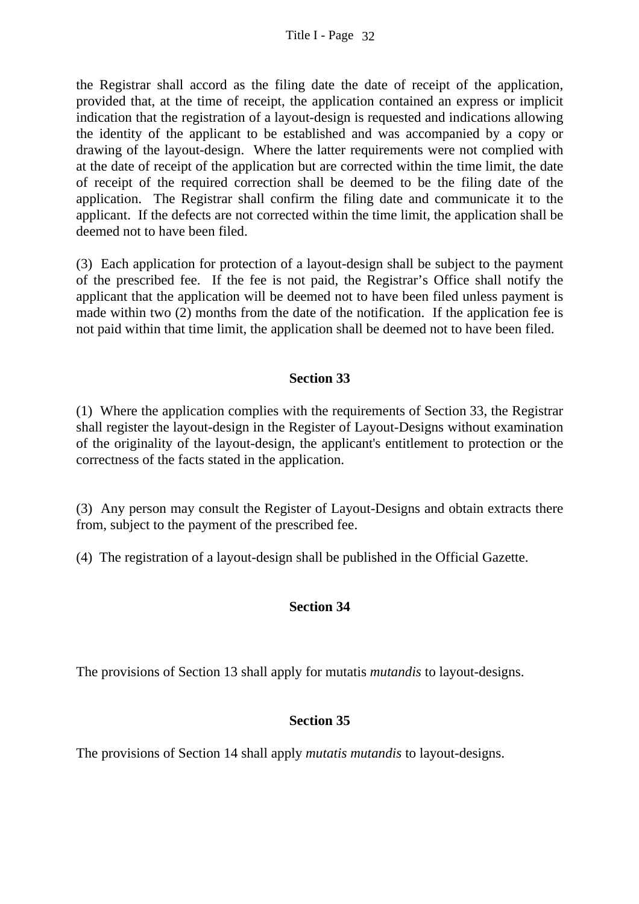the Registrar shall accord as the filing date the date of receipt of the application, provided that, at the time of receipt, the application contained an express or implicit indication that the registration of a layout-design is requested and indications allowing the identity of the applicant to be established and was accompanied by a copy or drawing of the layout-design. Where the latter requirements were not complied with at the date of receipt of the application but are corrected within the time limit, the date of receipt of the required correction shall be deemed to be the filing date of the application. The Registrar shall confirm the filing date and communicate it to the applicant. If the defects are not corrected within the time limit, the application shall be deemed not to have been filed.

(3) Each application for protection of a layout-design shall be subject to the payment of the prescribed fee. If the fee is not paid, the Registrar's Office shall notify the applicant that the application will be deemed not to have been filed unless payment is made within two (2) months from the date of the notification. If the application fee is not paid within that time limit, the application shall be deemed not to have been filed.

**Section 33**

(1) Where the application complies with the requirements of Section 33, the Registrar shall register the layout-design in the Register of Layout-Designs without examination of the originality of the layout-design, the applicant's entitlement to protection or the correctness of the facts stated in the application.

(3) Any person may consult the Register of Layout-Designs and obtain extracts there from, subject to the payment of the prescribed fee.

(4) The registration of a layout-design shall be published in the Official Gazette.

**Section 34**

The provisions of Section 13 shall apply for mutatis *mutandis* to layout-designs.

**Section 35**

The provisions of Section 14 shall apply *mutatis mutandis* to layout-designs.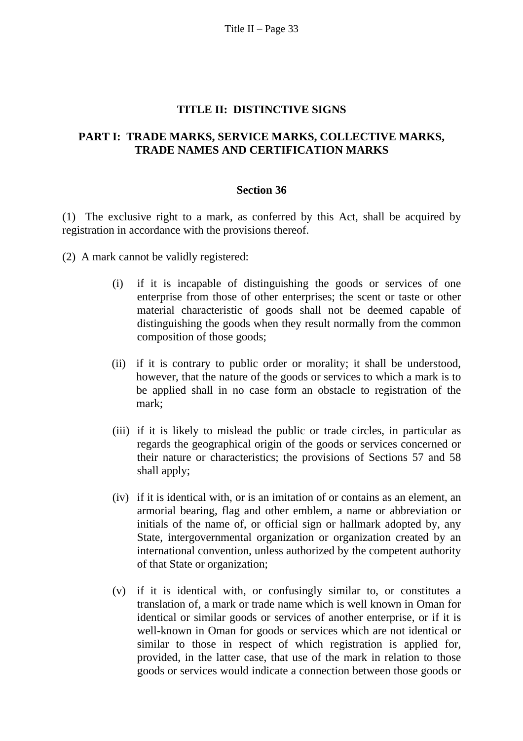# TITLE II: DISTINCTIVE SIGNS

## PART I: TRADE MARKS, SERVICE MARKS, COLLECTIVE MARKS, TRADE NAMES AND CERTIFICATION MARKS

### Section 36

(1) The exclusive right to a mark, as conferred by this Act, shall be acquired by registration in accordance with the provisions thereof.

(2) A mark cannot be validly registered:

(i) if it is incapable of distinguishing the goods or services of one enterprise from those of other enterprises; the scent or taste or other material characteristic of goods shall not be deemed capable of distinguishing the goods when they result normally from the common composition of those goods;

(ii) if it is contrary to public order or morality; it shall be understood, however, that the nature of the goods or services to which a mark is to be applied shall in no case form an obstacle to registration of the mark;

(iii) if it is likely to mislead the public or trade circles, in particular as regards the geographical origin of the goods or services concerned or their nature or characteristics; the provisions of Sections 57 and 58 shall apply;

(iv) if it is identical with, or is an imitation of or contains as an element, an armorial bearing, flag and other emblem, a name or abbreviation or initials of the name of, or official sign or hallmark adopted by, any State, intergovernmental organization or organization created by an international convention, unless authorized by the competent authority of that State or organization;

(v) if it is identical with, or confusingly similar to, or constitutes a translation of, a mark or trade name which is well known in Oman for identical or similar goods or services of another enterprise, or if it is well-known in Oman for goods or services which are not identical or similar to those in respect of which registration is applied for, provided, in the latter case, that use of the mark in relation to those goods or services would indicate a connection between those goods or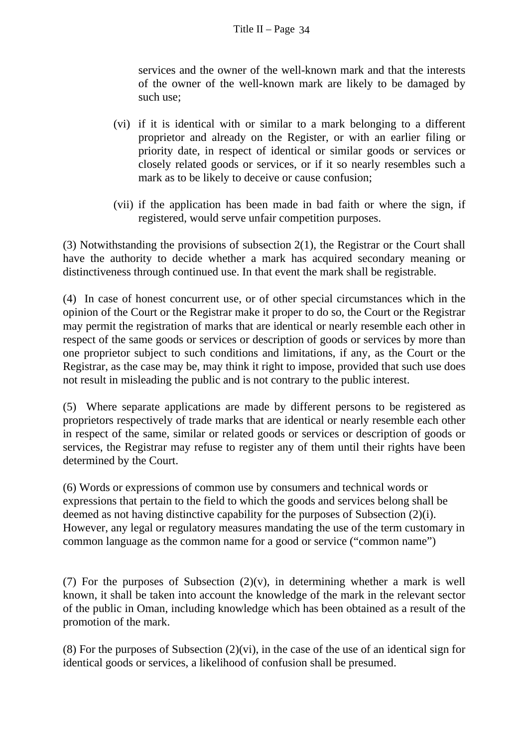services and the owner of the well-known mark and that the interests of the owner of the well-known mark are likely to be damaged by such use;

(vi) if it is identical with or similar to a mark belonging to a different proprietor and already on the Register, or with an earlier filing or priority date, in respect of identical or similar goods or services or closely related goods or services, or if it so nearly resembles such a mark as to be likely to deceive or cause confusion;

(vii) if the application has been made in bad faith or where the sign, if registered, would serve unfair competition purposes.

(3) Notwithstanding the provisions of subsection 2(1), the Registrar or the Court shall have the authority to decide whether a mark has acquired secondary meaning or distinctiveness through continued use. In that event the mark shall be registrable.

(4) In case of honest concurrent use, or of other special circumstances which in the opinion of the Court or the Registrar make it proper to do so, the Court or the Registrar may permit the registration of marks that are identical or nearly resemble each other in respect of the same goods or services or description of goods or services by more than one proprietor subject to such conditions and limitations, if any, as the Court or the Registrar, as the case may be, may think it right to impose, provided that such use does not result in misleading the public and is not contrary to the public interest.

(5) Where separate applications are made by different persons to be registered as proprietors respectively of trade marks that are identical or nearly resemble each other in respect of the same, similar or related goods or services or description of goods or services, the Registrar may refuse to register any of them until their rights have been determined by the Court.

(6) Words or expressions of common use by consumers and technical words or expressions that pertain to the field to which the goods and services belong shall be deemed as not having distinctive capability for the purposes of Subsection (2)(i). However, any legal or regulatory measures mandating the use of the term customary in common language as the common name for a good or service ("common name")

(7) For the purposes of Subsection (2)(v), in determining whether a mark is well known, it shall be taken into account the knowledge of the mark in the relevant sector of the public in Oman, including knowledge which has been obtained as a result of the promotion of the mark.

(8) For the purposes of Subsection (2)(vi), in the case of the use of an identical sign for identical goods or services, a likelihood of confusion shall be presumed.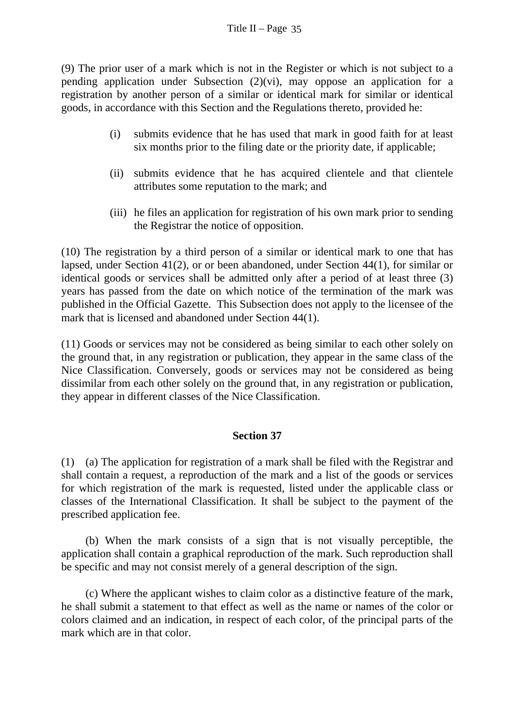(9) The prior user of a mark which is not in the Register or which is not subject to a pending application under Subsection (2)(vi), may oppose an application for a registration by another person of a similar or identical mark for similar or identical goods, in accordance with this Section and the Regulations thereto, provided he:

(i) submits evidence that he has used that mark in good faith for at least six months prior to the filing date or the priority date, if applicable;

(ii) submits evidence that he has acquired clientele and that clientele attributes some reputation to the mark; and

(iii) he files an application for registration of his own mark prior to sending the Registrar the notice of opposition.

(10) The registration by a third person of a similar or identical mark to one that has lapsed, under Section 41(2), or or been abandoned, under Section 44(1), for similar or identical goods or services shall be admitted only after a period of at least three (3) years has passed from the date on which notice of the termination of the mark was published in the Official Gazette. This Subsection does not apply to the licensee of the mark that is licensed and abandoned under Section 44(1).

(11) Goods or services may not be considered as being similar to each other solely on the ground that, in any registration or publication, they appear in the same class of the Nice Classification. Conversely, goods or services may not be considered as being dissimilar from each other solely on the ground that, in any registration or publication, they appear in different classes of the Nice Classification.

## Section 37

(1) (a) The application for registration of a mark shall be filed with the Registrar and shall contain a request, a reproduction of the mark and a list of the goods or services for which registration of the mark is requested, listed under the applicable class or classes of the International Classification. It shall be subject to the payment of the prescribed application fee.

(b) When the mark consists of a sign that is not visually perceptible, the application shall contain a graphical reproduction of the mark. Such reproduction shall be specific and may not consist merely of a general description of the sign.

(c) Where the applicant wishes to claim color as a distinctive feature of the mark, he shall submit a statement to that effect as well as the name or names of the color or colors claimed and an indication, in respect of each color, of the principal parts of the mark which are in that color.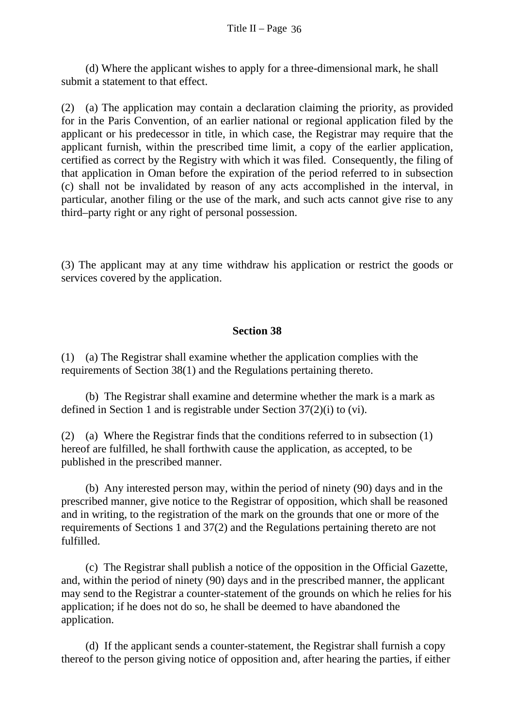(d) Where the applicant wishes to apply for a three-dimensional mark, he shall submit a statement to that effect.

(2) (a) The application may contain a declaration claiming the priority, as provided for in the Paris Convention, of an earlier national or regional application filed by the applicant or his predecessor in title, in which case, the Registrar may require that the applicant furnish, within the prescribed time limit, a copy of the earlier application, certified as correct by the Registry with which it was filed. Consequently, the filing of that application in Oman before the expiration of the period referred to in subsection (c) shall not be invalidated by reason of any acts accomplished in the interval, in particular, another filing or the use of the mark, and such acts cannot give rise to any third–party right or any right of personal possession.

(3) The applicant may at any time withdraw his application or restrict the goods or services covered by the application.

## Section 38

(1) (a) The Registrar shall examine whether the application complies with the requirements of Section 38(1) and the Regulations pertaining thereto.

(b) The Registrar shall examine and determine whether the mark is a mark as defined in Section 1 and is registrable under Section 37(2)(i) to (vi).

(2) (a) Where the Registrar finds that the conditions referred to in subsection (1) hereof are fulfilled, he shall forthwith cause the application, as accepted, to be published in the prescribed manner.

(b) Any interested person may, within the period of ninety (90) days and in the prescribed manner, give notice to the Registrar of opposition, which shall be reasoned and in writing, to the registration of the mark on the grounds that one or more of the requirements of Sections 1 and 37(2) and the Regulations pertaining thereto are not fulfilled.

(c) The Registrar shall publish a notice of the opposition in the Official Gazette, and, within the period of ninety (90) days and in the prescribed manner, the applicant may send to the Registrar a counter-statement of the grounds on which he relies for his application; if he does not do so, he shall be deemed to have abandoned the application.

(d) If the applicant sends a counter-statement, the Registrar shall furnish a copy thereof to the person giving notice of opposition and, after hearing the parties, if either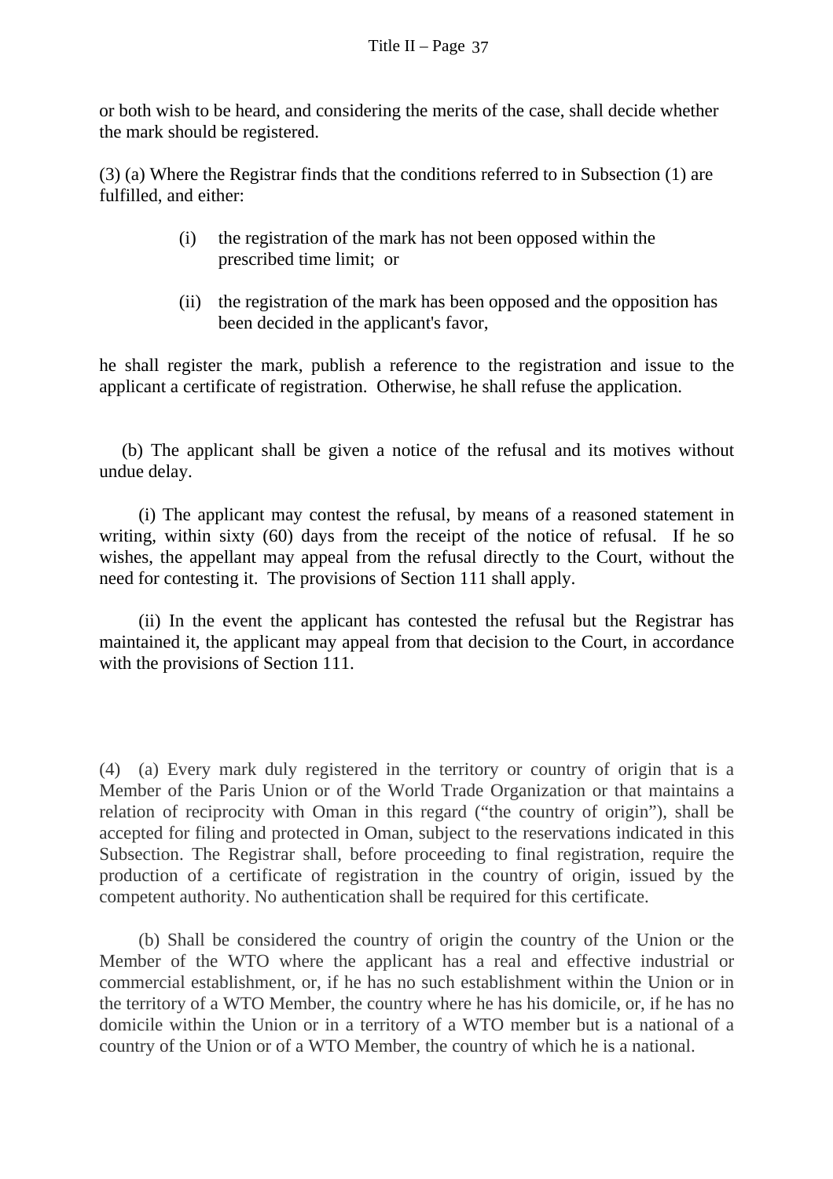or both wish to be heard, and considering the merits of the case, shall decide whether the mark should be registered.

(3) (a) Where the Registrar finds that the conditions referred to in Subsection (1) are fulfilled, and either:

> (i) the registration of the mark has not been opposed within the prescribed time limit; or
>
> (ii) the registration of the mark has been opposed and the opposition has been decided in the applicant's favor,

he shall register the mark, publish a reference to the registration and issue to the applicant a certificate of registration. Otherwise, he shall refuse the application.

(b) The applicant shall be given a notice of the refusal and its motives without undue delay.

(i) The applicant may contest the refusal, by means of a reasoned statement in writing, within sixty (60) days from the receipt of the notice of refusal. If he so wishes, the appellant may appeal from the refusal directly to the Court, without the need for contesting it. The provisions of Section 111 shall apply.

(ii) In the event the applicant has contested the refusal but the Registrar has maintained it, the applicant may appeal from that decision to the Court, in accordance with the provisions of Section 111.

(4) (a) Every mark duly registered in the territory or country of origin that is a Member of the Paris Union or of the World Trade Organization or that maintains a relation of reciprocity with Oman in this regard ("the country of origin"), shall be accepted for filing and protected in Oman, subject to the reservations indicated in this Subsection. The Registrar shall, before proceeding to final registration, require the production of a certificate of registration in the country of origin, issued by the competent authority. No authentication shall be required for this certificate.

(b) Shall be considered the country of origin the country of the Union or the Member of the WTO where the applicant has a real and effective industrial or commercial establishment, or, if he has no such establishment within the Union or in the territory of a WTO Member, the country where he has his domicile, or, if he has no domicile within the Union or in a territory of a WTO member but is a national of a country of the Union or of a WTO Member, the country of which he is a national.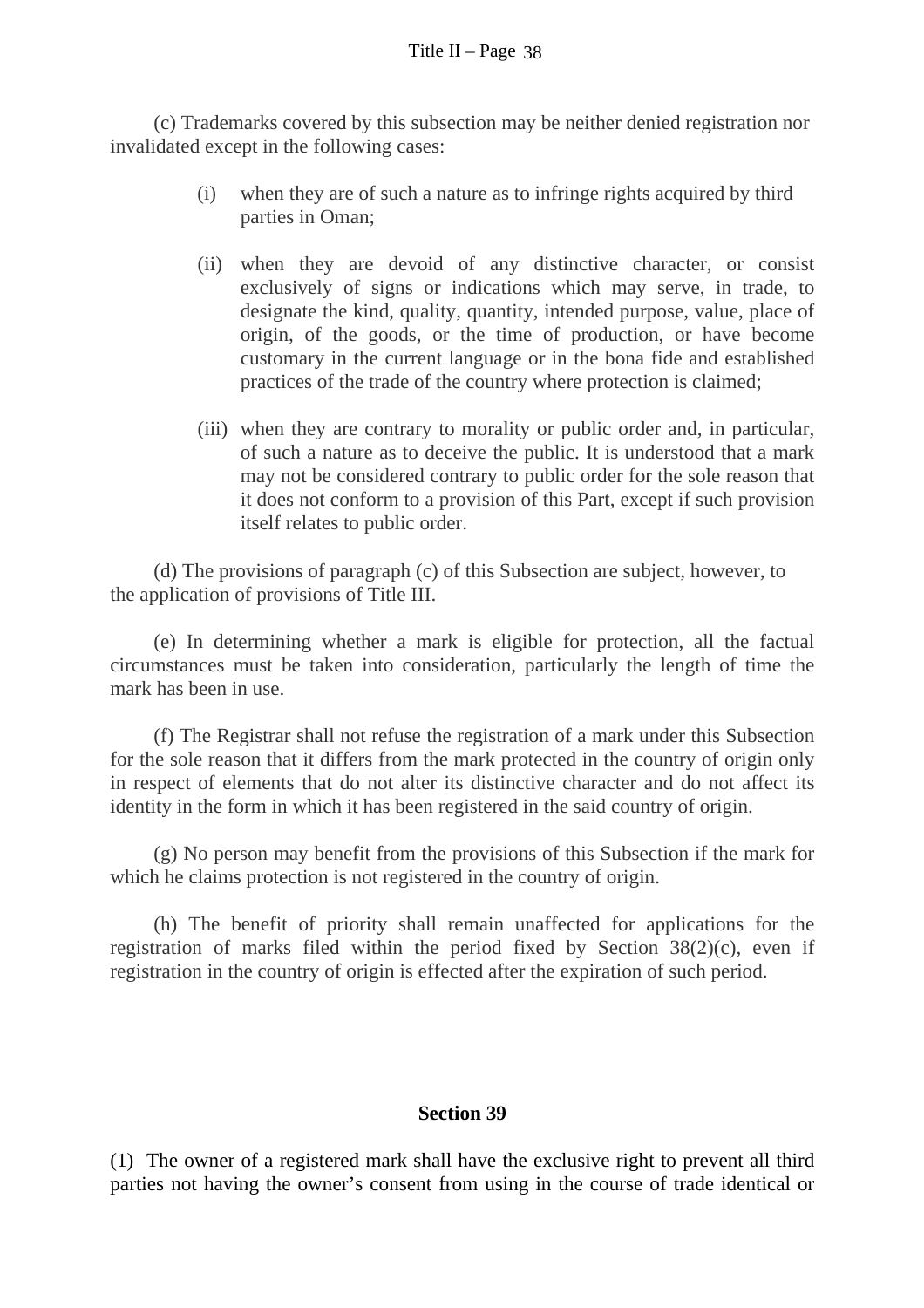(c) Trademarks covered by this subsection may be neither denied registration nor invalidated except in the following cases:

(i) when they are of such a nature as to infringe rights acquired by third parties in Oman;

(ii) when they are devoid of any distinctive character, or consist exclusively of signs or indications which may serve, in trade, to designate the kind, quality, quantity, intended purpose, value, place of origin, of the goods, or the time of production, or have become customary in the current language or in the bona fide and established practices of the trade of the country where protection is claimed;

(iii) when they are contrary to morality or public order and, in particular, of such a nature as to deceive the public. It is understood that a mark may not be considered contrary to public order for the sole reason that it does not conform to a provision of this Part, except if such provision itself relates to public order.

(d) The provisions of paragraph (c) of this Subsection are subject, however, to the application of provisions of Title III.

(e) In determining whether a mark is eligible for protection, all the factual circumstances must be taken into consideration, particularly the length of time the mark has been in use.

(f) The Registrar shall not refuse the registration of a mark under this Subsection for the sole reason that it differs from the mark protected in the country of origin only in respect of elements that do not alter its distinctive character and do not affect its identity in the form in which it has been registered in the said country of origin.

(g) No person may benefit from the provisions of this Subsection if the mark for which he claims protection is not registered in the country of origin.

(h) The benefit of priority shall remain unaffected for applications for the registration of marks filed within the period fixed by Section 38(2)(c), even if registration in the country of origin is effected after the expiration of such period.

## Section 39

(1) The owner of a registered mark shall have the exclusive right to prevent all third parties not having the owner's consent from using in the course of trade identical or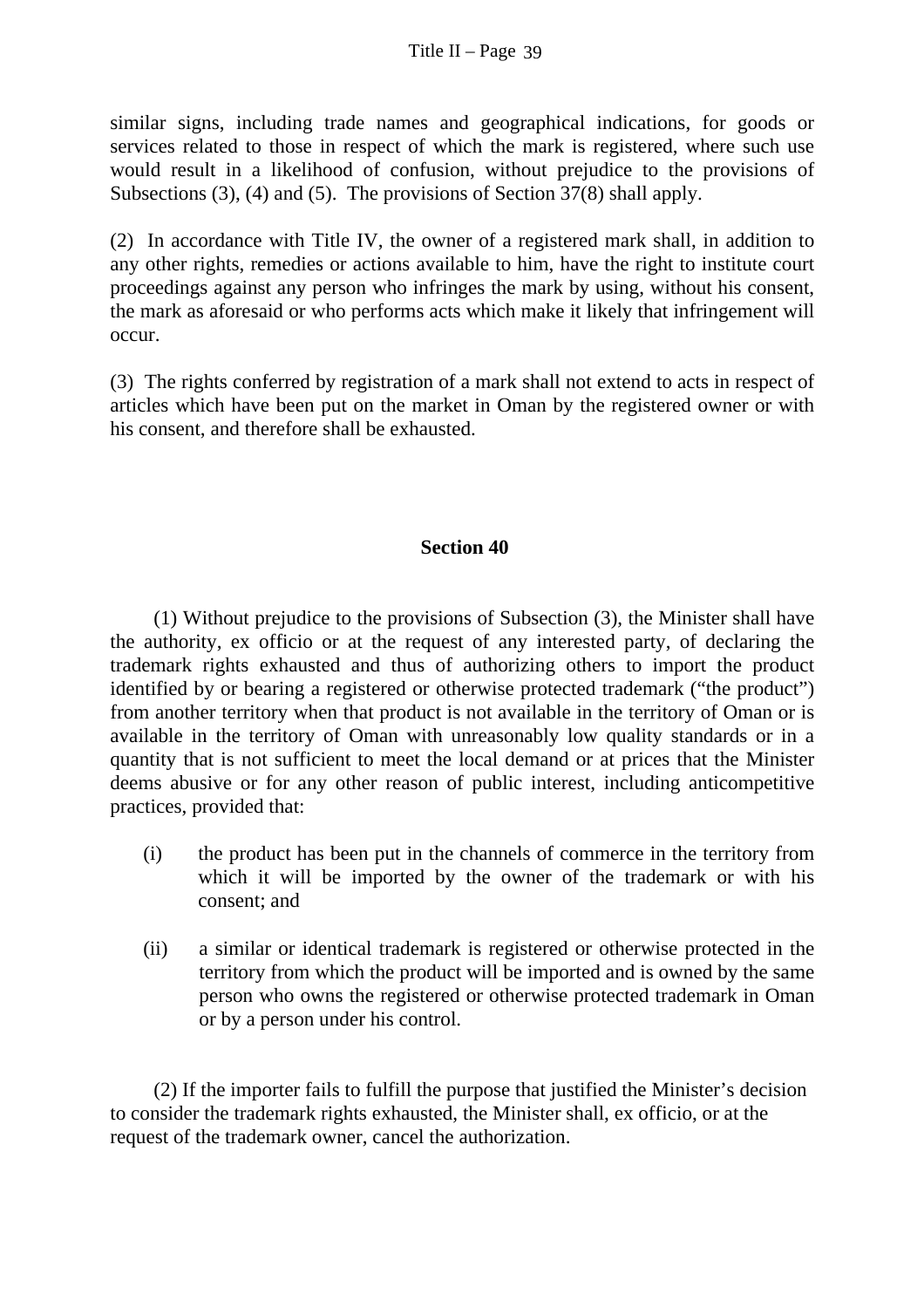similar signs, including trade names and geographical indications, for goods or services related to those in respect of which the mark is registered, where such use would result in a likelihood of confusion, without prejudice to the provisions of Subsections (3), (4) and (5). The provisions of Section 37(8) shall apply.

(2) In accordance with Title IV, the owner of a registered mark shall, in addition to any other rights, remedies or actions available to him, have the right to institute court proceedings against any person who infringes the mark by using, without his consent, the mark as aforesaid or who performs acts which make it likely that infringement will occur.

(3) The rights conferred by registration of a mark shall not extend to acts in respect of articles which have been put on the market in Oman by the registered owner or with his consent, and therefore shall be exhausted.

## Section 40

(1) Without prejudice to the provisions of Subsection (3), the Minister shall have the authority, ex officio or at the request of any interested party, of declaring the trademark rights exhausted and thus of authorizing others to import the product identified by or bearing a registered or otherwise protected trademark ("the product") from another territory when that product is not available in the territory of Oman or is available in the territory of Oman with unreasonably low quality standards or in a quantity that is not sufficient to meet the local demand or at prices that the Minister deems abusive or for any other reason of public interest, including anticompetitive practices, provided that:

(i) the product has been put in the channels of commerce in the territory from which it will be imported by the owner of the trademark or with his consent; and

(ii) a similar or identical trademark is registered or otherwise protected in the territory from which the product will be imported and is owned by the same person who owns the registered or otherwise protected trademark in Oman or by a person under his control.

(2) If the importer fails to fulfill the purpose that justified the Minister's decision to consider the trademark rights exhausted, the Minister shall, ex officio, or at the request of the trademark owner, cancel the authorization.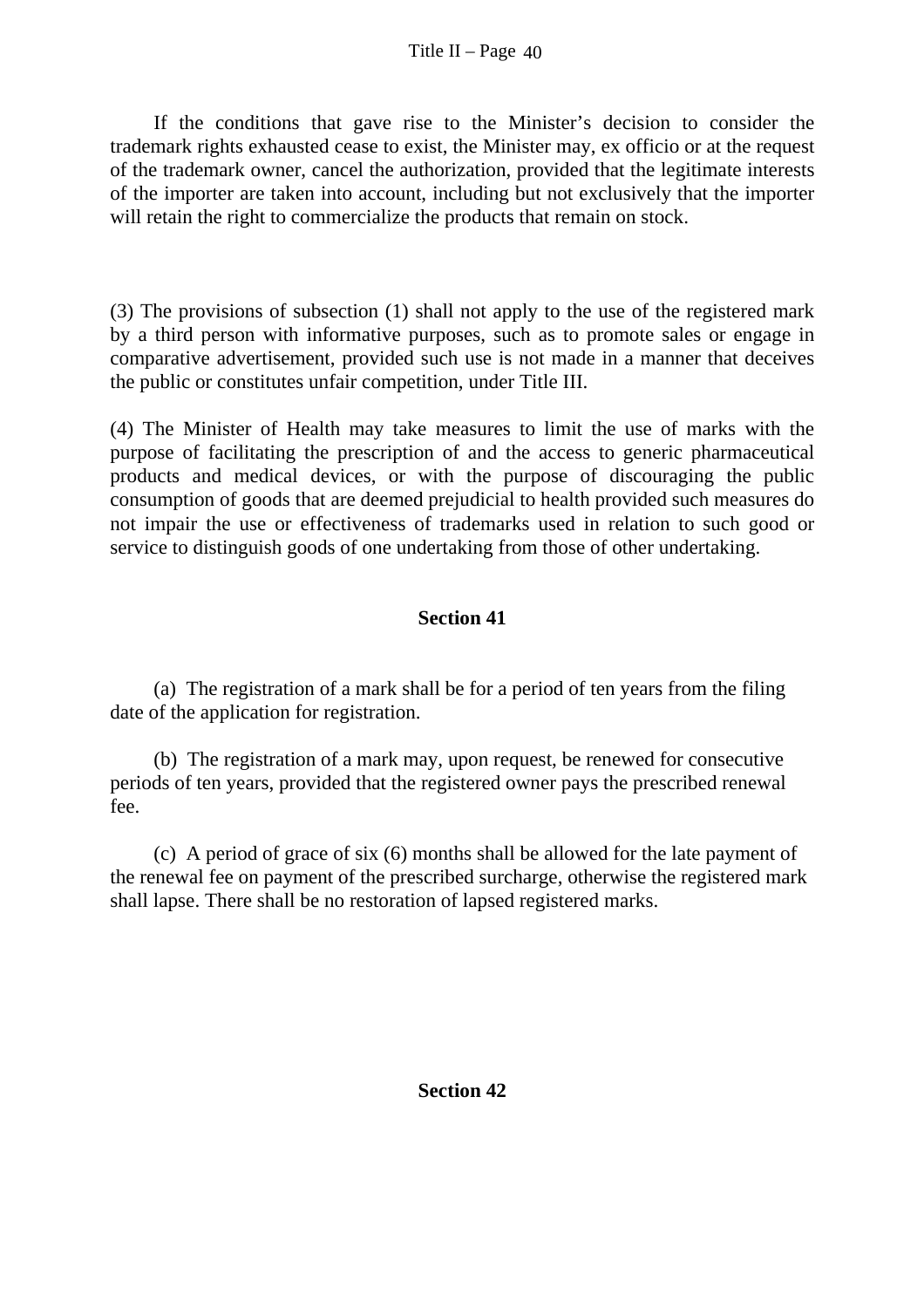If the conditions that gave rise to the Minister's decision to consider the trademark rights exhausted cease to exist, the Minister may, ex officio or at the request of the trademark owner, cancel the authorization, provided that the legitimate interests of the importer are taken into account, including but not exclusively that the importer will retain the right to commercialize the products that remain on stock.

(3) The provisions of subsection (1) shall not apply to the use of the registered mark by a third person with informative purposes, such as to promote sales or engage in comparative advertisement, provided such use is not made in a manner that deceives the public or constitutes unfair competition, under Title III.

(4) The Minister of Health may take measures to limit the use of marks with the purpose of facilitating the prescription of and the access to generic pharmaceutical products and medical devices, or with the purpose of discouraging the public consumption of goods that are deemed prejudicial to health provided such measures do not impair the use or effectiveness of trademarks used in relation to such good or service to distinguish goods of one undertaking from those of other undertaking.

## Section 41

(a) The registration of a mark shall be for a period of ten years from the filing date of the application for registration.

(b) The registration of a mark may, upon request, be renewed for consecutive periods of ten years, provided that the registered owner pays the prescribed renewal fee.

(c) A period of grace of six (6) months shall be allowed for the late payment of the renewal fee on payment of the prescribed surcharge, otherwise the registered mark shall lapse. There shall be no restoration of lapsed registered marks.

## Section 42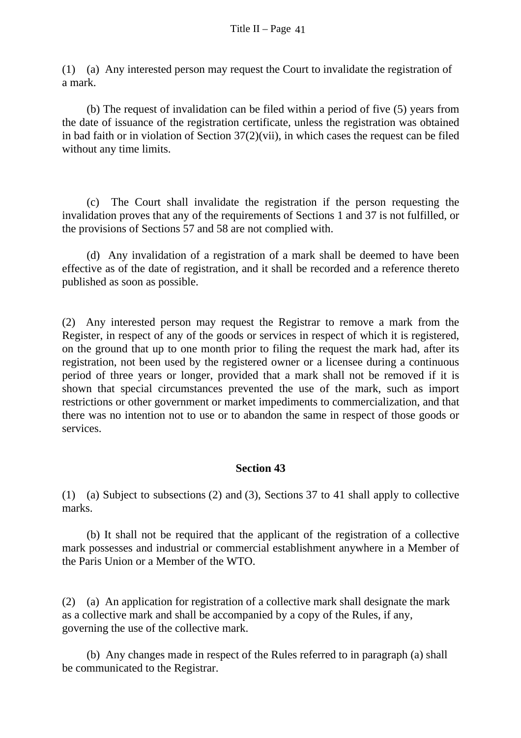(1) (a) Any interested person may request the Court to invalidate the registration of a mark.

(b) The request of invalidation can be filed within a period of five (5) years from the date of issuance of the registration certificate, unless the registration was obtained in bad faith or in violation of Section 37(2)(vii), in which cases the request can be filed without any time limits.

(c) The Court shall invalidate the registration if the person requesting the invalidation proves that any of the requirements of Sections 1 and 37 is not fulfilled, or the provisions of Sections 57 and 58 are not complied with.

(d) Any invalidation of a registration of a mark shall be deemed to have been effective as of the date of registration, and it shall be recorded and a reference thereto published as soon as possible.

(2) Any interested person may request the Registrar to remove a mark from the Register, in respect of any of the goods or services in respect of which it is registered, on the ground that up to one month prior to filing the request the mark had, after its registration, not been used by the registered owner or a licensee during a continuous period of three years or longer, provided that a mark shall not be removed if it is shown that special circumstances prevented the use of the mark, such as import restrictions or other government or market impediments to commercialization, and that there was no intention not to use or to abandon the same in respect of those goods or services.

### Section 43

(1) (a) Subject to subsections (2) and (3), Sections 37 to 41 shall apply to collective marks.

(b) It shall not be required that the applicant of the registration of a collective mark possesses and industrial or commercial establishment anywhere in a Member of the Paris Union or a Member of the WTO.

(2) (a) An application for registration of a collective mark shall designate the mark as a collective mark and shall be accompanied by a copy of the Rules, if any, governing the use of the collective mark.

(b) Any changes made in respect of the Rules referred to in paragraph (a) shall be communicated to the Registrar.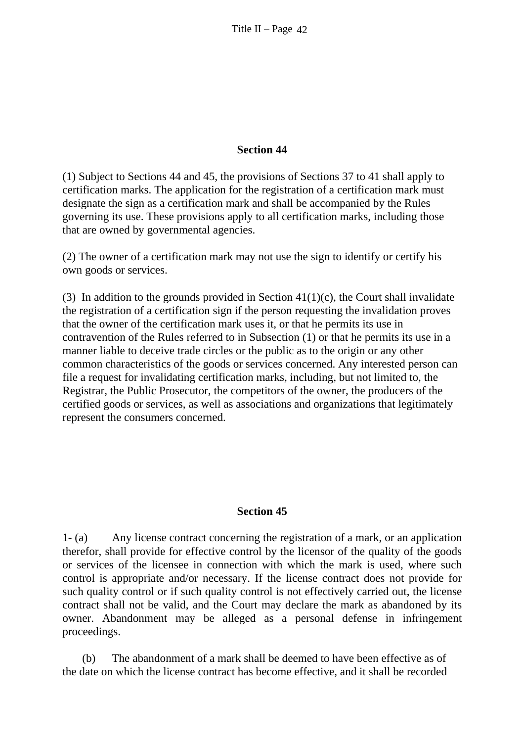### Section 44

(1) Subject to Sections 44 and 45, the provisions of Sections 37 to 41 shall apply to certification marks. The application for the registration of a certification mark must designate the sign as a certification mark and shall be accompanied by the Rules governing its use. These provisions apply to all certification marks, including those that are owned by governmental agencies.

(2) The owner of a certification mark may not use the sign to identify or certify his own goods or services.

(3) In addition to the grounds provided in Section 41(1)(c), the Court shall invalidate the registration of a certification sign if the person requesting the invalidation proves that the owner of the certification mark uses it, or that he permits its use in contravention of the Rules referred to in Subsection (1) or that he permits its use in a manner liable to deceive trade circles or the public as to the origin or any other common characteristics of the goods or services concerned. Any interested person can file a request for invalidating certification marks, including, but not limited to, the Registrar, the Public Prosecutor, the competitors of the owner, the producers of the certified goods or services, as well as associations and organizations that legitimately represent the consumers concerned.

### Section 45

1- (a) Any license contract concerning the registration of a mark, or an application therefor, shall provide for effective control by the licensor of the quality of the goods or services of the licensee in connection with which the mark is used, where such control is appropriate and/or necessary. If the license contract does not provide for such quality control or if such quality control is not effectively carried out, the license contract shall not be valid, and the Court may declare the mark as abandoned by its owner. Abandonment may be alleged as a personal defense in infringement proceedings.

(b) The abandonment of a mark shall be deemed to have been effective as of the date on which the license contract has become effective, and it shall be recorded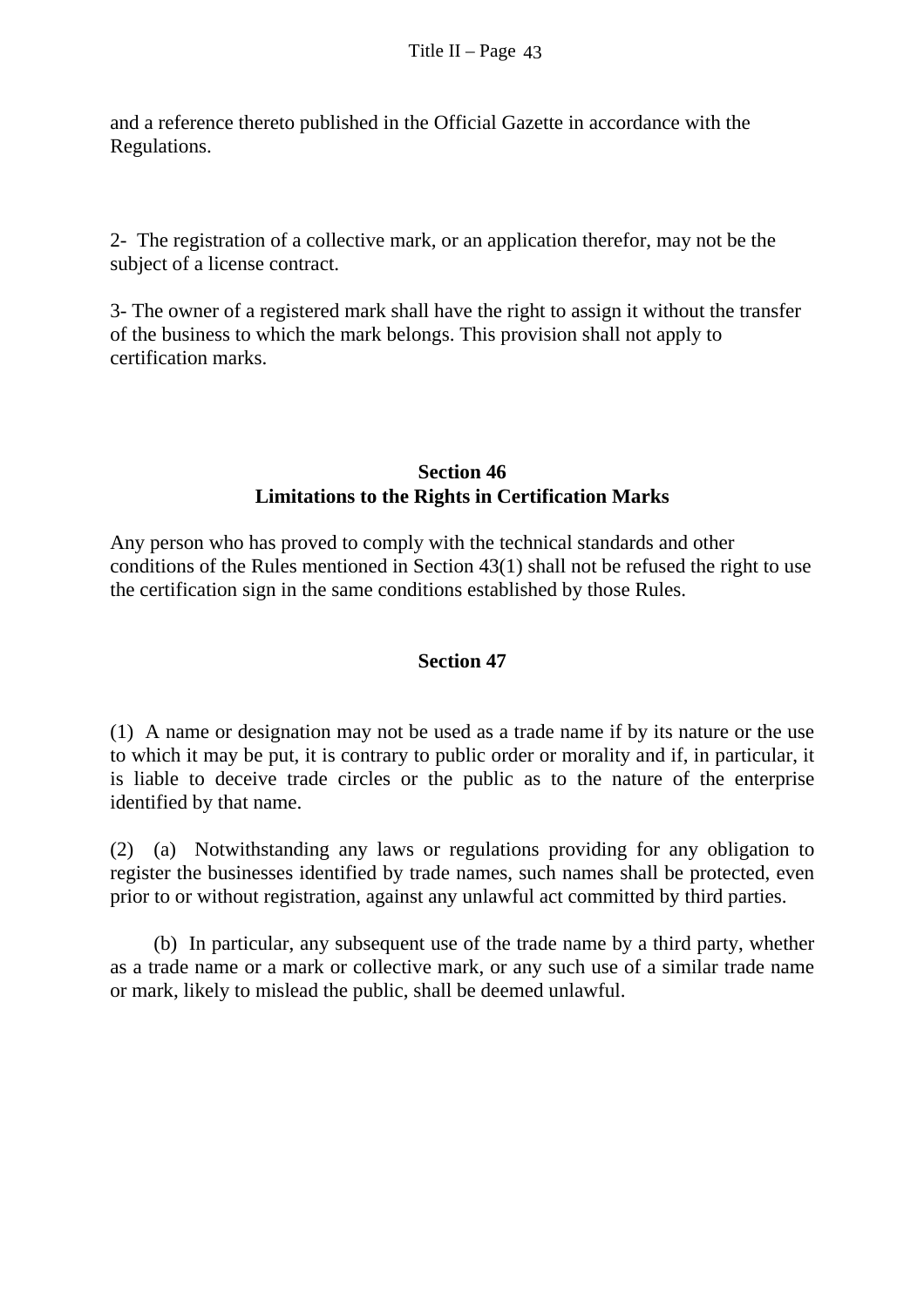and a reference thereto published in the Official Gazette in accordance with the Regulations.

2- The registration of a collective mark, or an application therefor, may not be the subject of a license contract.

3- The owner of a registered mark shall have the right to assign it without the transfer of the business to which the mark belongs. This provision shall not apply to certification marks.

## Section 46
## Limitations to the Rights in Certification Marks

Any person who has proved to comply with the technical standards and other conditions of the Rules mentioned in Section 43(1) shall not be refused the right to use the certification sign in the same conditions established by those Rules.

## Section 47

(1) A name or designation may not be used as a trade name if by its nature or the use to which it may be put, it is contrary to public order or morality and if, in particular, it is liable to deceive trade circles or the public as to the nature of the enterprise identified by that name.

(2) (a) Notwithstanding any laws or regulations providing for any obligation to register the businesses identified by trade names, such names shall be protected, even prior to or without registration, against any unlawful act committed by third parties.

(b) In particular, any subsequent use of the trade name by a third party, whether as a trade name or a mark or collective mark, or any such use of a similar trade name or mark, likely to mislead the public, shall be deemed unlawful.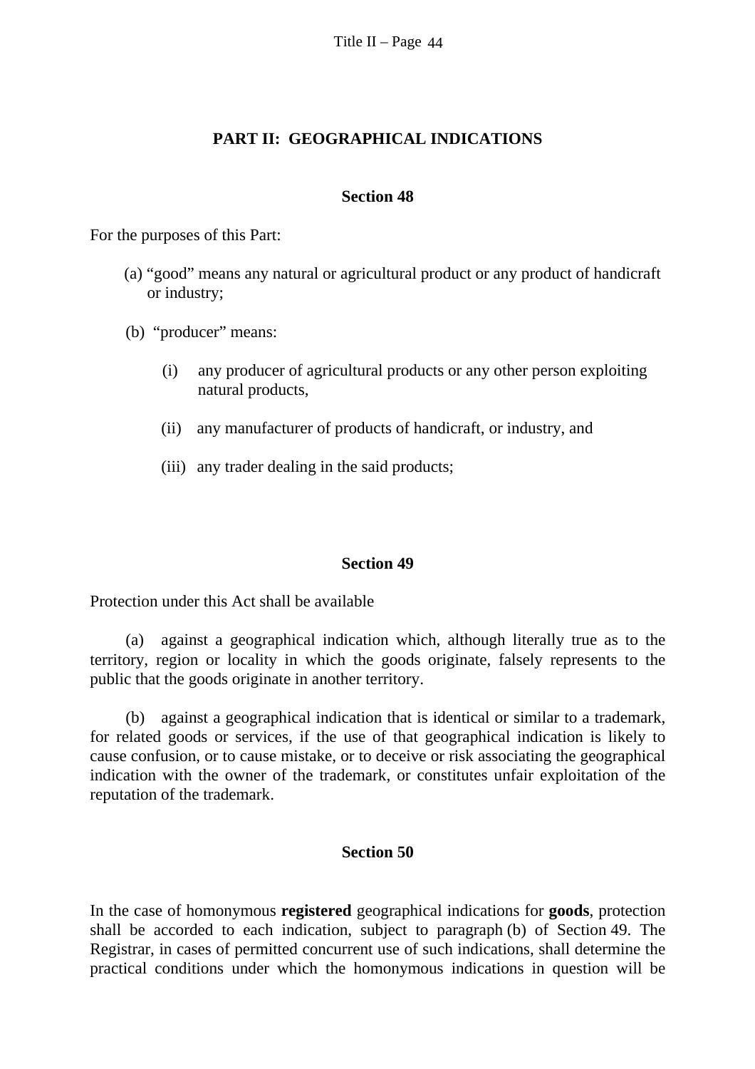## PART II: GEOGRAPHICAL INDICATIONS

### Section 48

For the purposes of this Part:

(a) "good" means any natural or agricultural product or any product of handicraft or industry;

(b) "producer" means:

(i) any producer of agricultural products or any other person exploiting natural products,

(ii) any manufacturer of products of handicraft, or industry, and

(iii) any trader dealing in the said products;

### Section 49

Protection under this Act shall be available

(a) against a geographical indication which, although literally true as to the territory, region or locality in which the goods originate, falsely represents to the public that the goods originate in another territory.

(b) against a geographical indication that is identical or similar to a trademark, for related goods or services, if the use of that geographical indication is likely to cause confusion, or to cause mistake, or to deceive or risk associating the geographical indication with the owner of the trademark, or constitutes unfair exploitation of the reputation of the trademark.

### Section 50

In the case of homonymous **registered** geographical indications for **goods**, protection shall be accorded to each indication, subject to paragraph (b) of Section 49. The Registrar, in cases of permitted concurrent use of such indications, shall determine the practical conditions under which the homonymous indications in question will be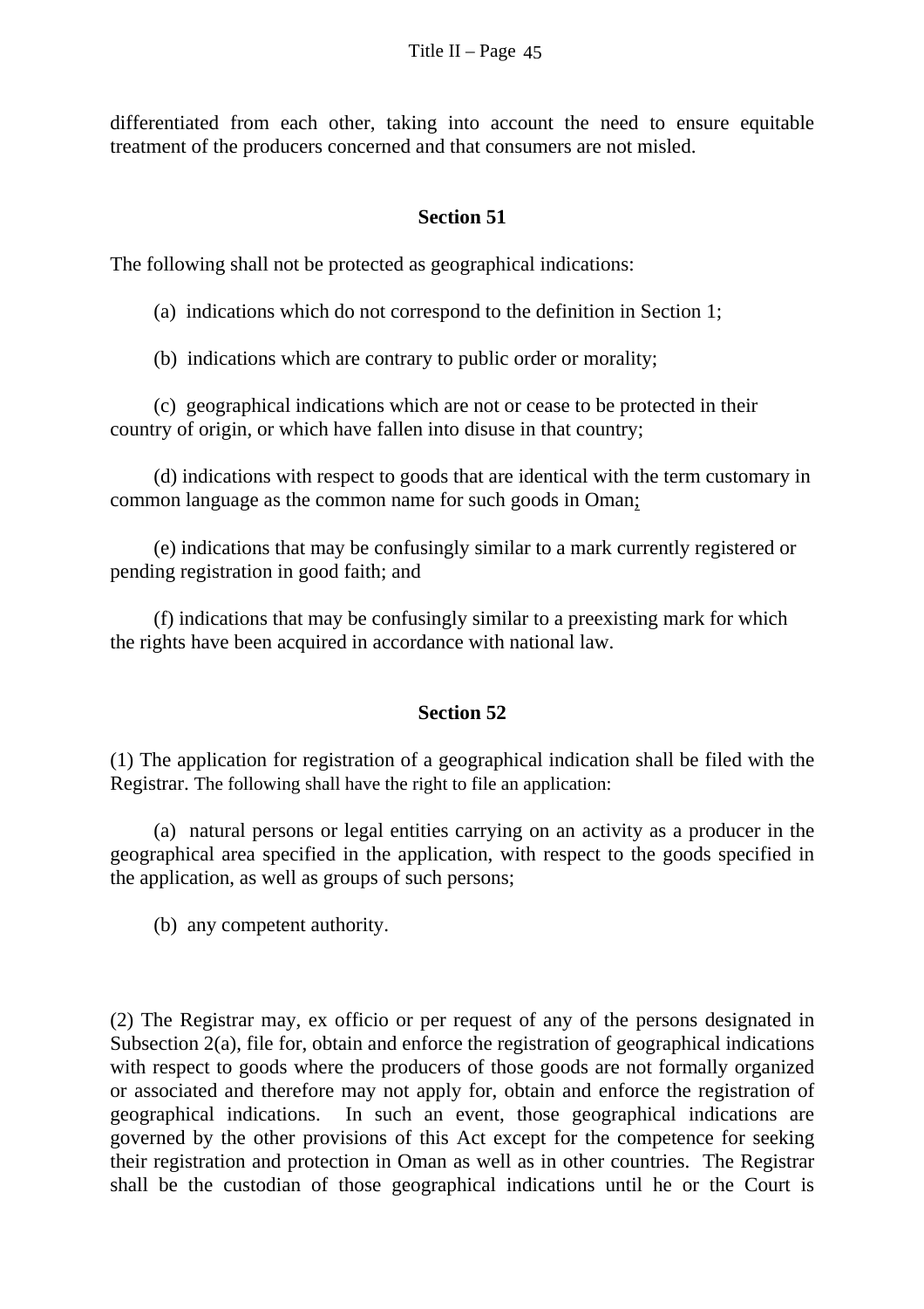differentiated from each other, taking into account the need to ensure equitable treatment of the producers concerned and that consumers are not misled.

## Section 51

The following shall not be protected as geographical indications:

(a) indications which do not correspond to the definition in Section 1;

(b) indications which are contrary to public order or morality;

(c) geographical indications which are not or cease to be protected in their country of origin, or which have fallen into disuse in that country;

(d) indications with respect to goods that are identical with the term customary in common language as the common name for such goods in Oman;

(e) indications that may be confusingly similar to a mark currently registered or pending registration in good faith; and

(f) indications that may be confusingly similar to a preexisting mark for which the rights have been acquired in accordance with national law.

## Section 52

(1) The application for registration of a geographical indication shall be filed with the Registrar. The following shall have the right to file an application:

(a) natural persons or legal entities carrying on an activity as a producer in the geographical area specified in the application, with respect to the goods specified in the application, as well as groups of such persons;

(b) any competent authority.

(2) The Registrar may, ex officio or per request of any of the persons designated in Subsection 2(a), file for, obtain and enforce the registration of geographical indications with respect to goods where the producers of those goods are not formally organized or associated and therefore may not apply for, obtain and enforce the registration of geographical indications. In such an event, those geographical indications are governed by the other provisions of this Act except for the competence for seeking their registration and protection in Oman as well as in other countries. The Registrar shall be the custodian of those geographical indications until he or the Court is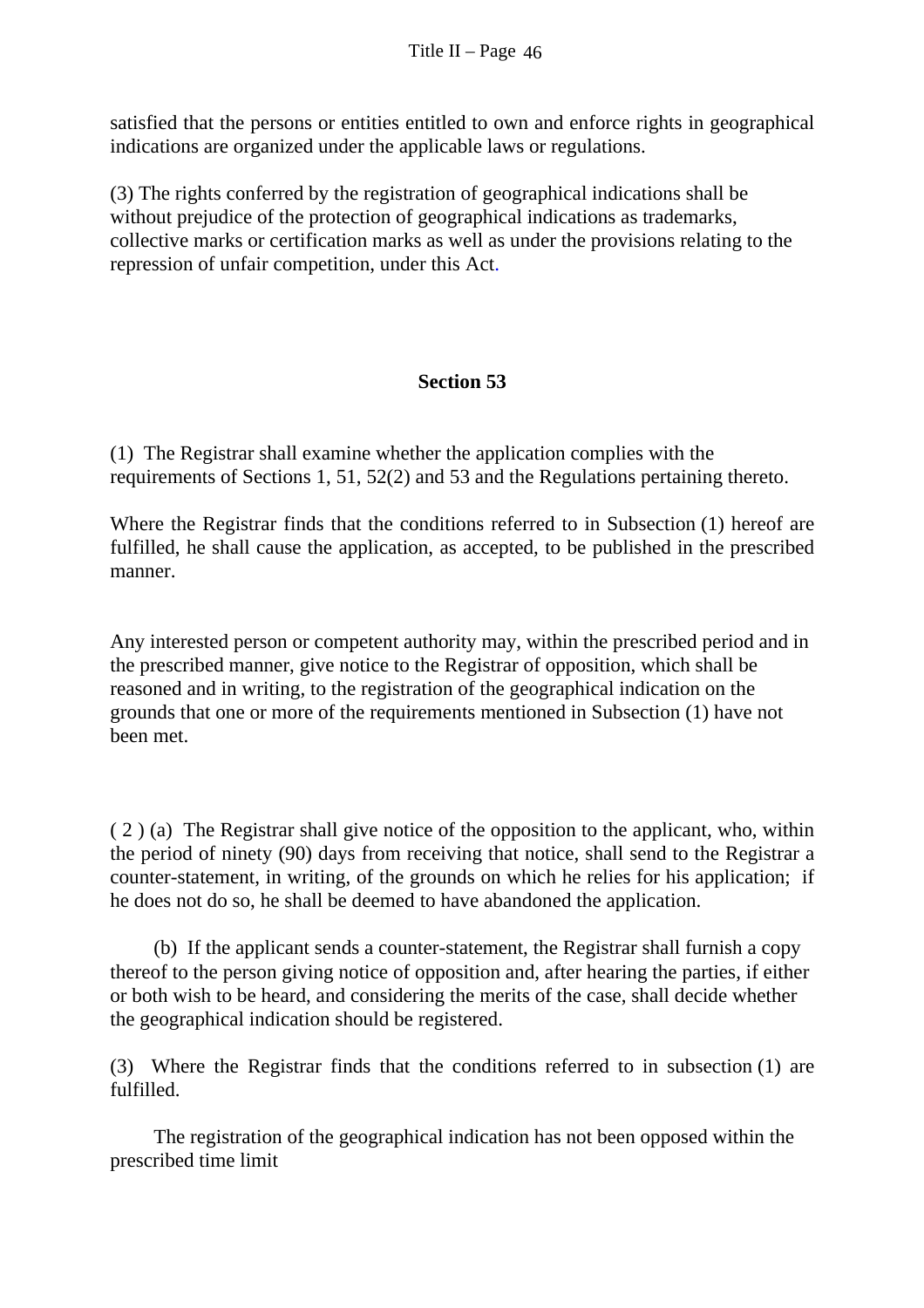satisfied that the persons or entities entitled to own and enforce rights in geographical indications are organized under the applicable laws or regulations.

(3) The rights conferred by the registration of geographical indications shall be without prejudice of the protection of geographical indications as trademarks, collective marks or certification marks as well as under the provisions relating to the repression of unfair competition, under this Act.

**Section 53**

(1) The Registrar shall examine whether the application complies with the requirements of Sections 1, 51, 52(2) and 53 and the Regulations pertaining thereto.

Where the Registrar finds that the conditions referred to in Subsection (1) hereof are fulfilled, he shall cause the application, as accepted, to be published in the prescribed manner.

Any interested person or competent authority may, within the prescribed period and in the prescribed manner, give notice to the Registrar of opposition, which shall be reasoned and in writing, to the registration of the geographical indication on the grounds that one or more of the requirements mentioned in Subsection (1) have not been met.

( 2 ) (a) The Registrar shall give notice of the opposition to the applicant, who, within the period of ninety (90) days from receiving that notice, shall send to the Registrar a counter-statement, in writing, of the grounds on which he relies for his application; if he does not do so, he shall be deemed to have abandoned the application.

(b) If the applicant sends a counter-statement, the Registrar shall furnish a copy thereof to the person giving notice of opposition and, after hearing the parties, if either or both wish to be heard, and considering the merits of the case, shall decide whether the geographical indication should be registered.

(3) Where the Registrar finds that the conditions referred to in subsection (1) are fulfilled.

The registration of the geographical indication has not been opposed within the prescribed time limit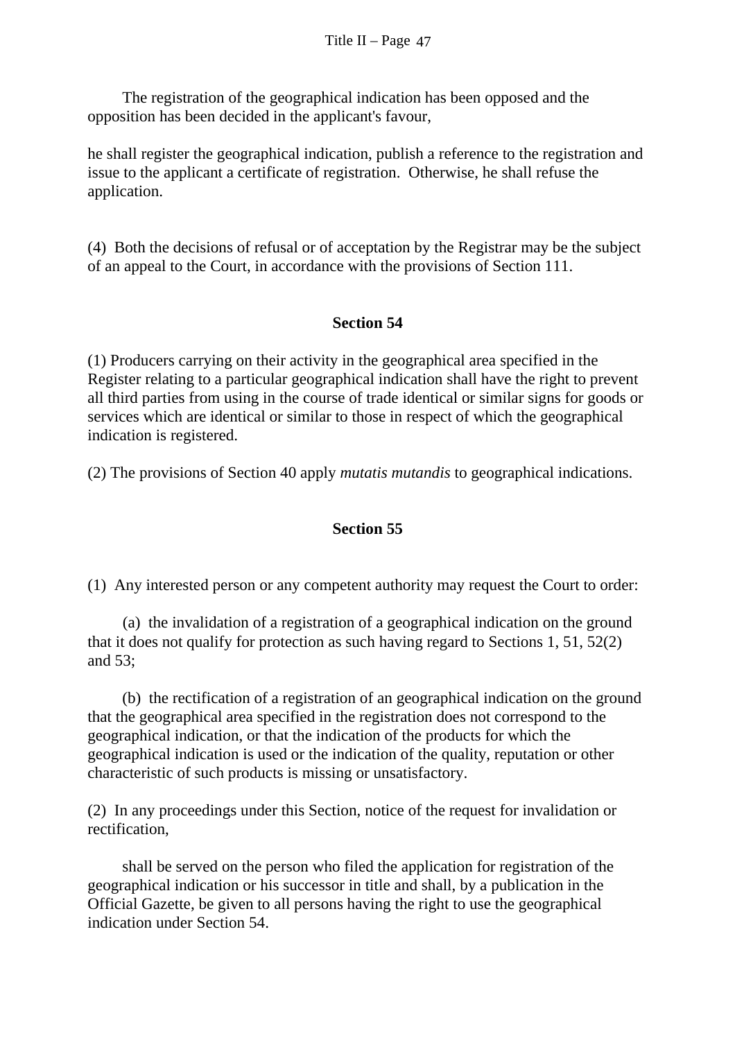The registration of the geographical indication has been opposed and the opposition has been decided in the applicant's favour,

he shall register the geographical indication, publish a reference to the registration and issue to the applicant a certificate of registration. Otherwise, he shall refuse the application.

(4) Both the decisions of refusal or of acceptation by the Registrar may be the subject of an appeal to the Court, in accordance with the provisions of Section 111.

### Section 54

(1) Producers carrying on their activity in the geographical area specified in the Register relating to a particular geographical indication shall have the right to prevent all third parties from using in the course of trade identical or similar signs for goods or services which are identical or similar to those in respect of which the geographical indication is registered.

(2) The provisions of Section 40 apply *mutatis mutandis* to geographical indications.

### Section 55

(1) Any interested person or any competent authority may request the Court to order:

(a) the invalidation of a registration of a geographical indication on the ground that it does not qualify for protection as such having regard to Sections 1, 51, 52(2) and 53;

(b) the rectification of a registration of an geographical indication on the ground that the geographical area specified in the registration does not correspond to the geographical indication, or that the indication of the products for which the geographical indication is used or the indication of the quality, reputation or other characteristic of such products is missing or unsatisfactory.

(2) In any proceedings under this Section, notice of the request for invalidation or rectification,

shall be served on the person who filed the application for registration of the geographical indication or his successor in title and shall, by a publication in the Official Gazette, be given to all persons having the right to use the geographical indication under Section 54.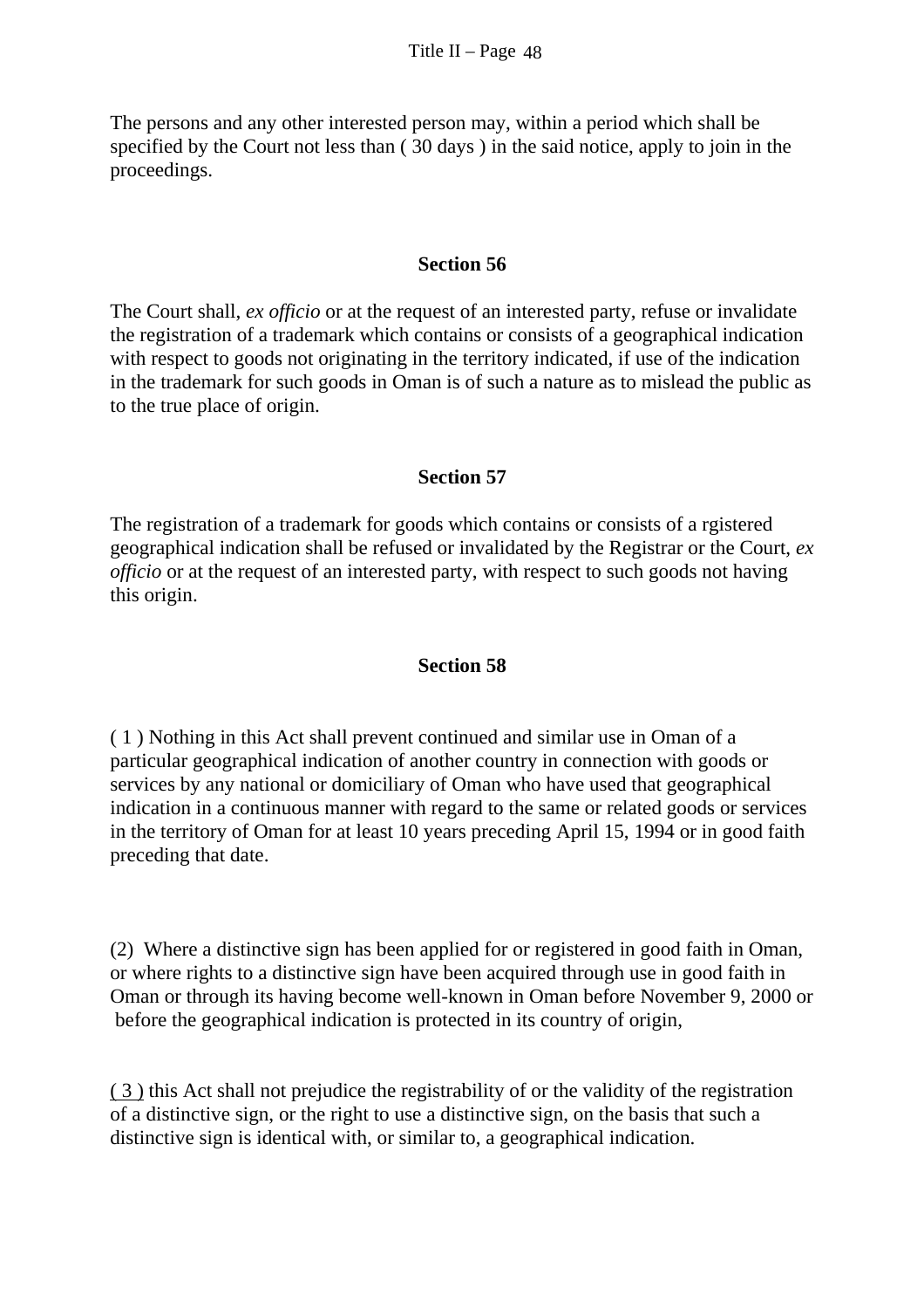The persons and any other interested person may, within a period which shall be specified by the Court not less than ( 30 days ) in the said notice, apply to join in the proceedings.

### Section 56

The Court shall, *ex officio* or at the request of an interested party, refuse or invalidate the registration of a trademark which contains or consists of a geographical indication with respect to goods not originating in the territory indicated, if use of the indication in the trademark for such goods in Oman is of such a nature as to mislead the public as to the true place of origin.

### Section 57

The registration of a trademark for goods which contains or consists of a rgistered geographical indication shall be refused or invalidated by the Registrar or the Court, *ex officio* or at the request of an interested party, with respect to such goods not having this origin.

### Section 58

( 1 ) Nothing in this Act shall prevent continued and similar use in Oman of a particular geographical indication of another country in connection with goods or services by any national or domiciliary of Oman who have used that geographical indication in a continuous manner with regard to the same or related goods or services in the territory of Oman for at least 10 years preceding April 15, 1994 or in good faith preceding that date.

(2) Where a distinctive sign has been applied for or registered in good faith in Oman, or where rights to a distinctive sign have been acquired through use in good faith in Oman or through its having become well-known in Oman before November 9, 2000 or before the geographical indication is protected in its country of origin,

( 3 ) this Act shall not prejudice the registrability of or the validity of the registration of a distinctive sign, or the right to use a distinctive sign, on the basis that such a distinctive sign is identical with, or similar to, a geographical indication.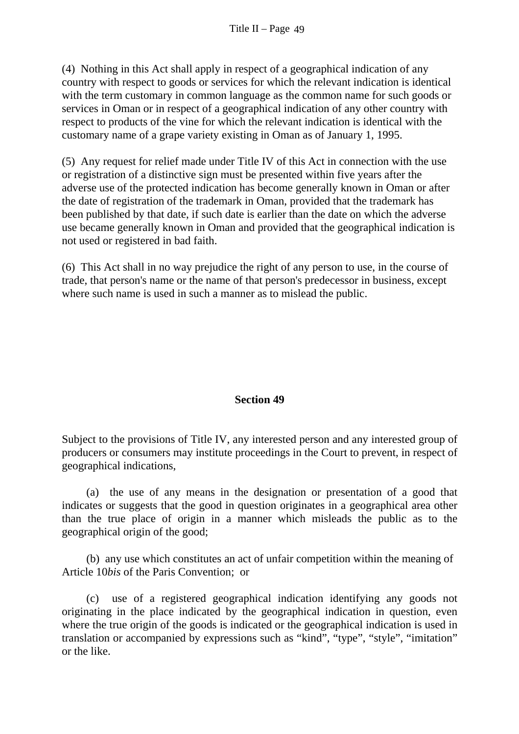(4) Nothing in this Act shall apply in respect of a geographical indication of any country with respect to goods or services for which the relevant indication is identical with the term customary in common language as the common name for such goods or services in Oman or in respect of a geographical indication of any other country with respect to products of the vine for which the relevant indication is identical with the customary name of a grape variety existing in Oman as of January 1, 1995.

(5) Any request for relief made under Title IV of this Act in connection with the use or registration of a distinctive sign must be presented within five years after the adverse use of the protected indication has become generally known in Oman or after the date of registration of the trademark in Oman, provided that the trademark has been published by that date, if such date is earlier than the date on which the adverse use became generally known in Oman and provided that the geographical indication is not used or registered in bad faith.

(6) This Act shall in no way prejudice the right of any person to use, in the course of trade, that person's name or the name of that person's predecessor in business, except where such name is used in such a manner as to mislead the public.

## Section 49

Subject to the provisions of Title IV, any interested person and any interested group of producers or consumers may institute proceedings in the Court to prevent, in respect of geographical indications,

(a) the use of any means in the designation or presentation of a good that indicates or suggests that the good in question originates in a geographical area other than the true place of origin in a manner which misleads the public as to the geographical origin of the good;

(b) any use which constitutes an act of unfair competition within the meaning of Article 10*bis* of the Paris Convention; or

(c) use of a registered geographical indication identifying any goods not originating in the place indicated by the geographical indication in question, even where the true origin of the goods is indicated or the geographical indication is used in translation or accompanied by expressions such as “kind”, “type”, “style”, “imitation” or the like.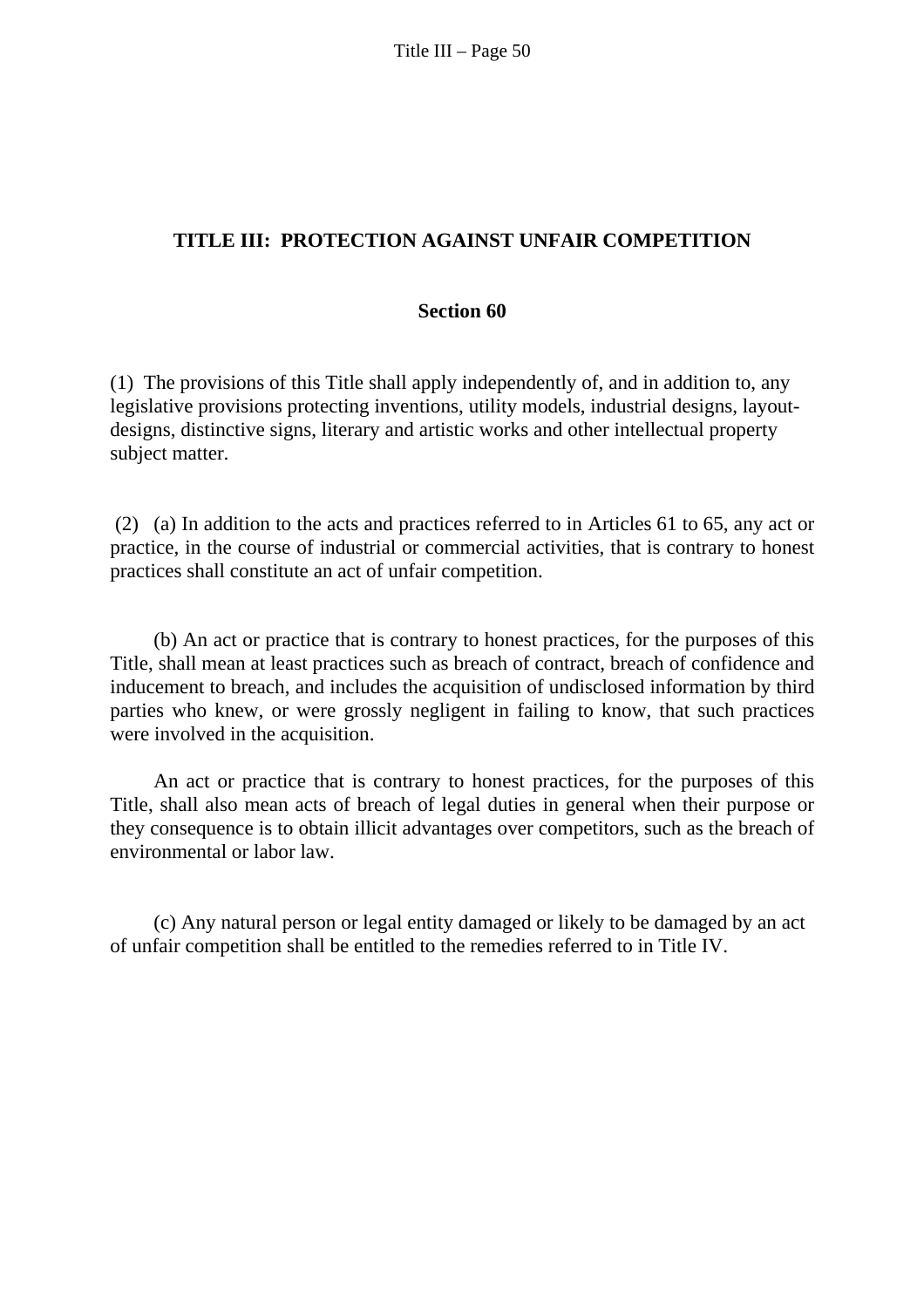## TITLE III: PROTECTION AGAINST UNFAIR COMPETITION

### Section 60

(1) The provisions of this Title shall apply independently of, and in addition to, any legislative provisions protecting inventions, utility models, industrial designs, layout-designs, distinctive signs, literary and artistic works and other intellectual property subject matter.

(2) (a) In addition to the acts and practices referred to in Articles 61 to 65, any act or practice, in the course of industrial or commercial activities, that is contrary to honest practices shall constitute an act of unfair competition.

(b) An act or practice that is contrary to honest practices, for the purposes of this Title, shall mean at least practices such as breach of contract, breach of confidence and inducement to breach, and includes the acquisition of undisclosed information by third parties who knew, or were grossly negligent in failing to know, that such practices were involved in the acquisition.

An act or practice that is contrary to honest practices, for the purposes of this Title, shall also mean acts of breach of legal duties in general when their purpose or they consequence is to obtain illicit advantages over competitors, such as the breach of environmental or labor law.

(c) Any natural person or legal entity damaged or likely to be damaged by an act of unfair competition shall be entitled to the remedies referred to in Title IV.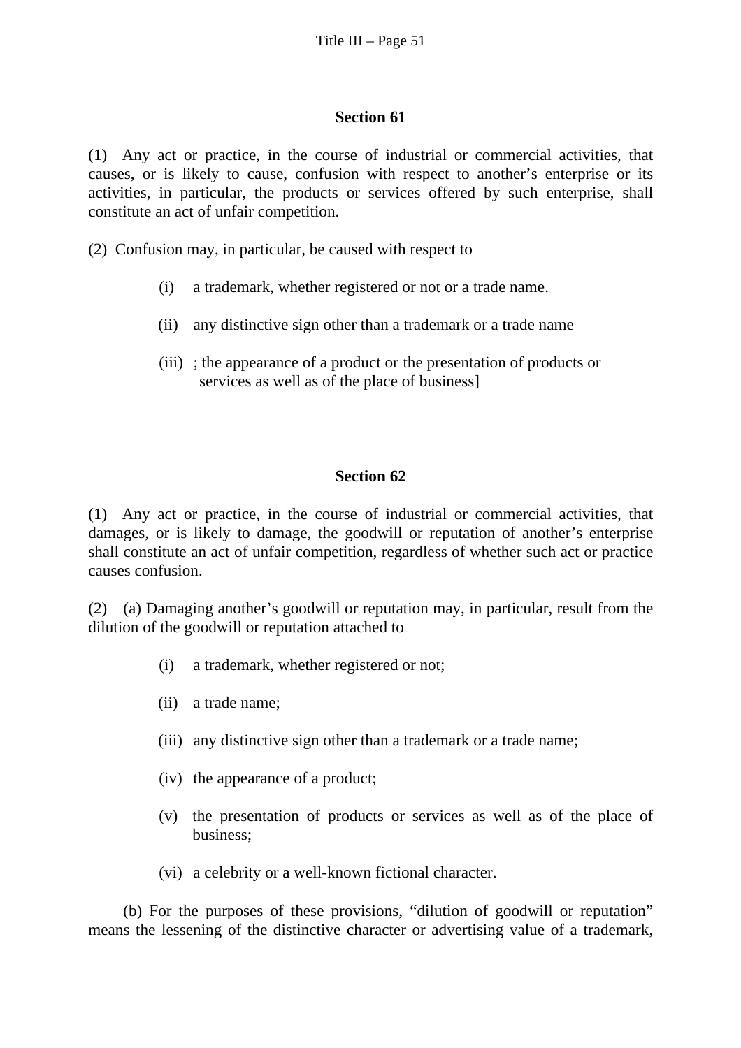**Section 61**

(1) Any act or practice, in the course of industrial or commercial activities, that causes, or is likely to cause, confusion with respect to another's enterprise or its activities, in particular, the products or services offered by such enterprise, shall constitute an act of unfair competition.

(2) Confusion may, in particular, be caused with respect to

- (i) a trademark, whether registered or not or a trade name.
- (ii) any distinctive sign other than a trademark or a trade name
- (iii) ; the appearance of a product or the presentation of products or services as well as of the place of business]

**Section 62**

(1) Any act or practice, in the course of industrial or commercial activities, that damages, or is likely to damage, the goodwill or reputation of another's enterprise shall constitute an act of unfair competition, regardless of whether such act or practice causes confusion.

(2) (a) Damaging another's goodwill or reputation may, in particular, result from the dilution of the goodwill or reputation attached to

- (i) a trademark, whether registered or not;
- (ii) a trade name;
- (iii) any distinctive sign other than a trademark or a trade name;
- (iv) the appearance of a product;
- (v) the presentation of products or services as well as of the place of business;
- (vi) a celebrity or a well-known fictional character.

(b) For the purposes of these provisions, "dilution of goodwill or reputation" means the lessening of the distinctive character or advertising value of a trademark,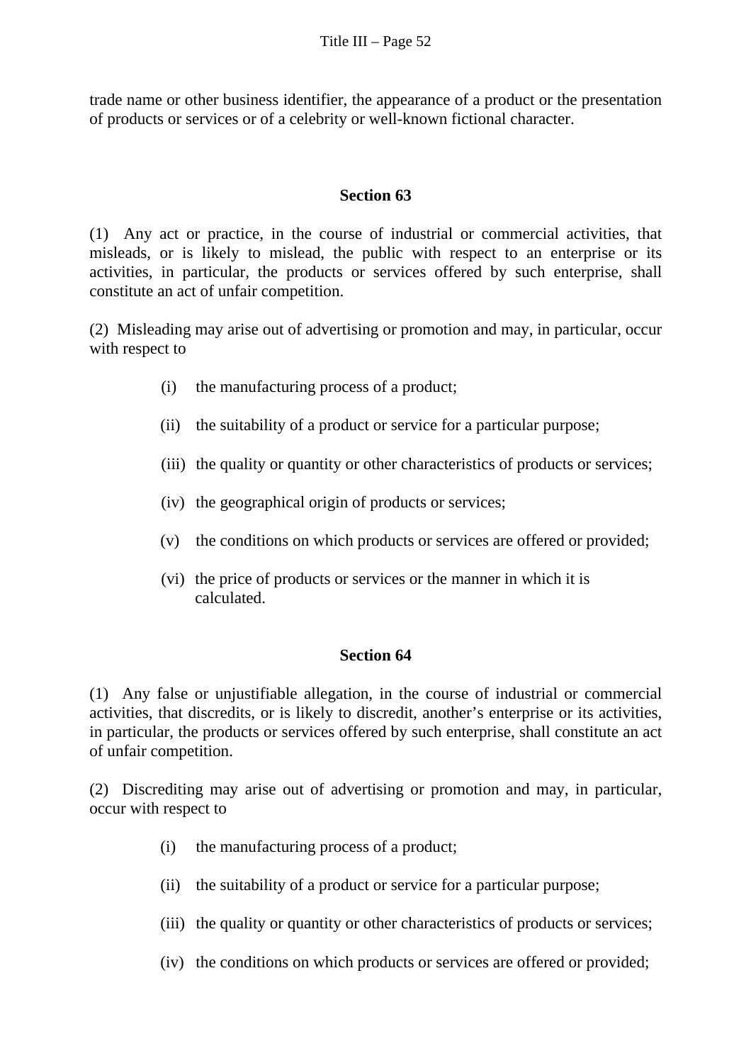trade name or other business identifier, the appearance of a product or the presentation of products or services or of a celebrity or well-known fictional character.

### Section 63

(1) Any act or practice, in the course of industrial or commercial activities, that misleads, or is likely to mislead, the public with respect to an enterprise or its activities, in particular, the products or services offered by such enterprise, shall constitute an act of unfair competition.

(2) Misleading may arise out of advertising or promotion and may, in particular, occur with respect to

- (i) the manufacturing process of a product;
- (ii) the suitability of a product or service for a particular purpose;
- (iii) the quality or quantity or other characteristics of products or services;
- (iv) the geographical origin of products or services;
- (v) the conditions on which products or services are offered or provided;
- (vi) the price of products or services or the manner in which it is calculated.

### Section 64

(1) Any false or unjustifiable allegation, in the course of industrial or commercial activities, that discredits, or is likely to discredit, another's enterprise or its activities, in particular, the products or services offered by such enterprise, shall constitute an act of unfair competition.

(2) Discrediting may arise out of advertising or promotion and may, in particular, occur with respect to

- (i) the manufacturing process of a product;
- (ii) the suitability of a product or service for a particular purpose;
- (iii) the quality or quantity or other characteristics of products or services;
- (iv) the conditions on which products or services are offered or provided;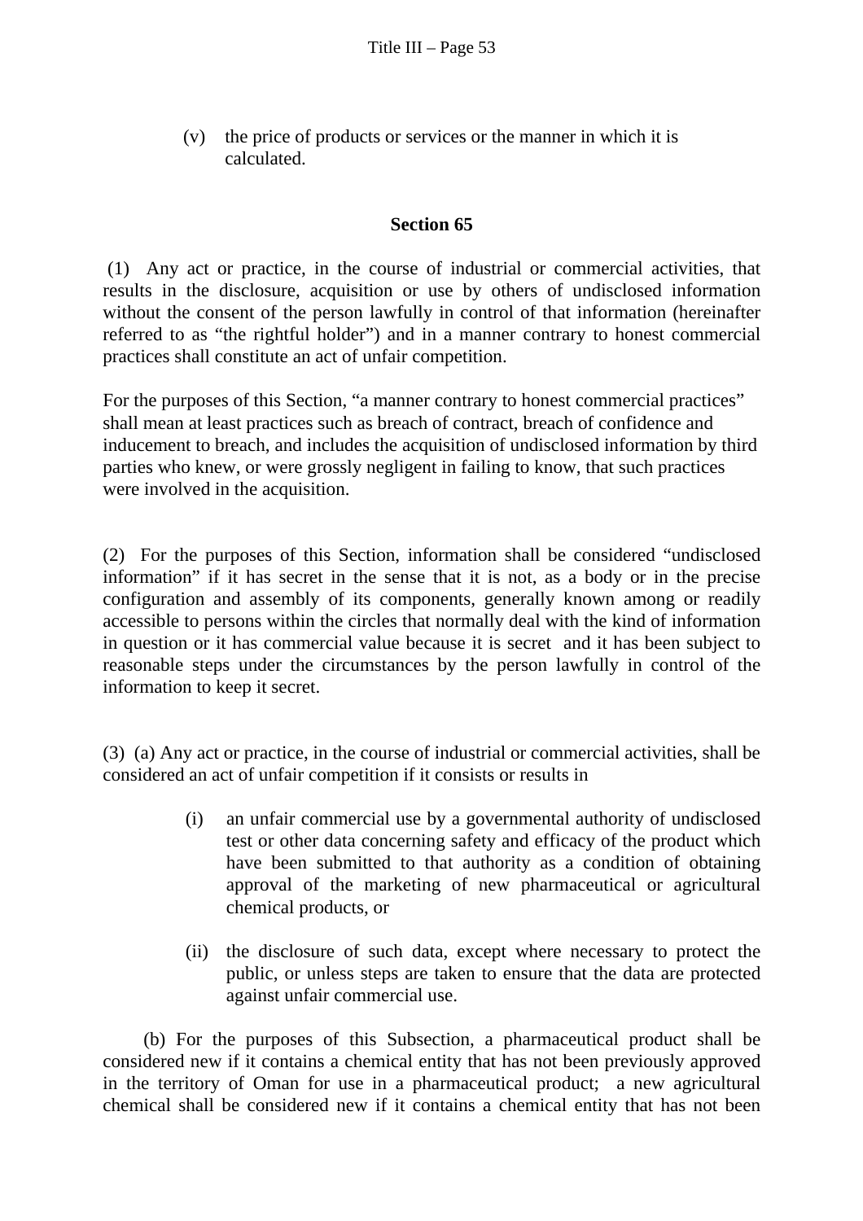(v) the price of products or services or the manner in which it is calculated.

## Section 65

(1) Any act or practice, in the course of industrial or commercial activities, that results in the disclosure, acquisition or use by others of undisclosed information without the consent of the person lawfully in control of that information (hereinafter referred to as "the rightful holder") and in a manner contrary to honest commercial practices shall constitute an act of unfair competition.

For the purposes of this Section, "a manner contrary to honest commercial practices" shall mean at least practices such as breach of contract, breach of confidence and inducement to breach, and includes the acquisition of undisclosed information by third parties who knew, or were grossly negligent in failing to know, that such practices were involved in the acquisition.

(2) For the purposes of this Section, information shall be considered "undisclosed information" if it has secret in the sense that it is not, as a body or in the precise configuration and assembly of its components, generally known among or readily accessible to persons within the circles that normally deal with the kind of information in question or it has commercial value because it is secret and it has been subject to reasonable steps under the circumstances by the person lawfully in control of the information to keep it secret.

(3) (a) Any act or practice, in the course of industrial or commercial activities, shall be considered an act of unfair competition if it consists or results in

(i) an unfair commercial use by a governmental authority of undisclosed test or other data concerning safety and efficacy of the product which have been submitted to that authority as a condition of obtaining approval of the marketing of new pharmaceutical or agricultural chemical products, or

(ii) the disclosure of such data, except where necessary to protect the public, or unless steps are taken to ensure that the data are protected against unfair commercial use.

(b) For the purposes of this Subsection, a pharmaceutical product shall be considered new if it contains a chemical entity that has not been previously approved in the territory of Oman for use in a pharmaceutical product; a new agricultural chemical shall be considered new if it contains a chemical entity that has not been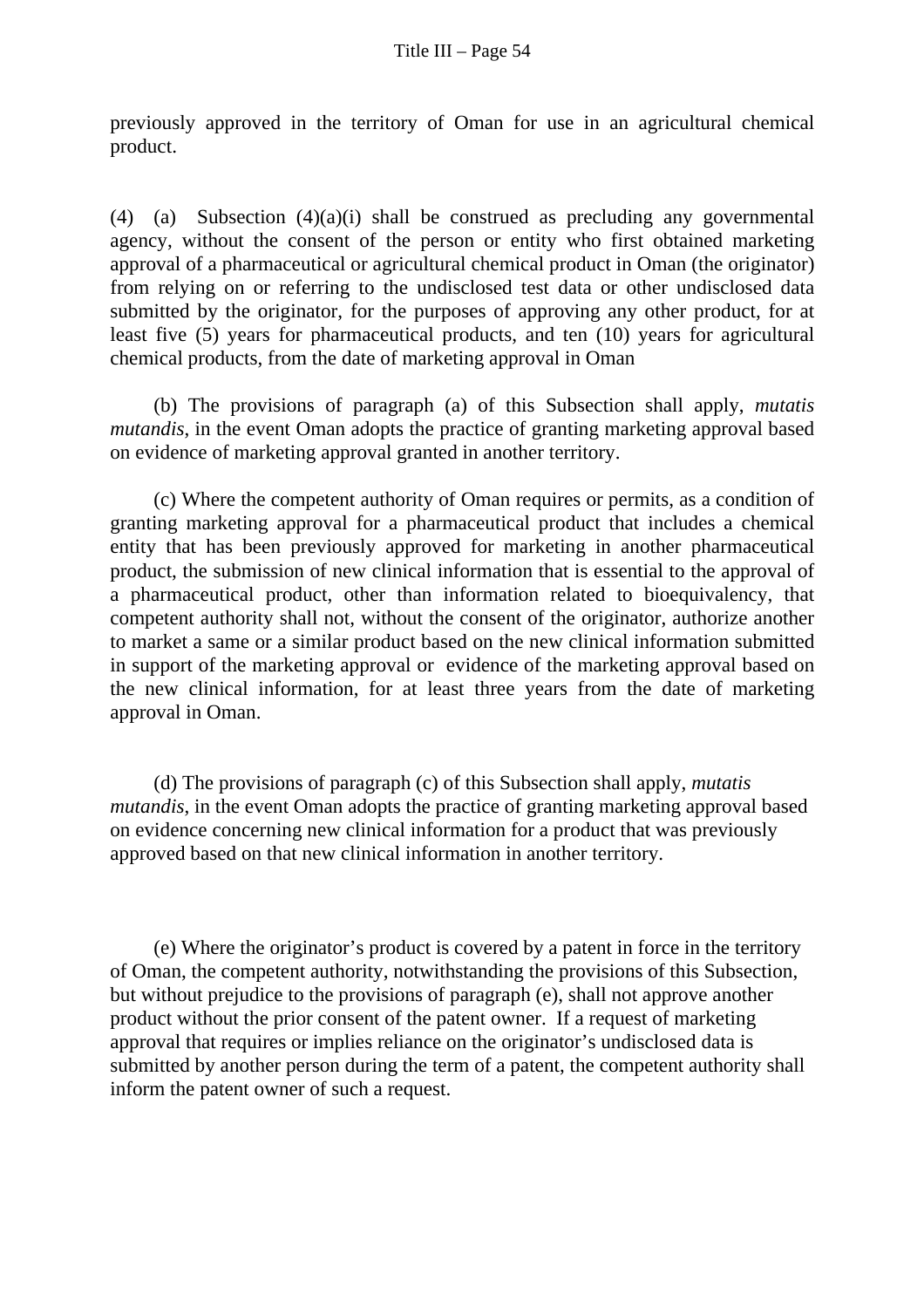previously approved in the territory of Oman for use in an agricultural chemical product.

(4) (a) Subsection (4)(a)(i) shall be construed as precluding any governmental agency, without the consent of the person or entity who first obtained marketing approval of a pharmaceutical or agricultural chemical product in Oman (the originator) from relying on or referring to the undisclosed test data or other undisclosed data submitted by the originator, for the purposes of approving any other product, for at least five (5) years for pharmaceutical products, and ten (10) years for agricultural chemical products, from the date of marketing approval in Oman

(b) The provisions of paragraph (a) of this Subsection shall apply, *mutatis mutandis*, in the event Oman adopts the practice of granting marketing approval based on evidence of marketing approval granted in another territory.

(c) Where the competent authority of Oman requires or permits, as a condition of granting marketing approval for a pharmaceutical product that includes a chemical entity that has been previously approved for marketing in another pharmaceutical product, the submission of new clinical information that is essential to the approval of a pharmaceutical product, other than information related to bioequivalency, that competent authority shall not, without the consent of the originator, authorize another to market a same or a similar product based on the new clinical information submitted in support of the marketing approval or evidence of the marketing approval based on the new clinical information, for at least three years from the date of marketing approval in Oman.

(d) The provisions of paragraph (c) of this Subsection shall apply, *mutatis mutandis*, in the event Oman adopts the practice of granting marketing approval based on evidence concerning new clinical information for a product that was previously approved based on that new clinical information in another territory.

(e) Where the originator's product is covered by a patent in force in the territory of Oman, the competent authority, notwithstanding the provisions of this Subsection, but without prejudice to the provisions of paragraph (e), shall not approve another product without the prior consent of the patent owner. If a request of marketing approval that requires or implies reliance on the originator's undisclosed data is submitted by another person during the term of a patent, the competent authority shall inform the patent owner of such a request.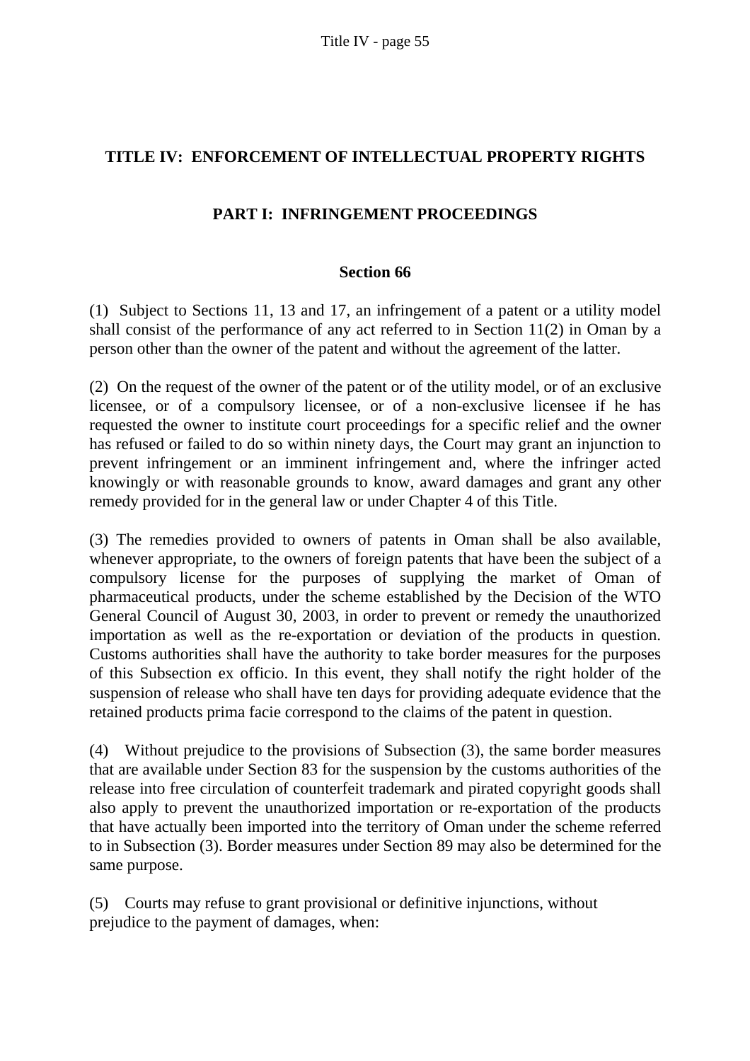# TITLE IV: ENFORCEMENT OF INTELLECTUAL PROPERTY RIGHTS

## PART I: INFRINGEMENT PROCEEDINGS

### Section 66

(1) Subject to Sections 11, 13 and 17, an infringement of a patent or a utility model shall consist of the performance of any act referred to in Section 11(2) in Oman by a person other than the owner of the patent and without the agreement of the latter.

(2) On the request of the owner of the patent or of the utility model, or of an exclusive licensee, or of a compulsory licensee, or of a non-exclusive licensee if he has requested the owner to institute court proceedings for a specific relief and the owner has refused or failed to do so within ninety days, the Court may grant an injunction to prevent infringement or an imminent infringement and, where the infringer acted knowingly or with reasonable grounds to know, award damages and grant any other remedy provided for in the general law or under Chapter 4 of this Title.

(3) The remedies provided to owners of patents in Oman shall be also available, whenever appropriate, to the owners of foreign patents that have been the subject of a compulsory license for the purposes of supplying the market of Oman of pharmaceutical products, under the scheme established by the Decision of the WTO General Council of August 30, 2003, in order to prevent or remedy the unauthorized importation as well as the re-exportation or deviation of the products in question. Customs authorities shall have the authority to take border measures for the purposes of this Subsection ex officio. In this event, they shall notify the right holder of the suspension of release who shall have ten days for providing adequate evidence that the retained products prima facie correspond to the claims of the patent in question.

(4) Without prejudice to the provisions of Subsection (3), the same border measures that are available under Section 83 for the suspension by the customs authorities of the release into free circulation of counterfeit trademark and pirated copyright goods shall also apply to prevent the unauthorized importation or re-exportation of the products that have actually been imported into the territory of Oman under the scheme referred to in Subsection (3). Border measures under Section 89 may also be determined for the same purpose.

(5) Courts may refuse to grant provisional or definitive injunctions, without prejudice to the payment of damages, when: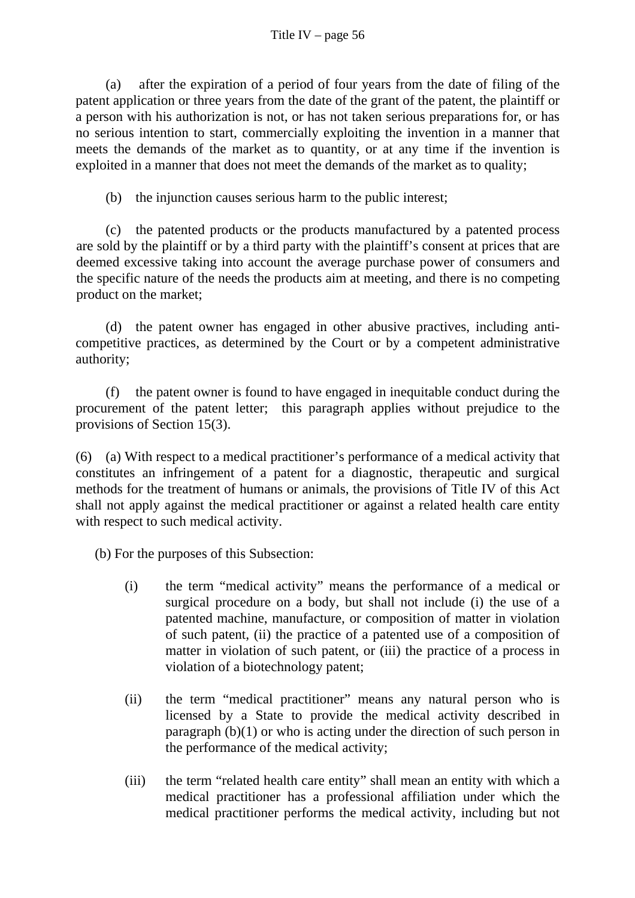(a) after the expiration of a period of four years from the date of filing of the patent application or three years from the date of the grant of the patent, the plaintiff or a person with his authorization is not, or has not taken serious preparations for, or has no serious intention to start, commercially exploiting the invention in a manner that meets the demands of the market as to quantity, or at any time if the invention is exploited in a manner that does not meet the demands of the market as to quality;

(b) the injunction causes serious harm to the public interest;

(c) the patented products or the products manufactured by a patented process are sold by the plaintiff or by a third party with the plaintiff's consent at prices that are deemed excessive taking into account the average purchase power of consumers and the specific nature of the needs the products aim at meeting, and there is no competing product on the market;

(d) the patent owner has engaged in other abusive practives, including anti-competitive practices, as determined by the Court or by a competent administrative authority;

(f) the patent owner is found to have engaged in inequitable conduct during the procurement of the patent letter; this paragraph applies without prejudice to the provisions of Section 15(3).

(6) (a) With respect to a medical practitioner's performance of a medical activity that constitutes an infringement of a patent for a diagnostic, therapeutic and surgical methods for the treatment of humans or animals, the provisions of Title IV of this Act shall not apply against the medical practitioner or against a related health care entity with respect to such medical activity.

(b) For the purposes of this Subsection:

(i) the term "medical activity" means the performance of a medical or surgical procedure on a body, but shall not include (i) the use of a patented machine, manufacture, or composition of matter in violation of such patent, (ii) the practice of a patented use of a composition of matter in violation of such patent, or (iii) the practice of a process in violation of a biotechnology patent;

(ii) the term "medical practitioner" means any natural person who is licensed by a State to provide the medical activity described in paragraph (b)(1) or who is acting under the direction of such person in the performance of the medical activity;

(iii) the term "related health care entity" shall mean an entity with which a medical practitioner has a professional affiliation under which the medical practitioner performs the medical activity, including but not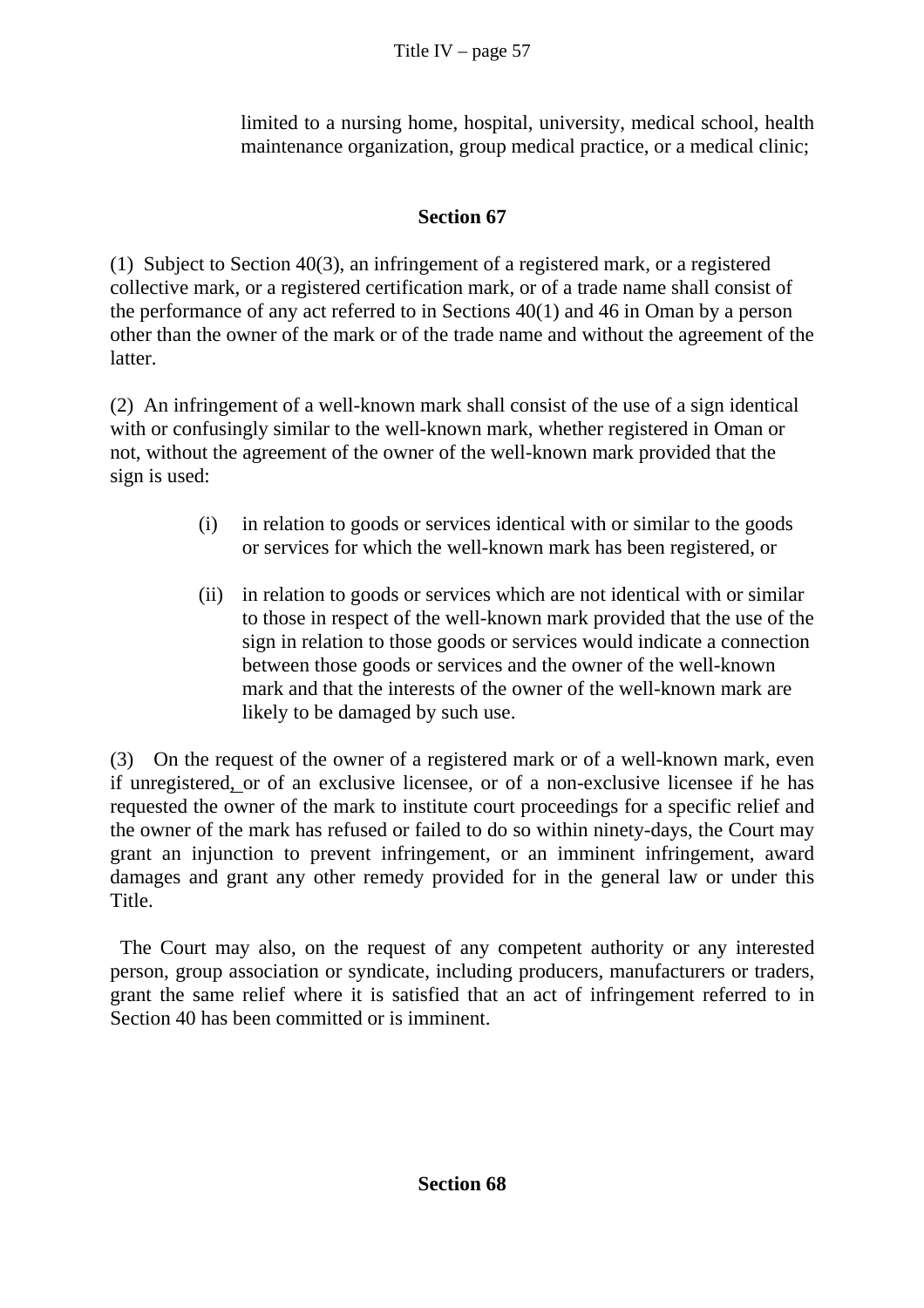limited to a nursing home, hospital, university, medical school, health maintenance organization, group medical practice, or a medical clinic;

## Section 67

(1) Subject to Section 40(3), an infringement of a registered mark, or a registered collective mark, or a registered certification mark, or of a trade name shall consist of the performance of any act referred to in Sections 40(1) and 46 in Oman by a person other than the owner of the mark or of the trade name and without the agreement of the latter.

(2) An infringement of a well-known mark shall consist of the use of a sign identical with or confusingly similar to the well-known mark, whether registered in Oman or not, without the agreement of the owner of the well-known mark provided that the sign is used:

(i) in relation to goods or services identical with or similar to the goods or services for which the well-known mark has been registered, or

(ii) in relation to goods or services which are not identical with or similar to those in respect of the well-known mark provided that the use of the sign in relation to those goods or services would indicate a connection between those goods or services and the owner of the well-known mark and that the interests of the owner of the well-known mark are likely to be damaged by such use.

(3) On the request of the owner of a registered mark or of a well-known mark, even if unregistered, or of an exclusive licensee, or of a non-exclusive licensee if he has requested the owner of the mark to institute court proceedings for a specific relief and the owner of the mark has refused or failed to do so within ninety-days, the Court may grant an injunction to prevent infringement, or an imminent infringement, award damages and grant any other remedy provided for in the general law or under this Title.

The Court may also, on the request of any competent authority or any interested person, group association or syndicate, including producers, manufacturers or traders, grant the same relief where it is satisfied that an act of infringement referred to in Section 40 has been committed or is imminent.

## Section 68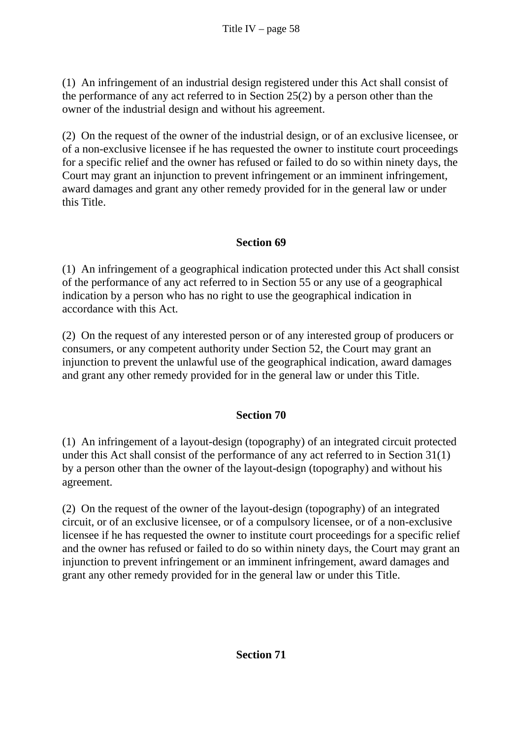(1) An infringement of an industrial design registered under this Act shall consist of the performance of any act referred to in Section 25(2) by a person other than the owner of the industrial design and without his agreement.

(2) On the request of the owner of the industrial design, or of an exclusive licensee, or of a non-exclusive licensee if he has requested the owner to institute court proceedings for a specific relief and the owner has refused or failed to do so within ninety days, the Court may grant an injunction to prevent infringement or an imminent infringement, award damages and grant any other remedy provided for in the general law or under this Title.

### Section 69

(1) An infringement of a geographical indication protected under this Act shall consist of the performance of any act referred to in Section 55 or any use of a geographical indication by a person who has no right to use the geographical indication in accordance with this Act.

(2) On the request of any interested person or of any interested group of producers or consumers, or any competent authority under Section 52, the Court may grant an injunction to prevent the unlawful use of the geographical indication, award damages and grant any other remedy provided for in the general law or under this Title.

### Section 70

(1) An infringement of a layout-design (topography) of an integrated circuit protected under this Act shall consist of the performance of any act referred to in Section 31(1) by a person other than the owner of the layout-design (topography) and without his agreement.

(2) On the request of the owner of the layout-design (topography) of an integrated circuit, or of an exclusive licensee, or of a compulsory licensee, or of a non-exclusive licensee if he has requested the owner to institute court proceedings for a specific relief and the owner has refused or failed to do so within ninety days, the Court may grant an injunction to prevent infringement or an imminent infringement, award damages and grant any other remedy provided for in the general law or under this Title.

### Section 71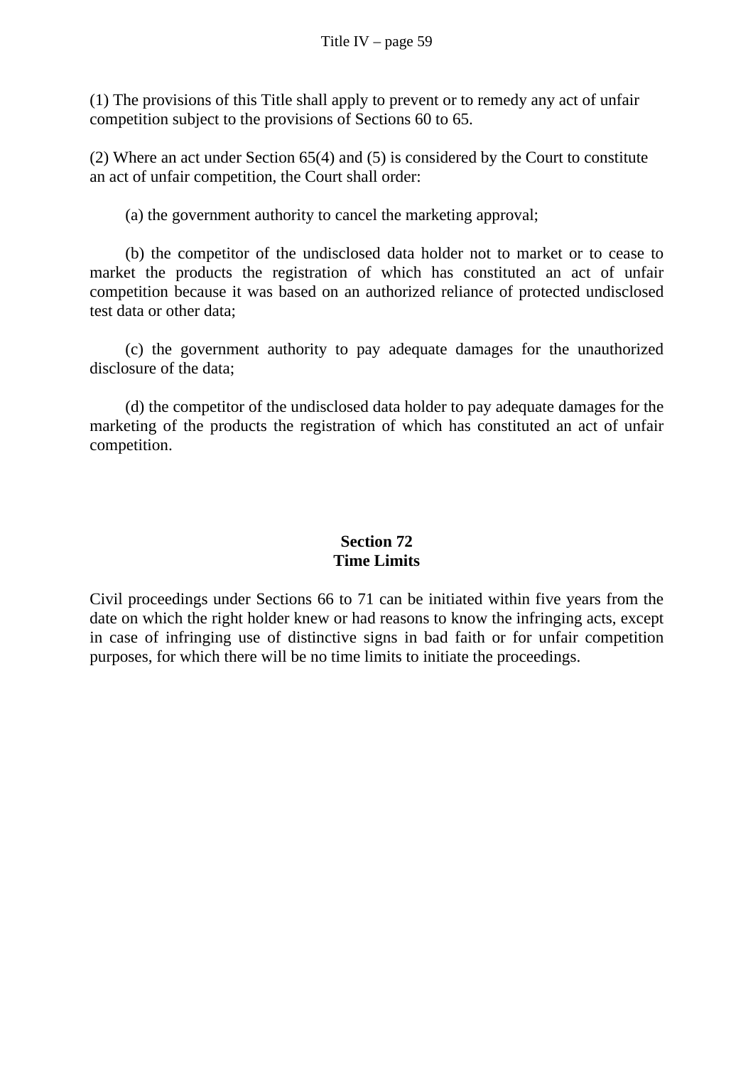(1) The provisions of this Title shall apply to prevent or to remedy any act of unfair competition subject to the provisions of Sections 60 to 65.

(2) Where an act under Section 65(4) and (5) is considered by the Court to constitute an act of unfair competition, the Court shall order:

(a) the government authority to cancel the marketing approval;

(b) the competitor of the undisclosed data holder not to market or to cease to market the products the registration of which has constituted an act of unfair competition because it was based on an authorized reliance of protected undisclosed test data or other data;

(c) the government authority to pay adequate damages for the unauthorized disclosure of the data;

(d) the competitor of the undisclosed data holder to pay adequate damages for the marketing of the products the registration of which has constituted an act of unfair competition.

## Section 72
## Time Limits

Civil proceedings under Sections 66 to 71 can be initiated within five years from the date on which the right holder knew or had reasons to know the infringing acts, except in case of infringing use of distinctive signs in bad faith or for unfair competition purposes, for which there will be no time limits to initiate the proceedings.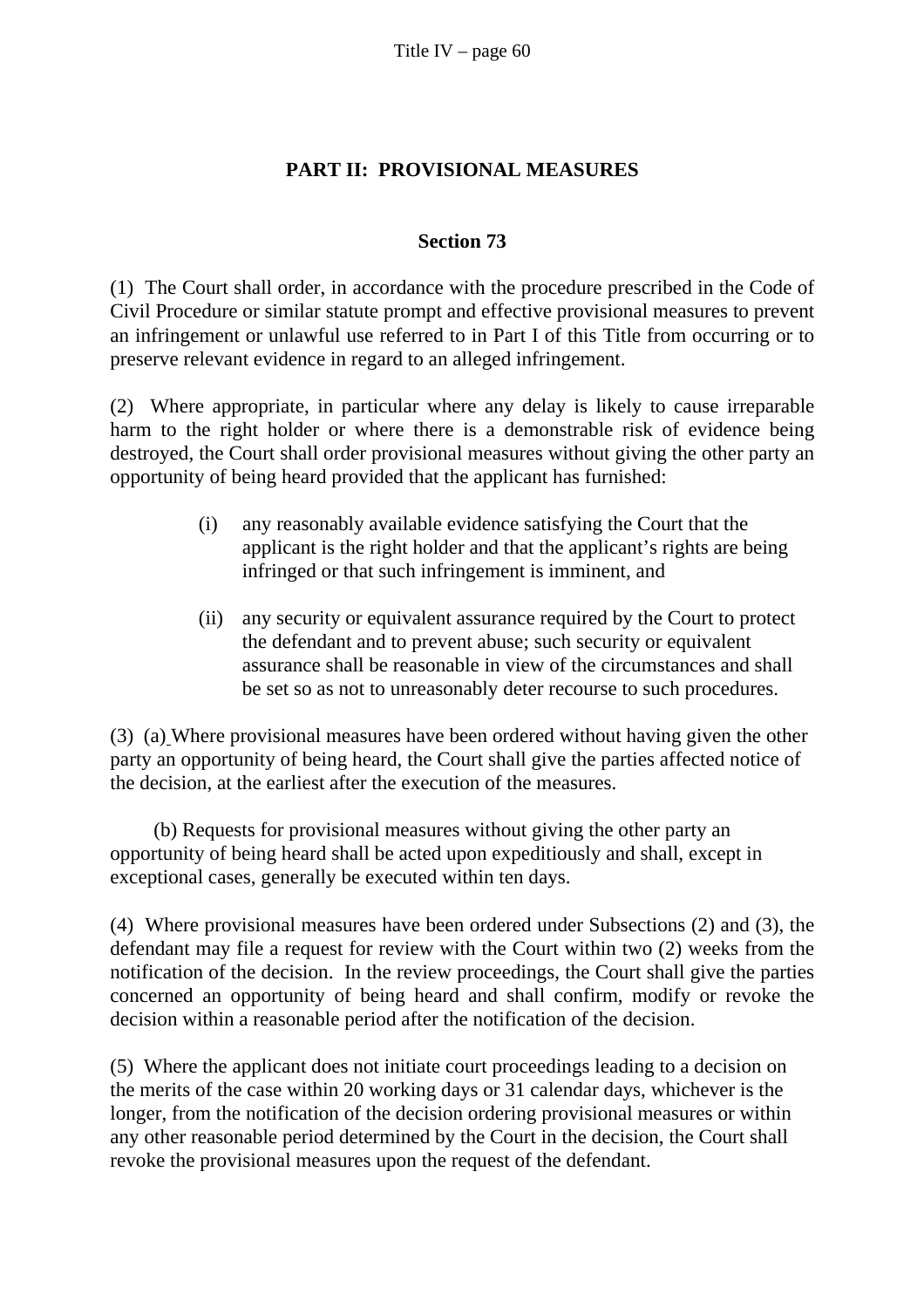## PART II: PROVISIONAL MEASURES

### Section 73

(1) The Court shall order, in accordance with the procedure prescribed in the Code of Civil Procedure or similar statute prompt and effective provisional measures to prevent an infringement or unlawful use referred to in Part I of this Title from occurring or to preserve relevant evidence in regard to an alleged infringement.

(2) Where appropriate, in particular where any delay is likely to cause irreparable harm to the right holder or where there is a demonstrable risk of evidence being destroyed, the Court shall order provisional measures without giving the other party an opportunity of being heard provided that the applicant has furnished:

(i) any reasonably available evidence satisfying the Court that the applicant is the right holder and that the applicant's rights are being infringed or that such infringement is imminent, and

(ii) any security or equivalent assurance required by the Court to protect the defendant and to prevent abuse; such security or equivalent assurance shall be reasonable in view of the circumstances and shall be set so as not to unreasonably deter recourse to such procedures.

(3) (a) Where provisional measures have been ordered without having given the other party an opportunity of being heard, the Court shall give the parties affected notice of the decision, at the earliest after the execution of the measures.

(b) Requests for provisional measures without giving the other party an opportunity of being heard shall be acted upon expeditiously and shall, except in exceptional cases, generally be executed within ten days.

(4) Where provisional measures have been ordered under Subsections (2) and (3), the defendant may file a request for review with the Court within two (2) weeks from the notification of the decision. In the review proceedings, the Court shall give the parties concerned an opportunity of being heard and shall confirm, modify or revoke the decision within a reasonable period after the notification of the decision.

(5) Where the applicant does not initiate court proceedings leading to a decision on the merits of the case within 20 working days or 31 calendar days, whichever is the longer, from the notification of the decision ordering provisional measures or within any other reasonable period determined by the Court in the decision, the Court shall revoke the provisional measures upon the request of the defendant.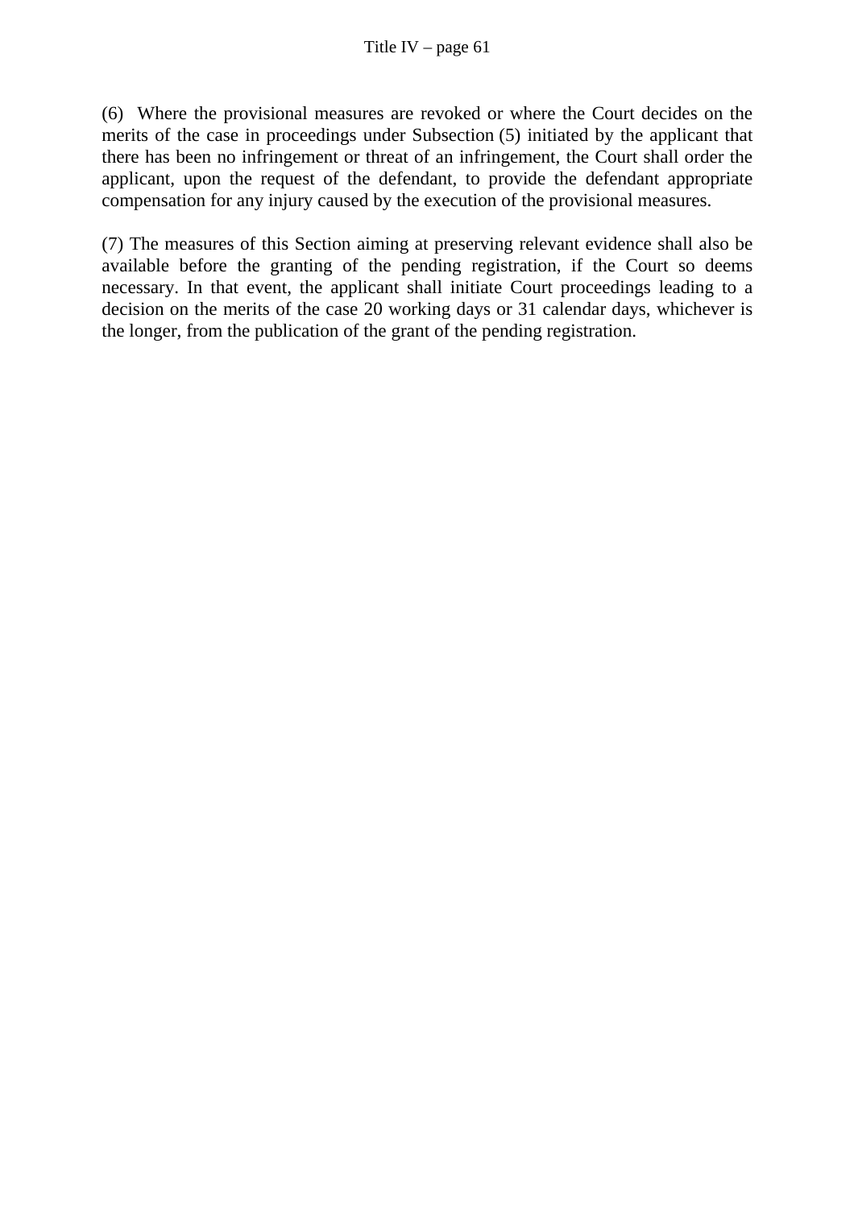(6) Where the provisional measures are revoked or where the Court decides on the merits of the case in proceedings under Subsection (5) initiated by the applicant that there has been no infringement or threat of an infringement, the Court shall order the applicant, upon the request of the defendant, to provide the defendant appropriate compensation for any injury caused by the execution of the provisional measures.

(7) The measures of this Section aiming at preserving relevant evidence shall also be available before the granting of the pending registration, if the Court so deems necessary. In that event, the applicant shall initiate Court proceedings leading to a decision on the merits of the case 20 working days or 31 calendar days, whichever is the longer, from the publication of the grant of the pending registration.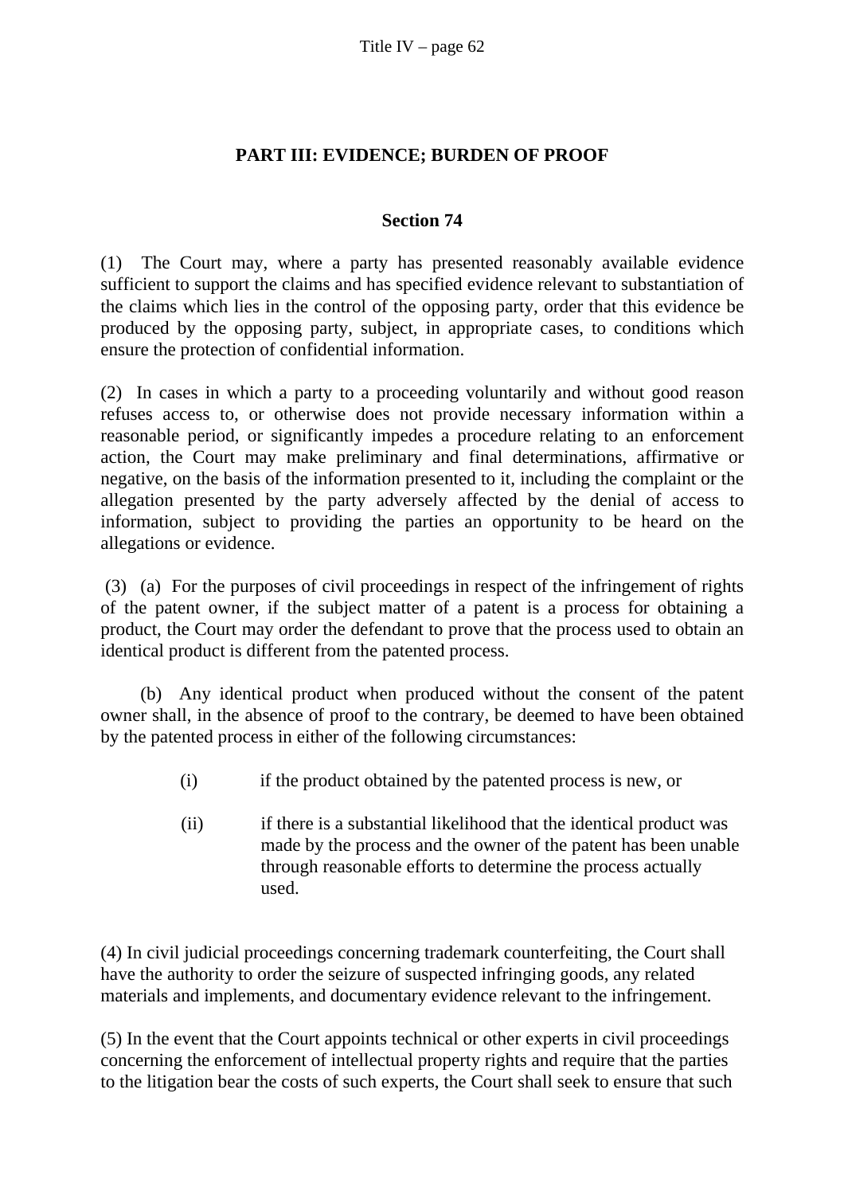## PART III: EVIDENCE; BURDEN OF PROOF

### Section 74

(1) The Court may, where a party has presented reasonably available evidence sufficient to support the claims and has specified evidence relevant to substantiation of the claims which lies in the control of the opposing party, order that this evidence be produced by the opposing party, subject, in appropriate cases, to conditions which ensure the protection of confidential information.

(2) In cases in which a party to a proceeding voluntarily and without good reason refuses access to, or otherwise does not provide necessary information within a reasonable period, or significantly impedes a procedure relating to an enforcement action, the Court may make preliminary and final determinations, affirmative or negative, on the basis of the information presented to it, including the complaint or the allegation presented by the party adversely affected by the denial of access to information, subject to providing the parties an opportunity to be heard on the allegations or evidence.

(3) (a) For the purposes of civil proceedings in respect of the infringement of rights of the patent owner, if the subject matter of a patent is a process for obtaining a product, the Court may order the defendant to prove that the process used to obtain an identical product is different from the patented process.

(b) Any identical product when produced without the consent of the patent owner shall, in the absence of proof to the contrary, be deemed to have been obtained by the patented process in either of the following circumstances:

- (i) if the product obtained by the patented process is new, or
- (ii) if there is a substantial likelihood that the identical product was made by the process and the owner of the patent has been unable through reasonable efforts to determine the process actually used.

(4) In civil judicial proceedings concerning trademark counterfeiting, the Court shall have the authority to order the seizure of suspected infringing goods, any related materials and implements, and documentary evidence relevant to the infringement.

(5) In the event that the Court appoints technical or other experts in civil proceedings concerning the enforcement of intellectual property rights and require that the parties to the litigation bear the costs of such experts, the Court shall seek to ensure that such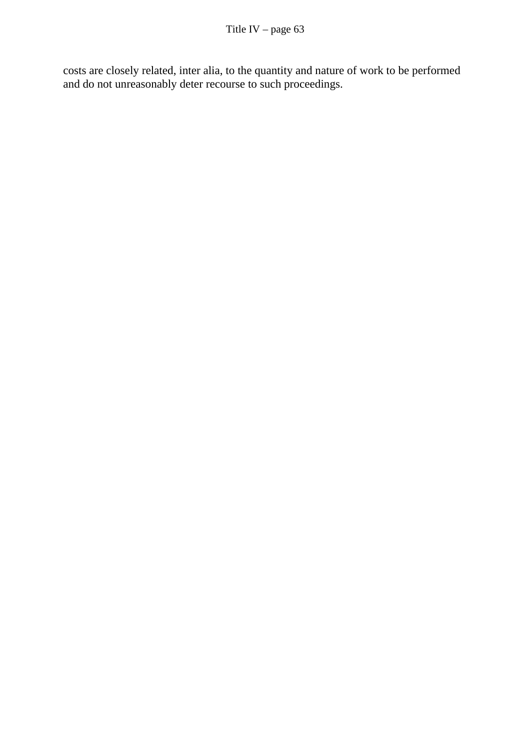costs are closely related, inter alia, to the quantity and nature of work to be performed and do not unreasonably deter recourse to such proceedings.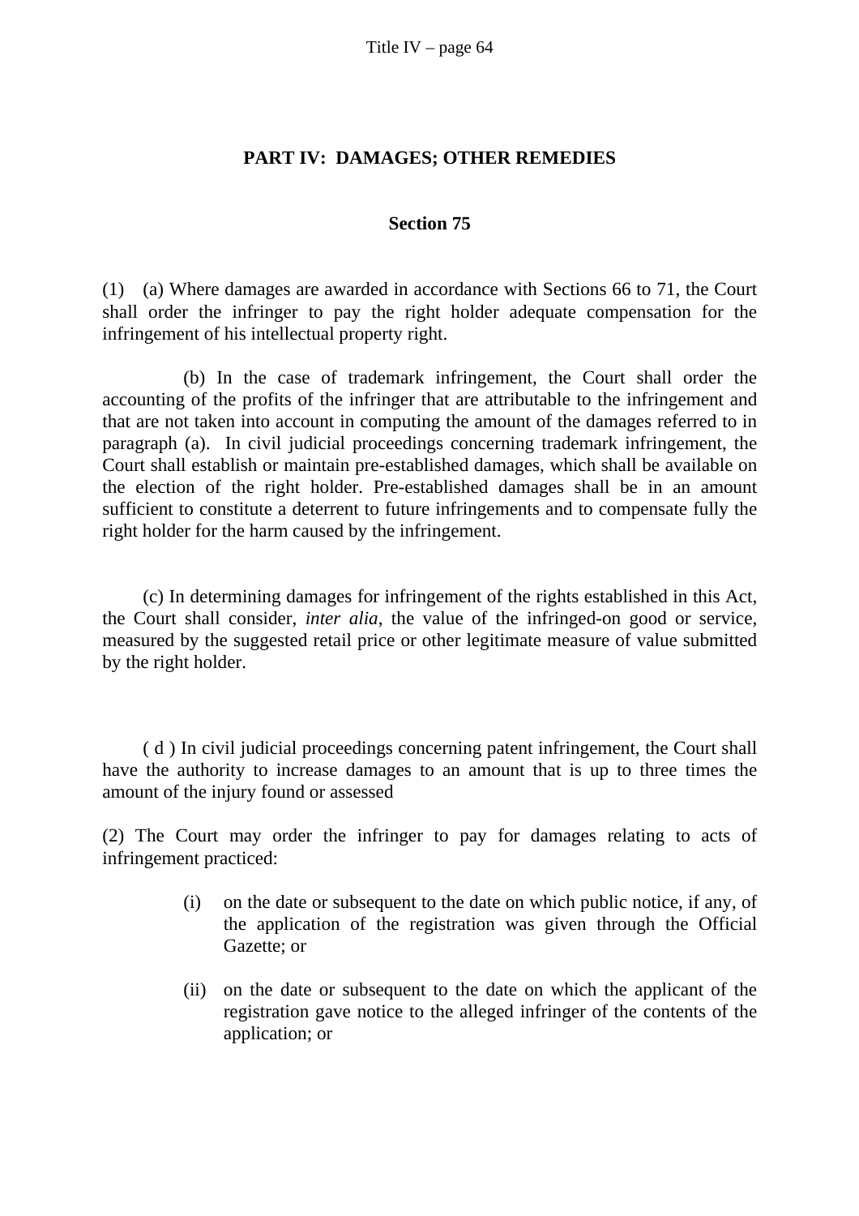## PART IV: DAMAGES; OTHER REMEDIES

### Section 75

(1) (a) Where damages are awarded in accordance with Sections 66 to 71, the Court shall order the infringer to pay the right holder adequate compensation for the infringement of his intellectual property right.

(b) In the case of trademark infringement, the Court shall order the accounting of the profits of the infringer that are attributable to the infringement and that are not taken into account in computing the amount of the damages referred to in paragraph (a). In civil judicial proceedings concerning trademark infringement, the Court shall establish or maintain pre-established damages, which shall be available on the election of the right holder. Pre-established damages shall be in an amount sufficient to constitute a deterrent to future infringements and to compensate fully the right holder for the harm caused by the infringement.

(c) In determining damages for infringement of the rights established in this Act, the Court shall consider, *inter alia*, the value of the infringed-on good or service, measured by the suggested retail price or other legitimate measure of value submitted by the right holder.

( d ) In civil judicial proceedings concerning patent infringement, the Court shall have the authority to increase damages to an amount that is up to three times the amount of the injury found or assessed

(2) The Court may order the infringer to pay for damages relating to acts of infringement practiced:

(i) on the date or subsequent to the date on which public notice, if any, of the application of the registration was given through the Official Gazette; or

(ii) on the date or subsequent to the date on which the applicant of the registration gave notice to the alleged infringer of the contents of the application; or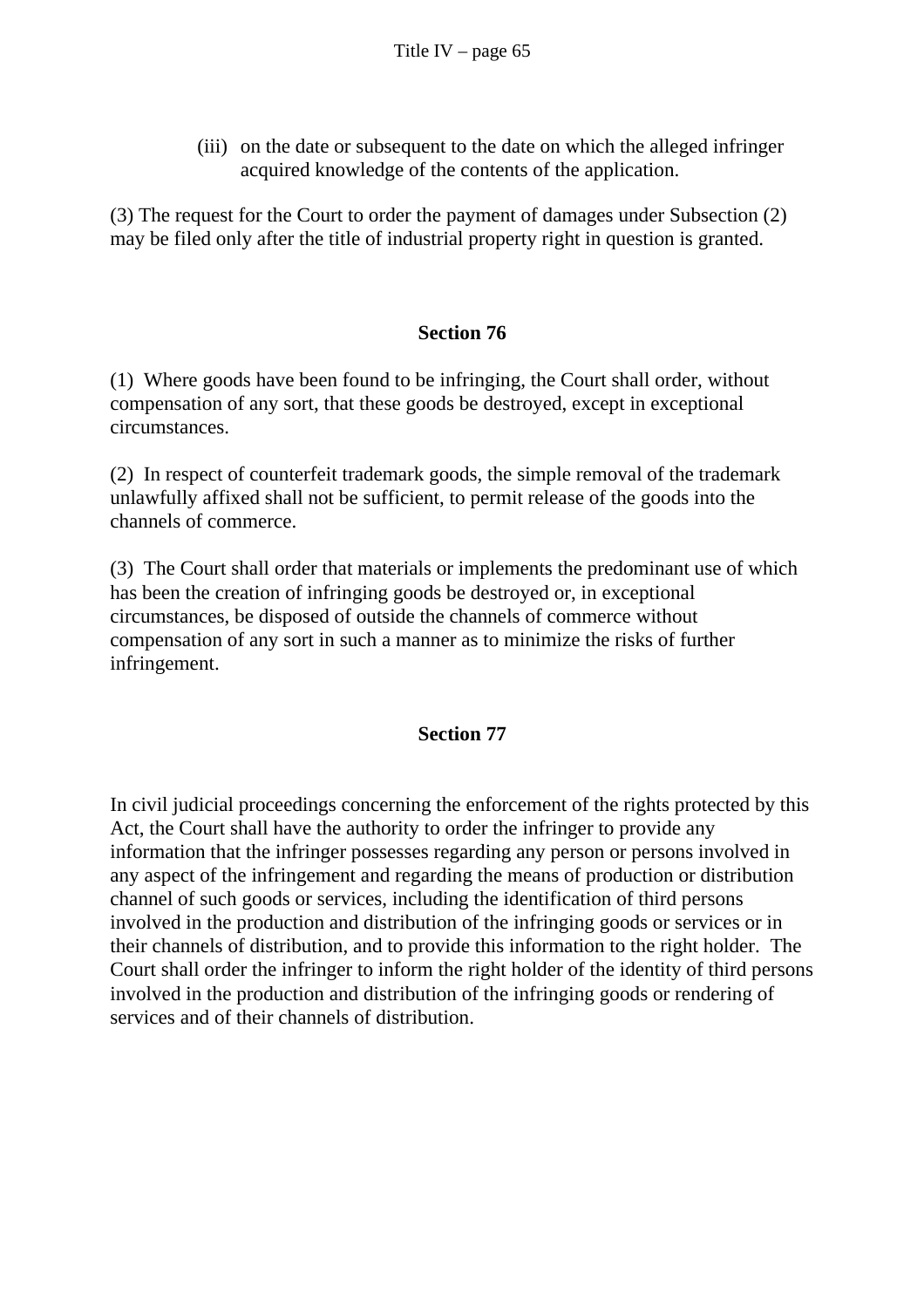(iii) on the date or subsequent to the date on which the alleged infringer acquired knowledge of the contents of the application.

(3) The request for the Court to order the payment of damages under Subsection (2) may be filed only after the title of industrial property right in question is granted.

## Section 76

(1) Where goods have been found to be infringing, the Court shall order, without compensation of any sort, that these goods be destroyed, except in exceptional circumstances.

(2) In respect of counterfeit trademark goods, the simple removal of the trademark unlawfully affixed shall not be sufficient, to permit release of the goods into the channels of commerce.

(3) The Court shall order that materials or implements the predominant use of which has been the creation of infringing goods be destroyed or, in exceptional circumstances, be disposed of outside the channels of commerce without compensation of any sort in such a manner as to minimize the risks of further infringement.

## Section 77

In civil judicial proceedings concerning the enforcement of the rights protected by this Act, the Court shall have the authority to order the infringer to provide any information that the infringer possesses regarding any person or persons involved in any aspect of the infringement and regarding the means of production or distribution channel of such goods or services, including the identification of third persons involved in the production and distribution of the infringing goods or services or in their channels of distribution, and to provide this information to the right holder. The Court shall order the infringer to inform the right holder of the identity of third persons involved in the production and distribution of the infringing goods or rendering of services and of their channels of distribution.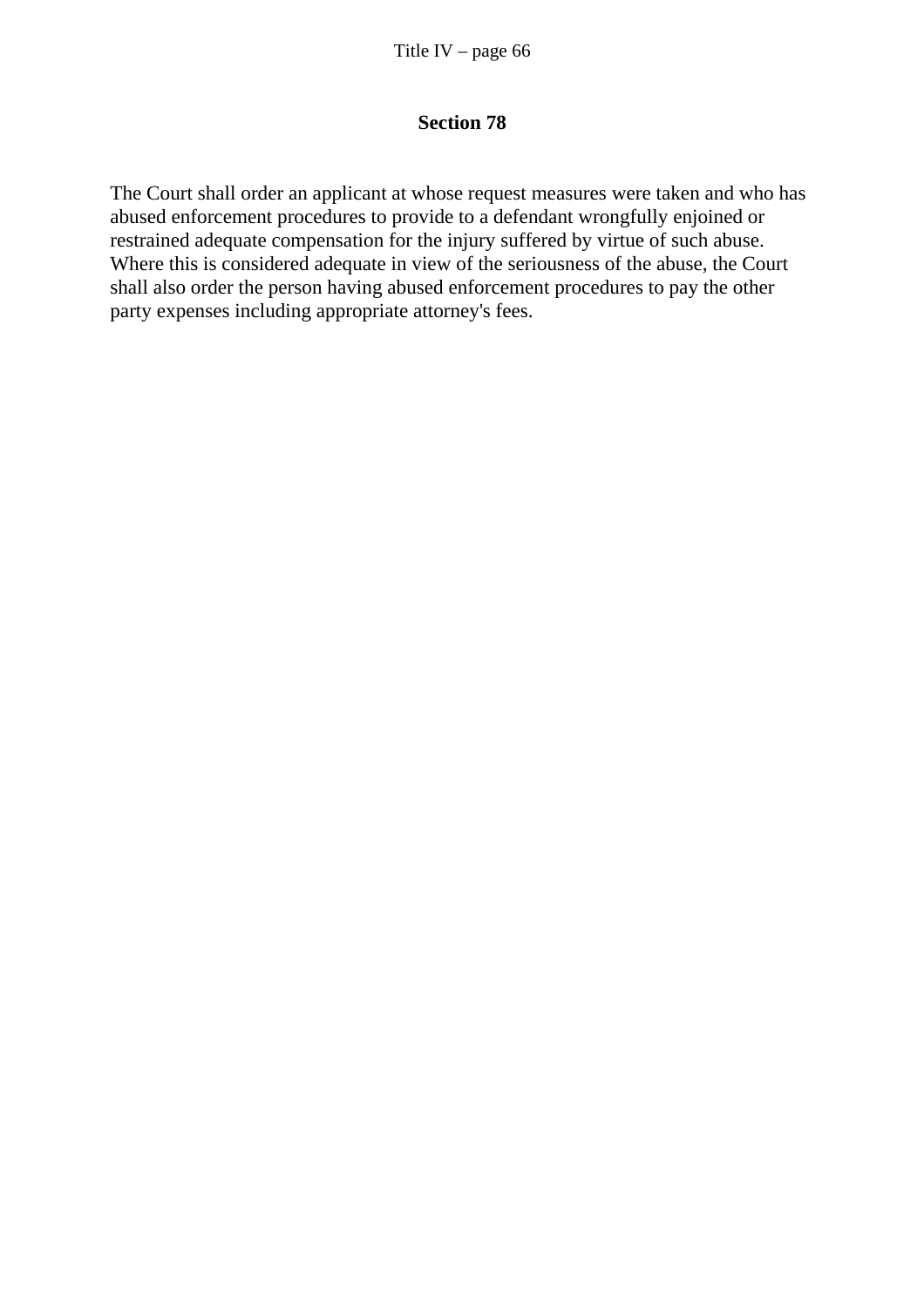## Section 78

The Court shall order an applicant at whose request measures were taken and who has abused enforcement procedures to provide to a defendant wrongfully enjoined or restrained adequate compensation for the injury suffered by virtue of such abuse. Where this is considered adequate in view of the seriousness of the abuse, the Court shall also order the person having abused enforcement procedures to pay the other party expenses including appropriate attorney's fees.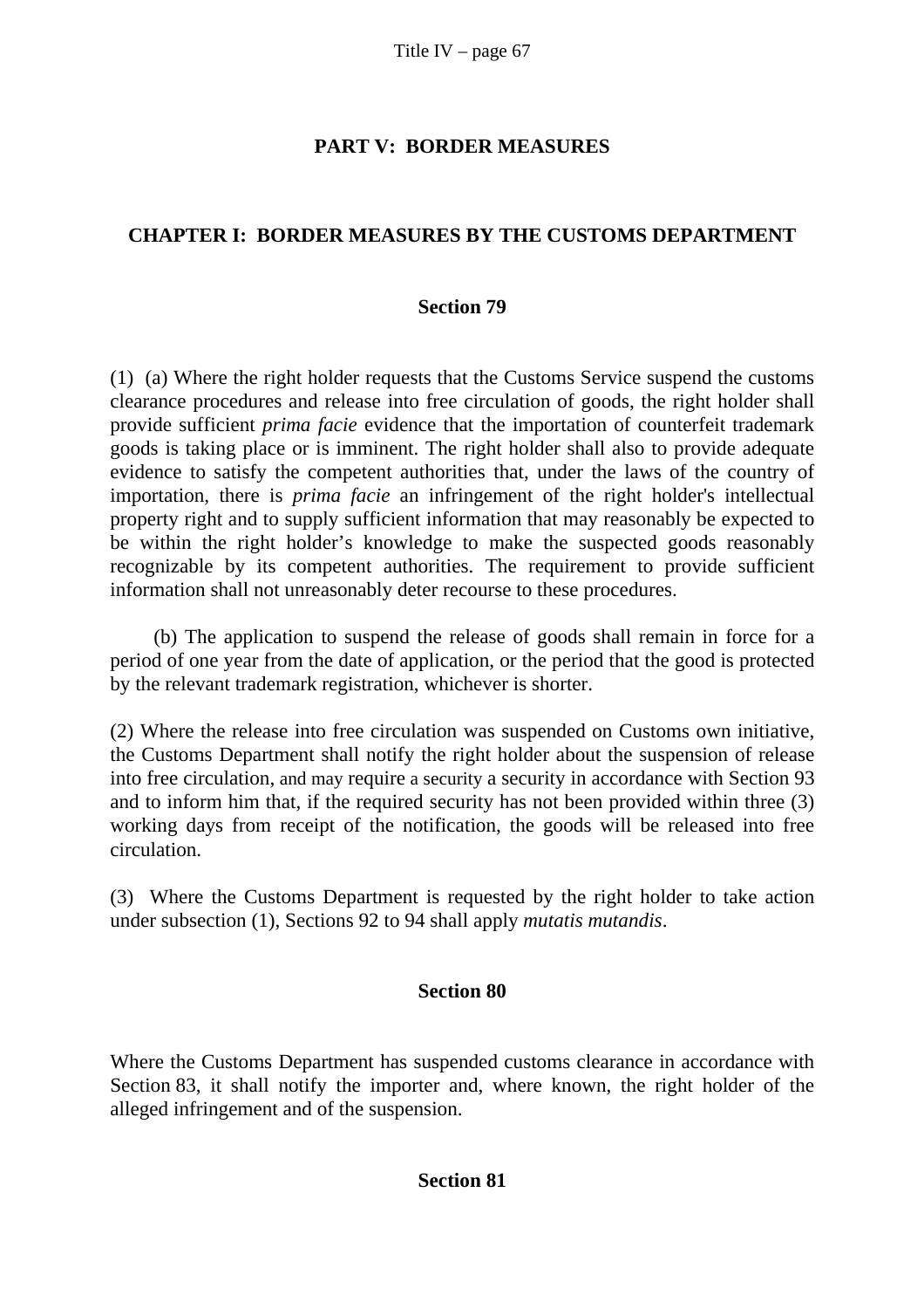## PART V: BORDER MEASURES

### CHAPTER I: BORDER MEASURES BY THE CUSTOMS DEPARTMENT

#### Section 79

(1) (a) Where the right holder requests that the Customs Service suspend the customs clearance procedures and release into free circulation of goods, the right holder shall provide sufficient *prima facie* evidence that the importation of counterfeit trademark goods is taking place or is imminent. The right holder shall also to provide adequate evidence to satisfy the competent authorities that, under the laws of the country of importation, there is *prima facie* an infringement of the right holder's intellectual property right and to supply sufficient information that may reasonably be expected to be within the right holder's knowledge to make the suspected goods reasonably recognizable by its competent authorities. The requirement to provide sufficient information shall not unreasonably deter recourse to these procedures.

(b) The application to suspend the release of goods shall remain in force for a period of one year from the date of application, or the period that the good is protected by the relevant trademark registration, whichever is shorter.

(2) Where the release into free circulation was suspended on Customs own initiative, the Customs Department shall notify the right holder about the suspension of release into free circulation, and may require a security a security in accordance with Section 93 and to inform him that, if the required security has not been provided within three (3) working days from receipt of the notification, the goods will be released into free circulation.

(3) Where the Customs Department is requested by the right holder to take action under subsection (1), Sections 92 to 94 shall apply *mutatis mutandis*.

#### Section 80

Where the Customs Department has suspended customs clearance in accordance with Section 83, it shall notify the importer and, where known, the right holder of the alleged infringement and of the suspension.

#### Section 81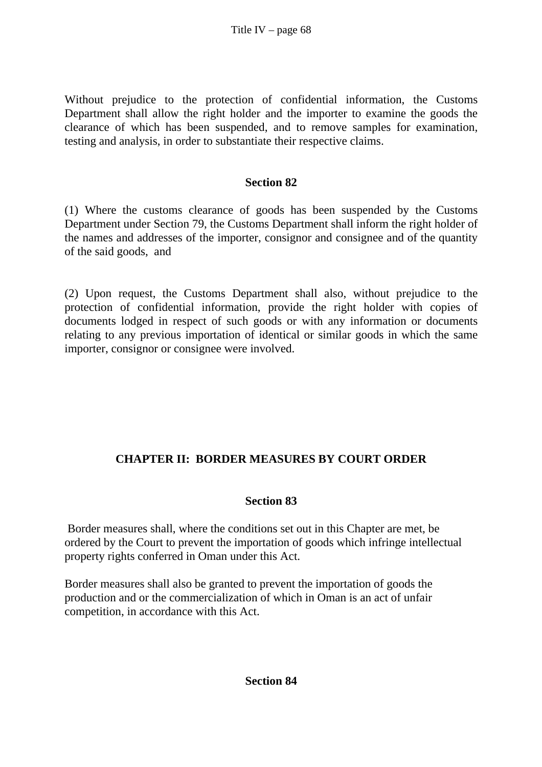Without prejudice to the protection of confidential information, the Customs Department shall allow the right holder and the importer to examine the goods the clearance of which has been suspended, and to remove samples for examination, testing and analysis, in order to substantiate their respective claims.

**Section 82**

(1) Where the customs clearance of goods has been suspended by the Customs Department under Section 79, the Customs Department shall inform the right holder of the names and addresses of the importer, consignor and consignee and of the quantity of the said goods, and

(2) Upon request, the Customs Department shall also, without prejudice to the protection of confidential information, provide the right holder with copies of documents lodged in respect of such goods or with any information or documents relating to any previous importation of identical or similar goods in which the same importer, consignor or consignee were involved.

## CHAPTER II: BORDER MEASURES BY COURT ORDER

**Section 83**

Border measures shall, where the conditions set out in this Chapter are met, be ordered by the Court to prevent the importation of goods which infringe intellectual property rights conferred in Oman under this Act.

Border measures shall also be granted to prevent the importation of goods the production and or the commercialization of which in Oman is an act of unfair competition, in accordance with this Act.

**Section 84**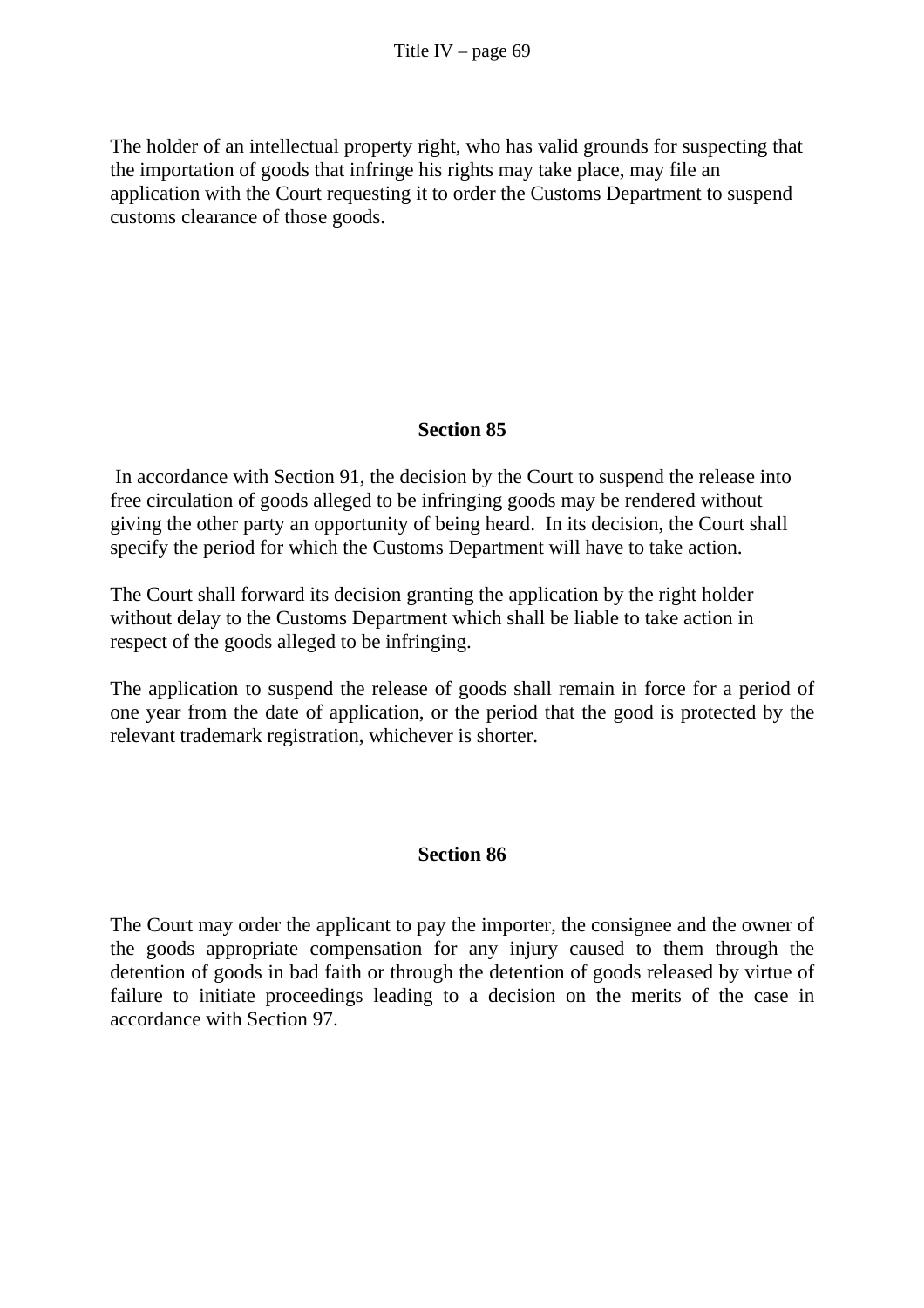The holder of an intellectual property right, who has valid grounds for suspecting that the importation of goods that infringe his rights may take place, may file an application with the Court requesting it to order the Customs Department to suspend customs clearance of those goods.

## Section 85

In accordance with Section 91, the decision by the Court to suspend the release into free circulation of goods alleged to be infringing goods may be rendered without giving the other party an opportunity of being heard. In its decision, the Court shall specify the period for which the Customs Department will have to take action.

The Court shall forward its decision granting the application by the right holder without delay to the Customs Department which shall be liable to take action in respect of the goods alleged to be infringing.

The application to suspend the release of goods shall remain in force for a period of one year from the date of application, or the period that the good is protected by the relevant trademark registration, whichever is shorter.

## Section 86

The Court may order the applicant to pay the importer, the consignee and the owner of the goods appropriate compensation for any injury caused to them through the detention of goods in bad faith or through the detention of goods released by virtue of failure to initiate proceedings leading to a decision on the merits of the case in accordance with Section 97.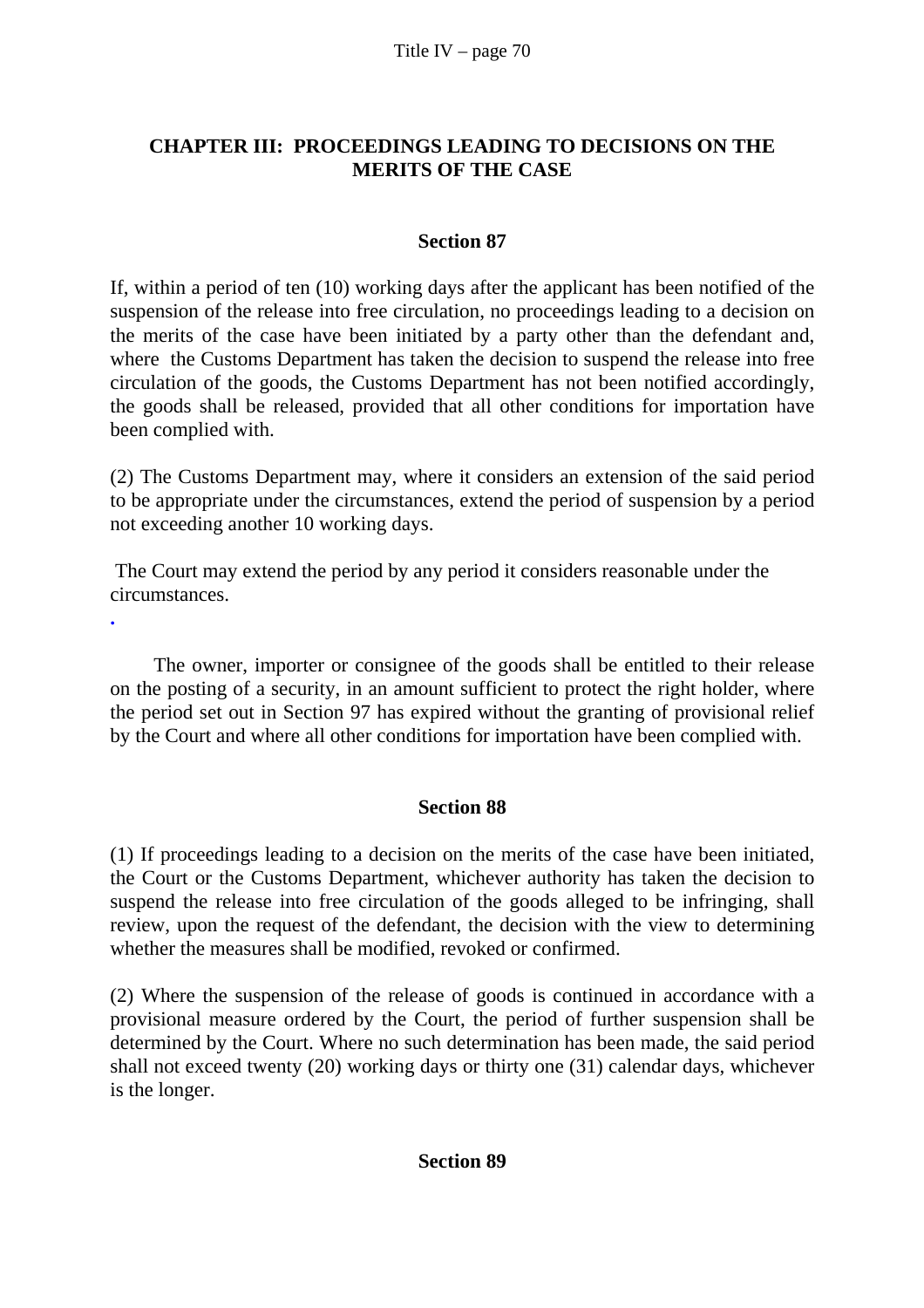## CHAPTER III: PROCEEDINGS LEADING TO DECISIONS ON THE MERITS OF THE CASE

### Section 87

If, within a period of ten (10) working days after the applicant has been notified of the suspension of the release into free circulation, no proceedings leading to a decision on the merits of the case have been initiated by a party other than the defendant and, where the Customs Department has taken the decision to suspend the release into free circulation of the goods, the Customs Department has not been notified accordingly, the goods shall be released, provided that all other conditions for importation have been complied with.

(2) The Customs Department may, where it considers an extension of the said period to be appropriate under the circumstances, extend the period of suspension by a period not exceeding another 10 working days.

The Court may extend the period by any period it considers reasonable under the circumstances.

.

The owner, importer or consignee of the goods shall be entitled to their release on the posting of a security, in an amount sufficient to protect the right holder, where the period set out in Section 97 has expired without the granting of provisional relief by the Court and where all other conditions for importation have been complied with.

### Section 88

(1) If proceedings leading to a decision on the merits of the case have been initiated, the Court or the Customs Department, whichever authority has taken the decision to suspend the release into free circulation of the goods alleged to be infringing, shall review, upon the request of the defendant, the decision with the view to determining whether the measures shall be modified, revoked or confirmed.

(2) Where the suspension of the release of goods is continued in accordance with a provisional measure ordered by the Court, the period of further suspension shall be determined by the Court. Where no such determination has been made, the said period shall not exceed twenty (20) working days or thirty one (31) calendar days, whichever is the longer.

### Section 89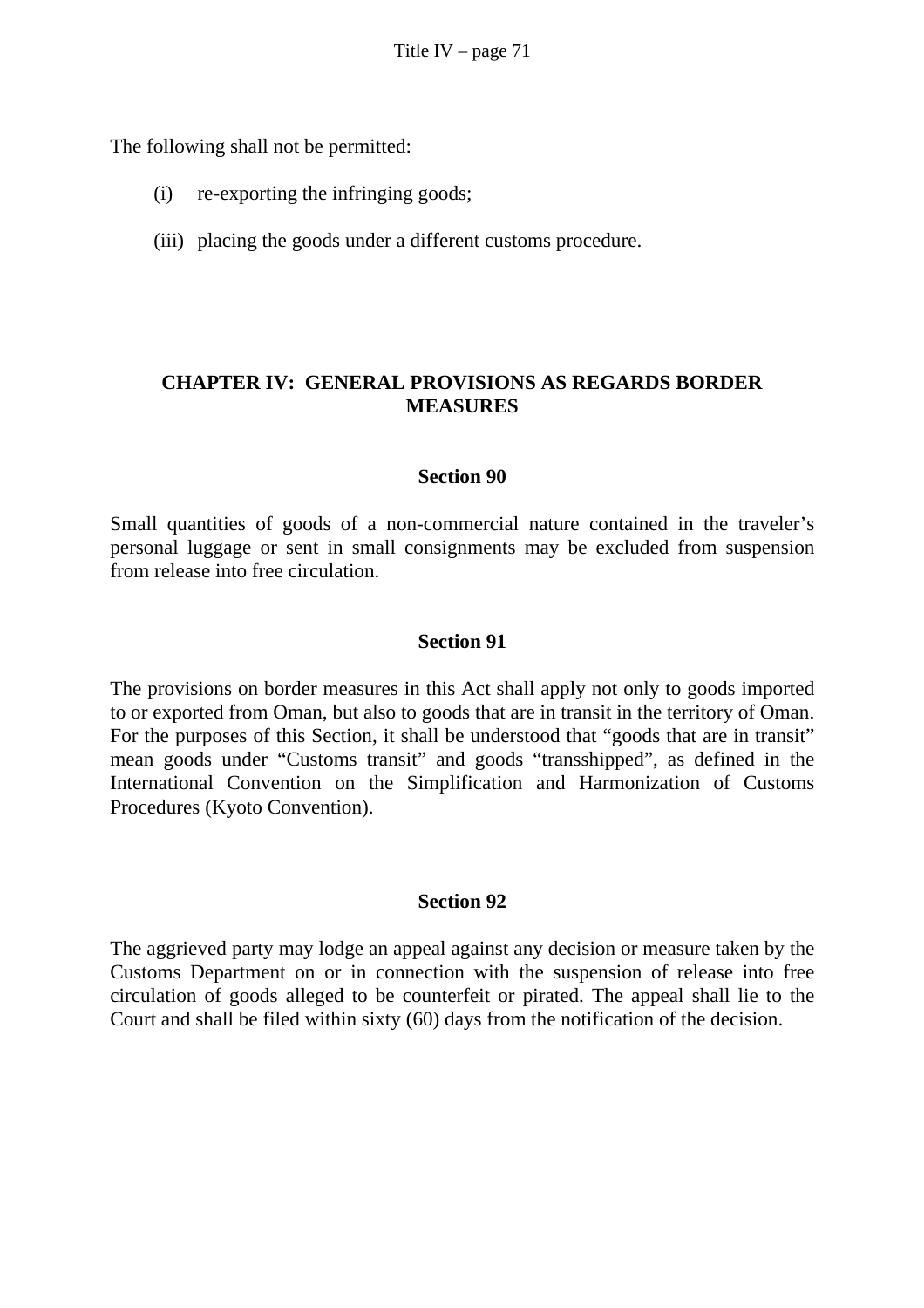The following shall not be permitted:

(i) re-exporting the infringing goods;

(iii) placing the goods under a different customs procedure.

## CHAPTER IV: GENERAL PROVISIONS AS REGARDS BORDER MEASURES

### Section 90

Small quantities of goods of a non-commercial nature contained in the traveler's personal luggage or sent in small consignments may be excluded from suspension from release into free circulation.

### Section 91

The provisions on border measures in this Act shall apply not only to goods imported to or exported from Oman, but also to goods that are in transit in the territory of Oman. For the purposes of this Section, it shall be understood that "goods that are in transit" mean goods under "Customs transit" and goods "transshipped", as defined in the International Convention on the Simplification and Harmonization of Customs Procedures (Kyoto Convention).

### Section 92

The aggrieved party may lodge an appeal against any decision or measure taken by the Customs Department on or in connection with the suspension of release into free circulation of goods alleged to be counterfeit or pirated. The appeal shall lie to the Court and shall be filed within sixty (60) days from the notification of the decision.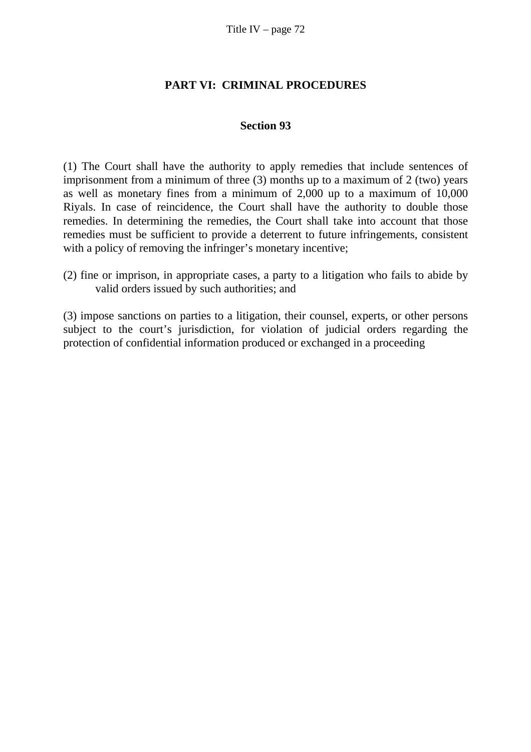## PART VI: CRIMINAL PROCEDURES

### Section 93

(1) The Court shall have the authority to apply remedies that include sentences of imprisonment from a minimum of three (3) months up to a maximum of 2 (two) years as well as monetary fines from a minimum of 2,000 up to a maximum of 10,000 Riyals. In case of reincidence, the Court shall have the authority to double those remedies. In determining the remedies, the Court shall take into account that those remedies must be sufficient to provide a deterrent to future infringements, consistent with a policy of removing the infringer's monetary incentive;

(2) fine or imprison, in appropriate cases, a party to a litigation who fails to abide by valid orders issued by such authorities; and

(3) impose sanctions on parties to a litigation, their counsel, experts, or other persons subject to the court's jurisdiction, for violation of judicial orders regarding the protection of confidential information produced or exchanged in a proceeding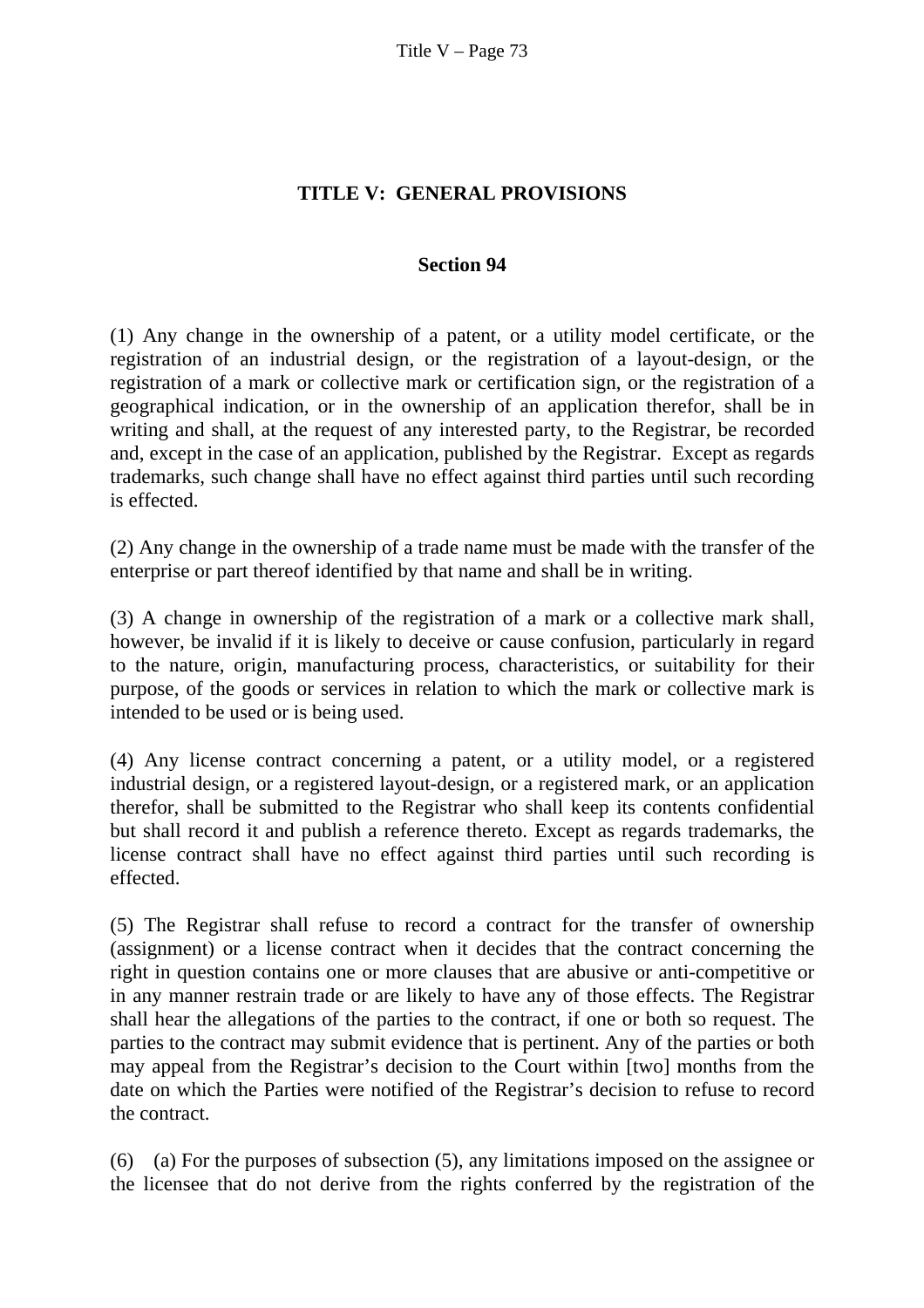# TITLE V: GENERAL PROVISIONS

## Section 94

(1) Any change in the ownership of a patent, or a utility model certificate, or the registration of an industrial design, or the registration of a layout-design, or the registration of a mark or collective mark or certification sign, or the registration of a geographical indication, or in the ownership of an application therefor, shall be in writing and shall, at the request of any interested party, to the Registrar, be recorded and, except in the case of an application, published by the Registrar. Except as regards trademarks, such change shall have no effect against third parties until such recording is effected.

(2) Any change in the ownership of a trade name must be made with the transfer of the enterprise or part thereof identified by that name and shall be in writing.

(3) A change in ownership of the registration of a mark or a collective mark shall, however, be invalid if it is likely to deceive or cause confusion, particularly in regard to the nature, origin, manufacturing process, characteristics, or suitability for their purpose, of the goods or services in relation to which the mark or collective mark is intended to be used or is being used.

(4) Any license contract concerning a patent, or a utility model, or a registered industrial design, or a registered layout-design, or a registered mark, or an application therefor, shall be submitted to the Registrar who shall keep its contents confidential but shall record it and publish a reference thereto. Except as regards trademarks, the license contract shall have no effect against third parties until such recording is effected.

(5) The Registrar shall refuse to record a contract for the transfer of ownership (assignment) or a license contract when it decides that the contract concerning the right in question contains one or more clauses that are abusive or anti-competitive or in any manner restrain trade or are likely to have any of those effects. The Registrar shall hear the allegations of the parties to the contract, if one or both so request. The parties to the contract may submit evidence that is pertinent. Any of the parties or both may appeal from the Registrar's decision to the Court within [two] months from the date on which the Parties were notified of the Registrar's decision to refuse to record the contract.

(6) (a) For the purposes of subsection (5), any limitations imposed on the assignee or the licensee that do not derive from the rights conferred by the registration of the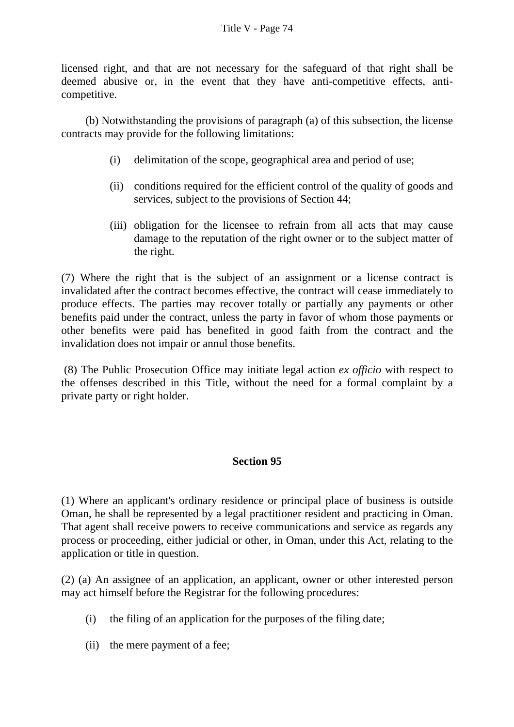licensed right, and that are not necessary for the safeguard of that right shall be deemed abusive or, in the event that they have anti-competitive effects, anti-competitive.

(b) Notwithstanding the provisions of paragraph (a) of this subsection, the license contracts may provide for the following limitations:

(i) delimitation of the scope, geographical area and period of use;

(ii) conditions required for the efficient control of the quality of goods and services, subject to the provisions of Section 44;

(iii) obligation for the licensee to refrain from all acts that may cause damage to the reputation of the right owner or to the subject matter of the right.

(7) Where the right that is the subject of an assignment or a license contract is invalidated after the contract becomes effective, the contract will cease immediately to produce effects. The parties may recover totally or partially any payments or other benefits paid under the contract, unless the party in favor of whom those payments or other benefits were paid has benefited in good faith from the contract and the invalidation does not impair or annul those benefits.

(8) The Public Prosecution Office may initiate legal action *ex officio* with respect to the offenses described in this Title, without the need for a formal complaint by a private party or right holder.

## Section 95

(1) Where an applicant's ordinary residence or principal place of business is outside Oman, he shall be represented by a legal practitioner resident and practicing in Oman. That agent shall receive powers to receive communications and service as regards any process or proceeding, either judicial or other, in Oman, under this Act, relating to the application or title in question.

(2) (a) An assignee of an application, an applicant, owner or other interested person may act himself before the Registrar for the following procedures:

(i) the filing of an application for the purposes of the filing date;

(ii) the mere payment of a fee;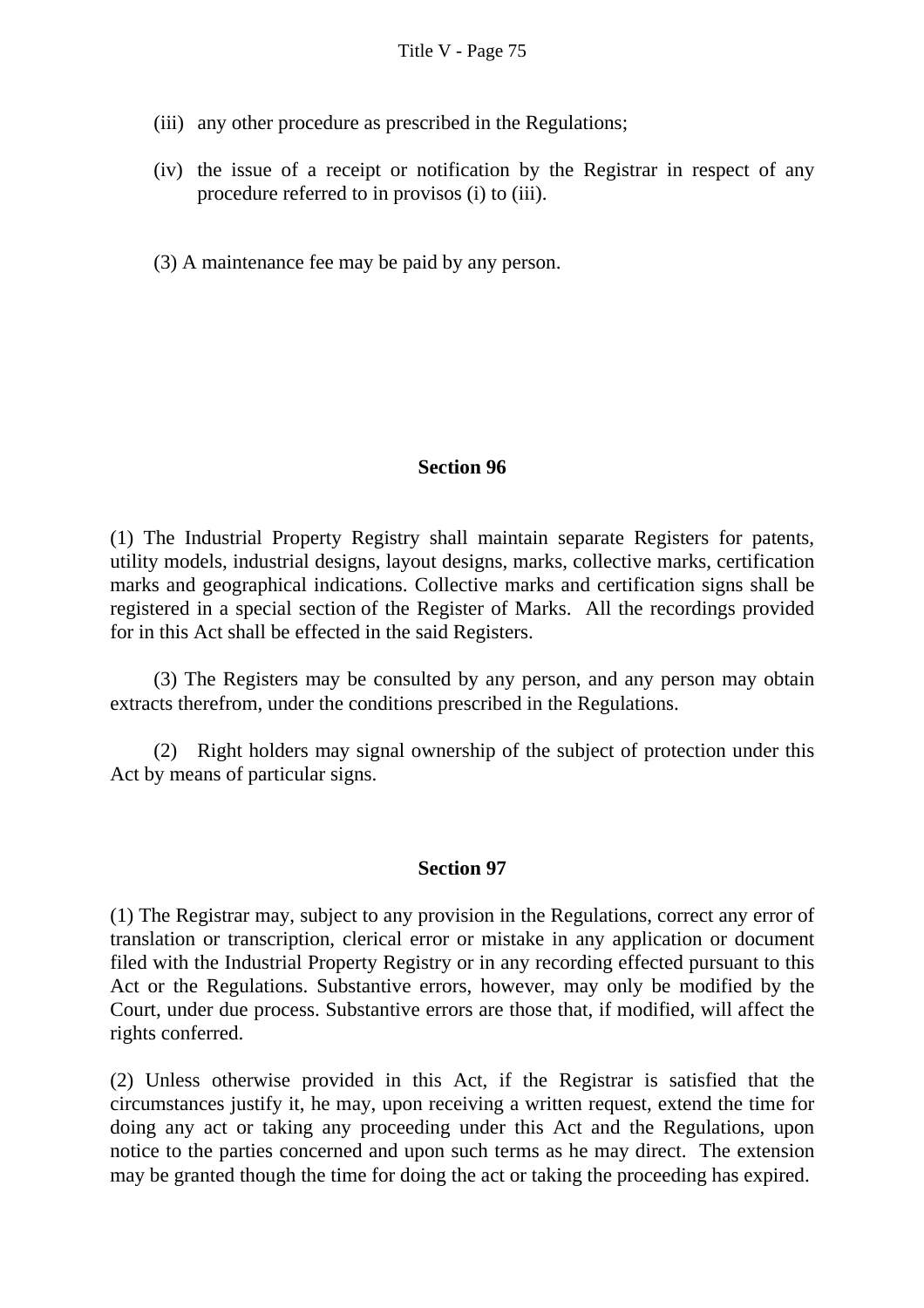(iii) any other procedure as prescribed in the Regulations;

(iv) the issue of a receipt or notification by the Registrar in respect of any procedure referred to in provisos (i) to (iii).

(3) A maintenance fee may be paid by any person.

### Section 96

(1) The Industrial Property Registry shall maintain separate Registers for patents, utility models, industrial designs, layout designs, marks, collective marks, certification marks and geographical indications. Collective marks and certification signs shall be registered in a special section of the Register of Marks. All the recordings provided for in this Act shall be effected in the said Registers.

(3) The Registers may be consulted by any person, and any person may obtain extracts therefrom, under the conditions prescribed in the Regulations.

(2) Right holders may signal ownership of the subject of protection under this Act by means of particular signs.

### Section 97

(1) The Registrar may, subject to any provision in the Regulations, correct any error of translation or transcription, clerical error or mistake in any application or document filed with the Industrial Property Registry or in any recording effected pursuant to this Act or the Regulations. Substantive errors, however, may only be modified by the Court, under due process. Substantive errors are those that, if modified, will affect the rights conferred.

(2) Unless otherwise provided in this Act, if the Registrar is satisfied that the circumstances justify it, he may, upon receiving a written request, extend the time for doing any act or taking any proceeding under this Act and the Regulations, upon notice to the parties concerned and upon such terms as he may direct. The extension may be granted though the time for doing the act or taking the proceeding has expired.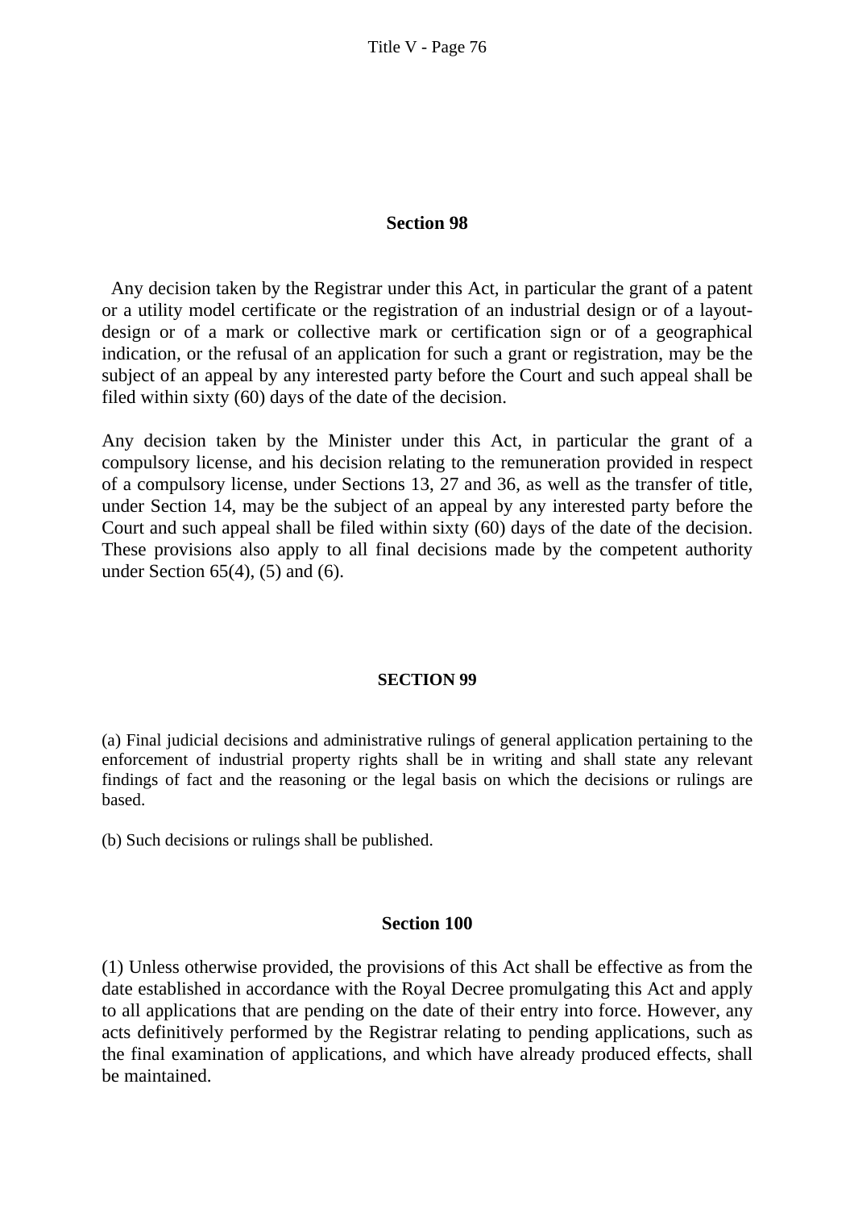## Section 98

Any decision taken by the Registrar under this Act, in particular the grant of a patent or a utility model certificate or the registration of an industrial design or of a layout-design or of a mark or collective mark or certification sign or of a geographical indication, or the refusal of an application for such a grant or registration, may be the subject of an appeal by any interested party before the Court and such appeal shall be filed within sixty (60) days of the date of the decision.

Any decision taken by the Minister under this Act, in particular the grant of a compulsory license, and his decision relating to the remuneration provided in respect of a compulsory license, under Sections 13, 27 and 36, as well as the transfer of title, under Section 14, may be the subject of an appeal by any interested party before the Court and such appeal shall be filed within sixty (60) days of the date of the decision. These provisions also apply to all final decisions made by the competent authority under Section 65(4), (5) and (6).

## SECTION 99

(a) Final judicial decisions and administrative rulings of general application pertaining to the enforcement of industrial property rights shall be in writing and shall state any relevant findings of fact and the reasoning or the legal basis on which the decisions or rulings are based.

(b) Such decisions or rulings shall be published.

## Section 100

(1) Unless otherwise provided, the provisions of this Act shall be effective as from the date established in accordance with the Royal Decree promulgating this Act and apply to all applications that are pending on the date of their entry into force. However, any acts definitively performed by the Registrar relating to pending applications, such as the final examination of applications, and which have already produced effects, shall be maintained.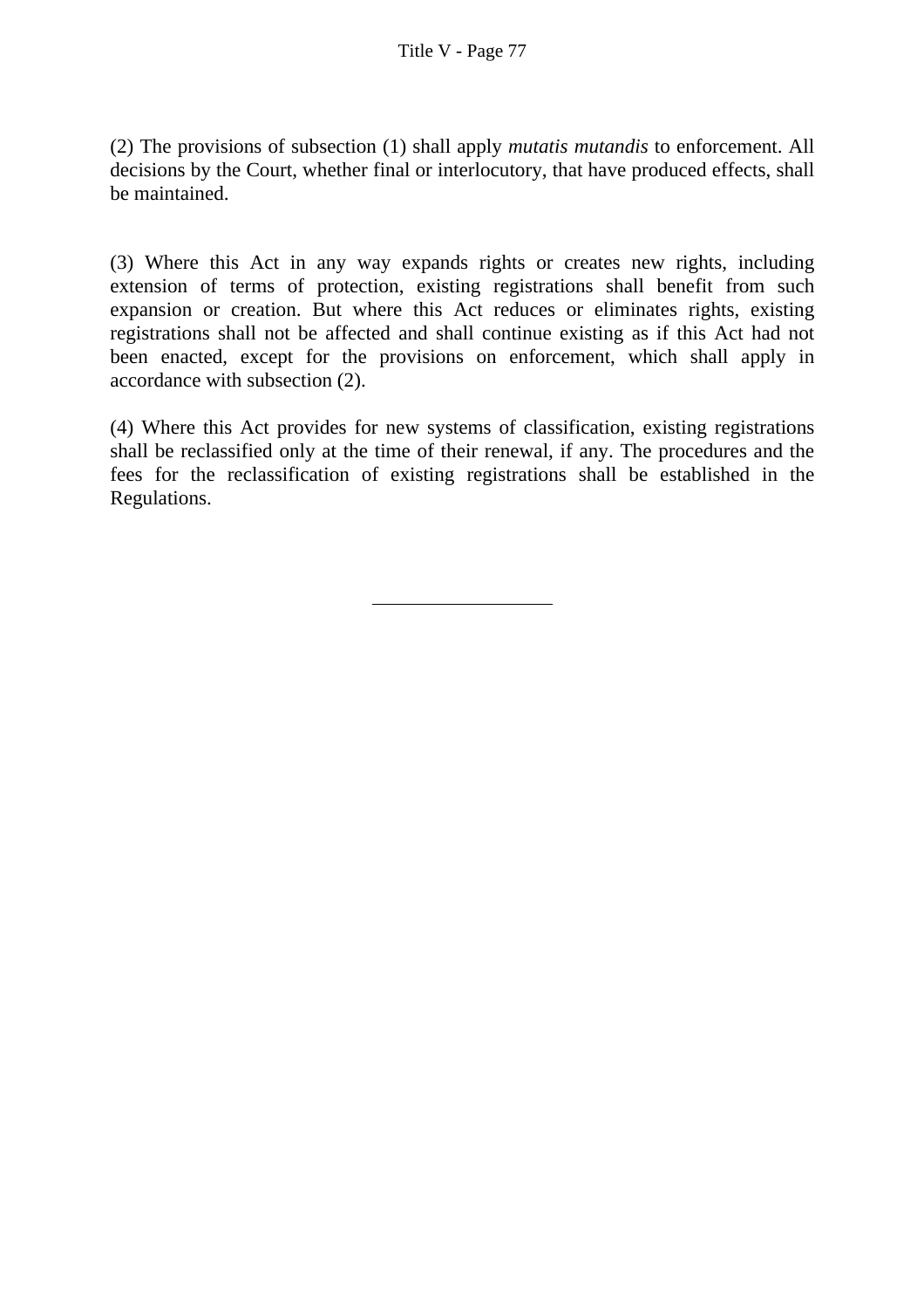(2) The provisions of subsection (1) shall apply *mutatis mutandis* to enforcement. All decisions by the Court, whether final or interlocutory, that have produced effects, shall be maintained.

(3) Where this Act in any way expands rights or creates new rights, including extension of terms of protection, existing registrations shall benefit from such expansion or creation. But where this Act reduces or eliminates rights, existing registrations shall not be affected and shall continue existing as if this Act had not been enacted, except for the provisions on enforcement, which shall apply in accordance with subsection (2).

(4) Where this Act provides for new systems of classification, existing registrations shall be reclassified only at the time of their renewal, if any. The procedures and the fees for the reclassification of existing registrations shall be established in the Regulations.

---